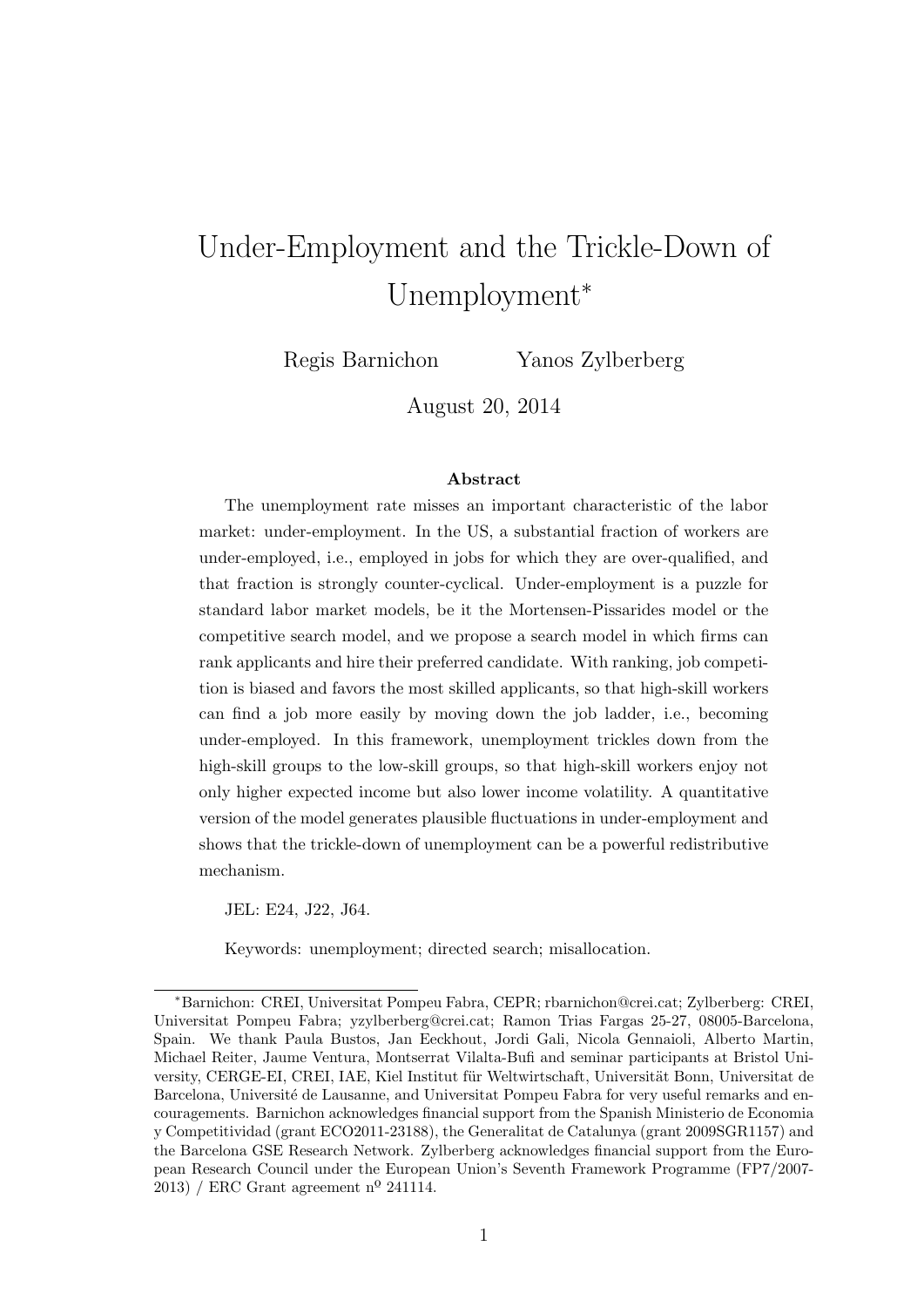# Under-Employment and the Trickle-Down of Unemployment*

Regis Barnichon  Yanos Zylberberg

August 20, 2014

### Abstract

The unemployment rate misses an important characteristic of the labor market: under-employment. In the US, a substantial fraction of workers are under-employed, i.e., employed in jobs for which they are over-qualified, and that fraction is strongly counter-cyclical. Under-employment is a puzzle for standard labor market models, be it the Mortensen-Pissarides model or the competitive search model, and we propose a search model in which firms can rank applicants and hire their preferred candidate. With ranking, job competition is biased and favors the most skilled applicants, so that high-skill workers can find a job more easily by moving down the job ladder, i.e., becoming under-employed. In this framework, unemployment trickles down from the high-skill groups to the low-skill groups, so that high-skill workers enjoy not only higher expected income but also lower income volatility. A quantitative version of the model generates plausible fluctuations in under-employment and shows that the trickle-down of unemployment can be a powerful redistributive mechanism.

JEL: E24, J22, J64.

Keywords: unemployment; directed search; misallocation.

---

*Barnichon: CREI, Universitat Pompeu Fabra, CEPR; rbarnichon@crei.cat; Zylberberg: CREI, Universitat Pompeu Fabra; yzylberberg@crei.cat; Ramon Trias Fargas 25-27, 08005-Barcelona, Spain. We thank Paula Bustos, Jan Eeckhout, Jordi Gali, Nicola Gennaioli, Alberto Martin, Michael Reiter, Jaume Ventura, Montserrat Vilalta-Bufi and seminar participants at Bristol University, CERGE-EI, CREI, IAE, Kiel Institut für Weltwirtschaft, Universität Bonn, Universitat de Barcelona, Université de Lausanne, and Universitat Pompeu Fabra for very useful remarks and encouragements. Barnichon acknowledges financial support from the Spanish Ministerio de Economia y Competitividad (grant ECO2011-23188), the Generalitat de Catalunya (grant 2009SGR1157) and the Barcelona GSE Research Network. Zylberberg acknowledges financial support from the European Research Council under the European Union's Seventh Framework Programme (FP7/2007-2013) / ERC Grant agreement nº 241114.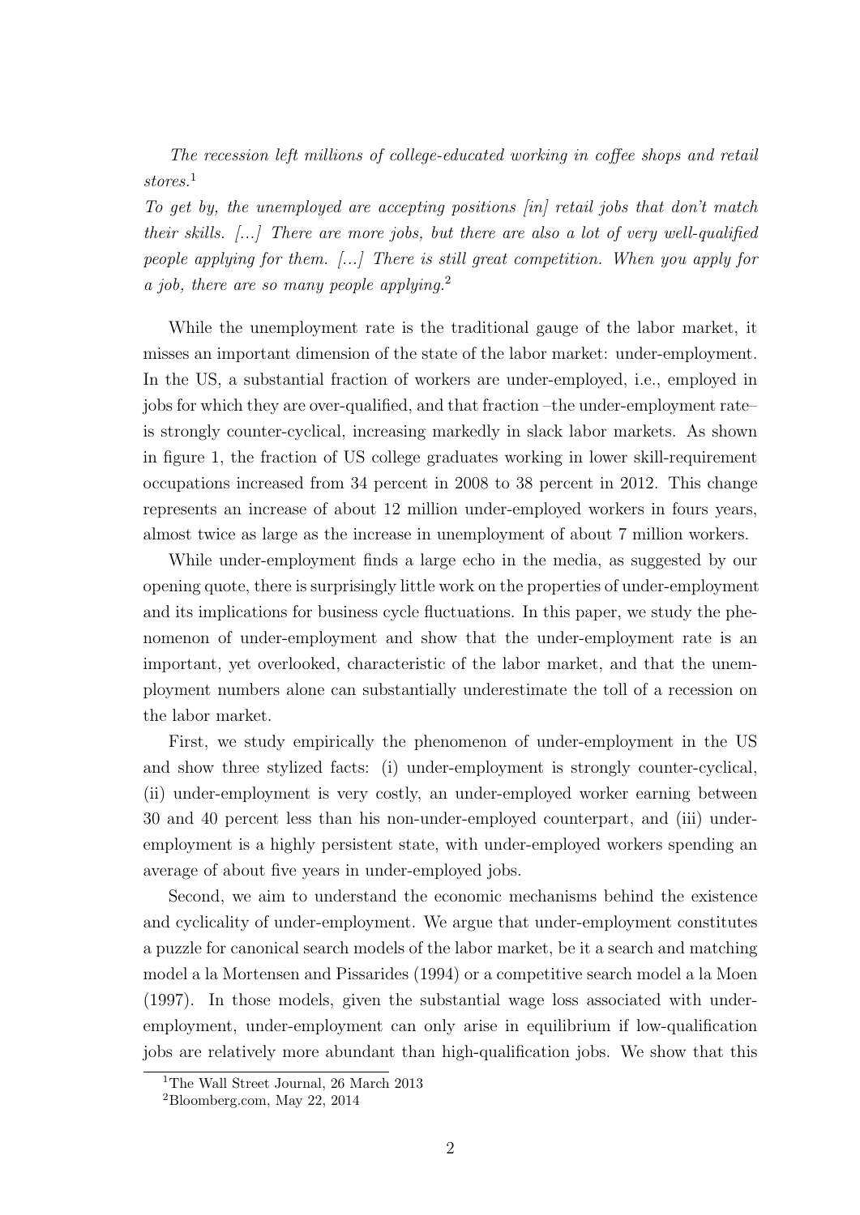*The recession left millions of college-educated working in coffee shops and retail stores.*[1]

*To get by, the unemployed are accepting positions [in] retail jobs that don't match their skills. [...] There are more jobs, but there are also a lot of very well-qualified people applying for them. [...] There is still great competition. When you apply for a job, there are so many people applying.*[2]

While the unemployment rate is the traditional gauge of the labor market, it misses an important dimension of the state of the labor market: under-employment. In the US, a substantial fraction of workers are under-employed, i.e., employed in jobs for which they are over-qualified, and that fraction –the under-employment rate– is strongly counter-cyclical, increasing markedly in slack labor markets. As shown in figure 1, the fraction of US college graduates working in lower skill-requirement occupations increased from 34 percent in 2008 to 38 percent in 2012. This change represents an increase of about 12 million under-employed workers in fours years, almost twice as large as the increase in unemployment of about 7 million workers.

While under-employment finds a large echo in the media, as suggested by our opening quote, there is surprisingly little work on the properties of under-employment and its implications for business cycle fluctuations. In this paper, we study the phenomenon of under-employment and show that the under-employment rate is an important, yet overlooked, characteristic of the labor market, and that the unemployment numbers alone can substantially underestimate the toll of a recession on the labor market.

First, we study empirically the phenomenon of under-employment in the US and show three stylized facts: (i) under-employment is strongly counter-cyclical, (ii) under-employment is very costly, an under-employed worker earning between 30 and 40 percent less than his non-under-employed counterpart, and (iii) under-employment is a highly persistent state, with under-employed workers spending an average of about five years in under-employed jobs.

Second, we aim to understand the economic mechanisms behind the existence and cyclicality of under-employment. We argue that under-employment constitutes a puzzle for canonical search models of the labor market, be it a search and matching model a la Mortensen and Pissarides (1994) or a competitive search model a la Moen (1997). In those models, given the substantial wage loss associated with under-employment, under-employment can only arise in equilibrium if low-qualification jobs are relatively more abundant than high-qualification jobs. We show that this

[1] The Wall Street Journal, 26 March 2013

[2] Bloomberg.com, May 22, 2014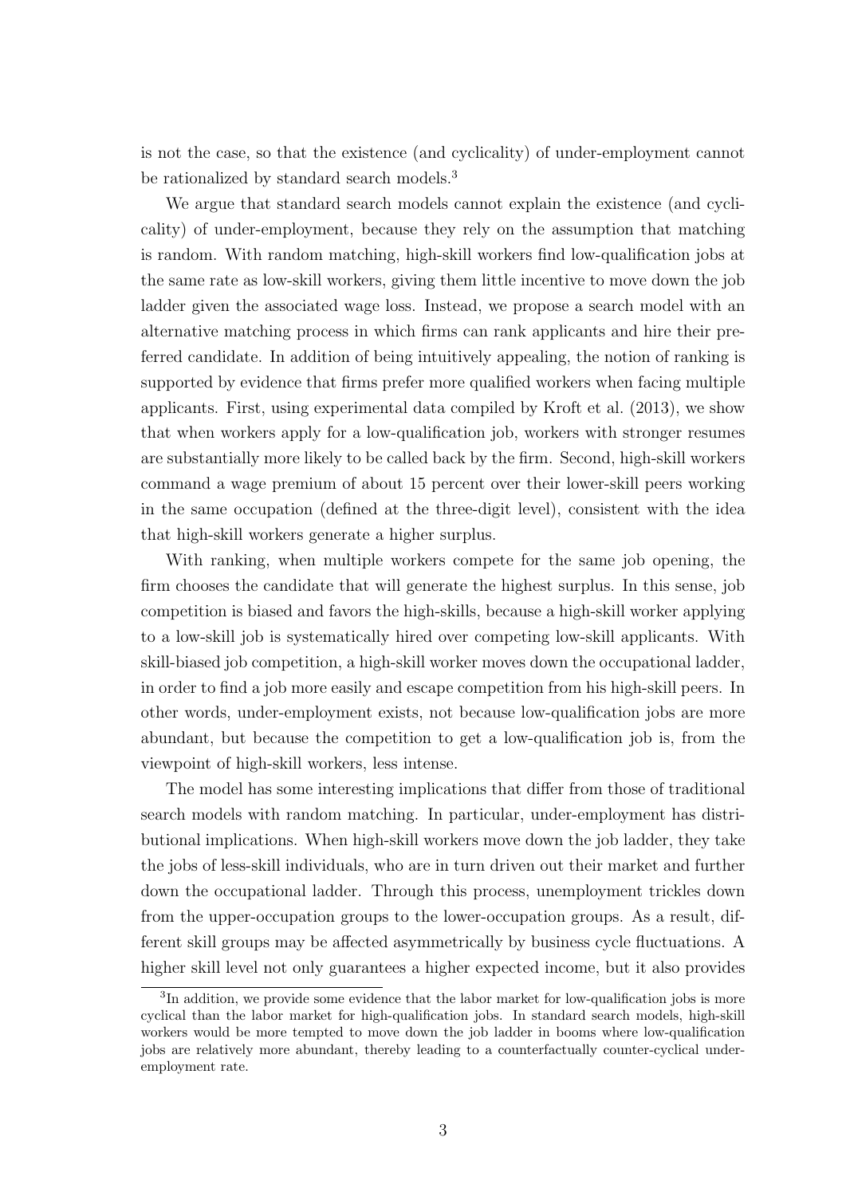is not the case, so that the existence (and cyclicality) of under-employment cannot be rationalized by standard search models.[3]

We argue that standard search models cannot explain the existence (and cyclicality) of under-employment, because they rely on the assumption that matching is random. With random matching, high-skill workers find low-qualification jobs at the same rate as low-skill workers, giving them little incentive to move down the job ladder given the associated wage loss. Instead, we propose a search model with an alternative matching process in which firms can rank applicants and hire their preferred candidate. In addition of being intuitively appealing, the notion of ranking is supported by evidence that firms prefer more qualified workers when facing multiple applicants. First, using experimental data compiled by Kroft et al. (2013), we show that when workers apply for a low-qualification job, workers with stronger resumes are substantially more likely to be called back by the firm. Second, high-skill workers command a wage premium of about 15 percent over their lower-skill peers working in the same occupation (defined at the three-digit level), consistent with the idea that high-skill workers generate a higher surplus.

With ranking, when multiple workers compete for the same job opening, the firm chooses the candidate that will generate the highest surplus. In this sense, job competition is biased and favors the high-skills, because a high-skill worker applying to a low-skill job is systematically hired over competing low-skill applicants. With skill-biased job competition, a high-skill worker moves down the occupational ladder, in order to find a job more easily and escape competition from his high-skill peers. In other words, under-employment exists, not because low-qualification jobs are more abundant, but because the competition to get a low-qualification job is, from the viewpoint of high-skill workers, less intense.

The model has some interesting implications that differ from those of traditional search models with random matching. In particular, under-employment has distributional implications. When high-skill workers move down the job ladder, they take the jobs of less-skill individuals, who are in turn driven out their market and further down the occupational ladder. Through this process, unemployment trickles down from the upper-occupation groups to the lower-occupation groups. As a result, different skill groups may be affected asymmetrically by business cycle fluctuations. A higher skill level not only guarantees a higher expected income, but it also provides

[3]In addition, we provide some evidence that the labor market for low-qualification jobs is more cyclical than the labor market for high-qualification jobs. In standard search models, high-skill workers would be more tempted to move down the job ladder in booms where low-qualification jobs are relatively more abundant, thereby leading to a counterfactually counter-cyclical under-employment rate.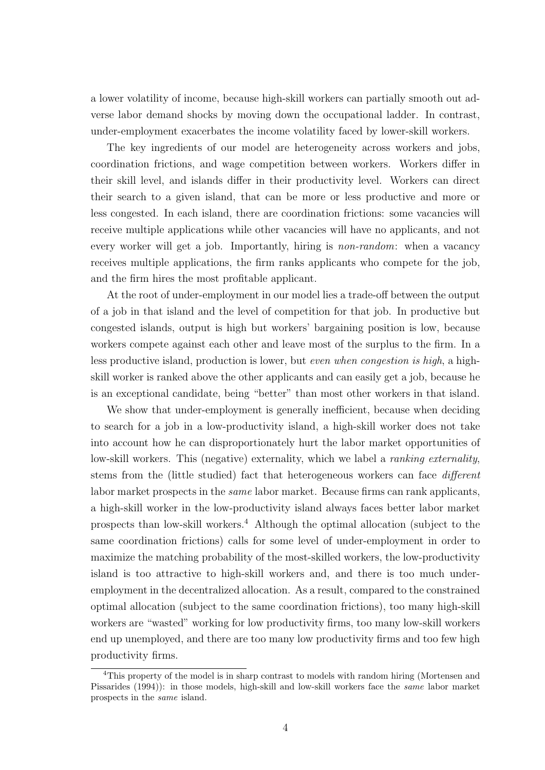a lower volatility of income, because high-skill workers can partially smooth out adverse labor demand shocks by moving down the occupational ladder. In contrast, under-employment exacerbates the income volatility faced by lower-skill workers.

The key ingredients of our model are heterogeneity across workers and jobs, coordination frictions, and wage competition between workers. Workers differ in their skill level, and islands differ in their productivity level. Workers can direct their search to a given island, that can be more or less productive and more or less congested. In each island, there are coordination frictions: some vacancies will receive multiple applications while other vacancies will have no applicants, and not every worker will get a job. Importantly, hiring is *non-random*: when a vacancy receives multiple applications, the firm ranks applicants who compete for the job, and the firm hires the most profitable applicant.

At the root of under-employment in our model lies a trade-off between the output of a job in that island and the level of competition for that job. In productive but congested islands, output is high but workers' bargaining position is low, because workers compete against each other and leave most of the surplus to the firm. In a less productive island, production is lower, but *even when congestion is high*, a high-skill worker is ranked above the other applicants and can easily get a job, because he is an exceptional candidate, being "better" than most other workers in that island.

We show that under-employment is generally inefficient, because when deciding to search for a job in a low-productivity island, a high-skill worker does not take into account how he can disproportionately hurt the labor market opportunities of low-skill workers. This (negative) externality, which we label a *ranking externality*, stems from the (little studied) fact that heterogeneous workers can face *different* labor market prospects in the *same* labor market. Because firms can rank applicants, a high-skill worker in the low-productivity island always faces better labor market prospects than low-skill workers.[4] Although the optimal allocation (subject to the same coordination frictions) calls for some level of under-employment in order to maximize the matching probability of the most-skilled workers, the low-productivity island is too attractive to high-skill workers and, and there is too much under-employment in the decentralized allocation. As a result, compared to the constrained optimal allocation (subject to the same coordination frictions), too many high-skill workers are "wasted" working for low productivity firms, too many low-skill workers end up unemployed, and there are too many low productivity firms and too few high productivity firms.

[4]This property of the model is in sharp contrast to models with random hiring (Mortensen and Pissarides (1994)): in those models, high-skill and low-skill workers face the *same* labor market prospects in the *same* island.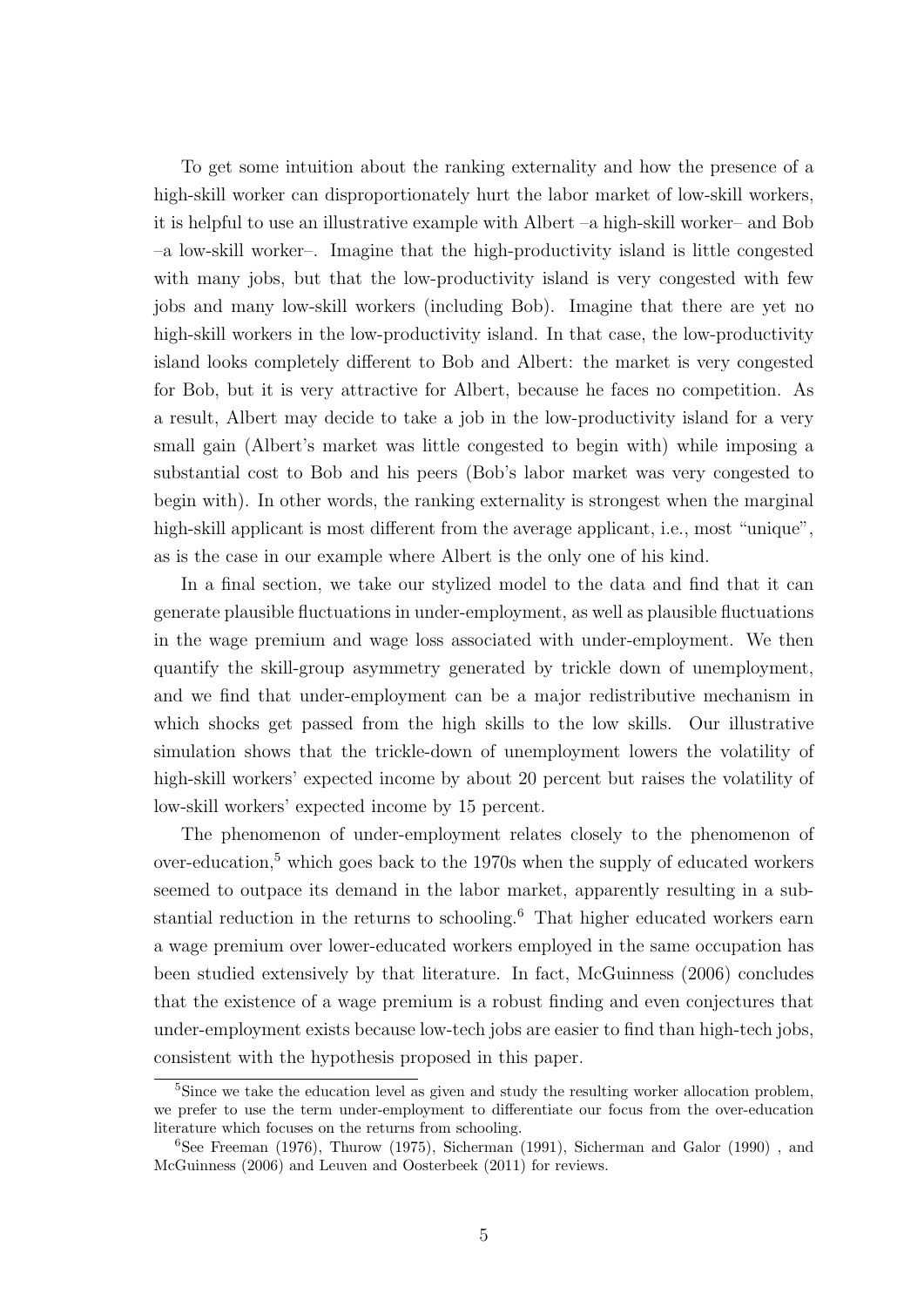To get some intuition about the ranking externality and how the presence of a high-skill worker can disproportionately hurt the labor market of low-skill workers, it is helpful to use an illustrative example with Albert –a high-skill worker– and Bob –a low-skill worker–. Imagine that the high-productivity island is little congested with many jobs, but that the low-productivity island is very congested with few jobs and many low-skill workers (including Bob). Imagine that there are yet no high-skill workers in the low-productivity island. In that case, the low-productivity island looks completely different to Bob and Albert: the market is very congested for Bob, but it is very attractive for Albert, because he faces no competition. As a result, Albert may decide to take a job in the low-productivity island for a very small gain (Albert's market was little congested to begin with) while imposing a substantial cost to Bob and his peers (Bob's labor market was very congested to begin with). In other words, the ranking externality is strongest when the marginal high-skill applicant is most different from the average applicant, i.e., most "unique", as is the case in our example where Albert is the only one of his kind.

In a final section, we take our stylized model to the data and find that it can generate plausible fluctuations in under-employment, as well as plausible fluctuations in the wage premium and wage loss associated with under-employment. We then quantify the skill-group asymmetry generated by trickle down of unemployment, and we find that under-employment can be a major redistributive mechanism in which shocks get passed from the high skills to the low skills. Our illustrative simulation shows that the trickle-down of unemployment lowers the volatility of high-skill workers' expected income by about 20 percent but raises the volatility of low-skill workers' expected income by 15 percent.

The phenomenon of under-employment relates closely to the phenomenon of over-education,[5] which goes back to the 1970s when the supply of educated workers seemed to outpace its demand in the labor market, apparently resulting in a substantial reduction in the returns to schooling.[6] That higher educated workers earn a wage premium over lower-educated workers employed in the same occupation has been studied extensively by that literature. In fact, McGuinness (2006) concludes that the existence of a wage premium is a robust finding and even conjectures that under-employment exists because low-tech jobs are easier to find than high-tech jobs, consistent with the hypothesis proposed in this paper.

---

[5] Since we take the education level as given and study the resulting worker allocation problem, we prefer to use the term under-employment to differentiate our focus from the over-education literature which focuses on the returns from schooling.

[6] See Freeman (1976), Thurow (1975), Sicherman (1991), Sicherman and Galor (1990) , and McGuinness (2006) and Leuven and Oosterbeek (2011) for reviews.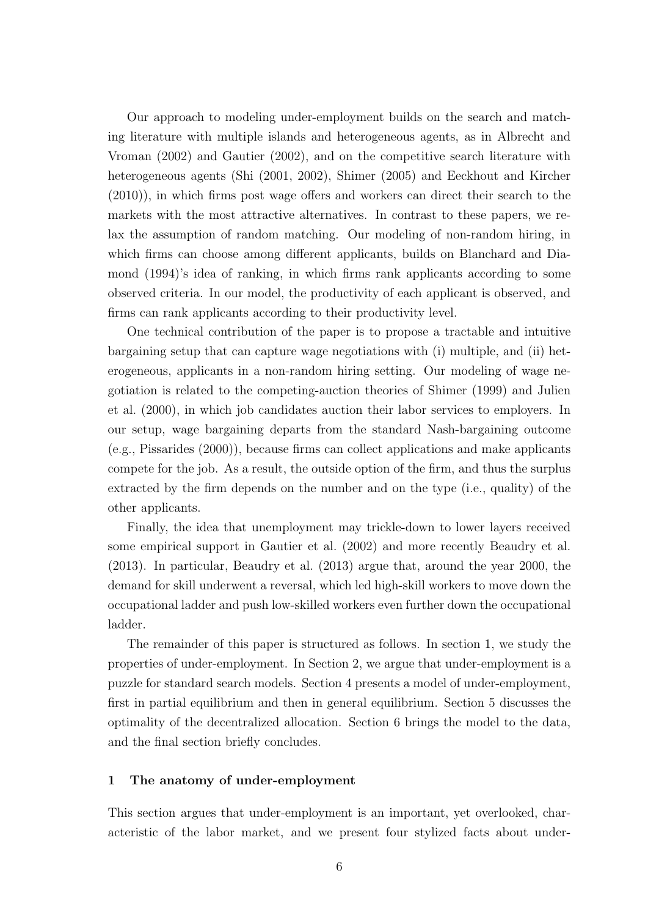Our approach to modeling under-employment builds on the search and matching literature with multiple islands and heterogeneous agents, as in Albrecht and Vroman (2002) and Gautier (2002), and on the competitive search literature with heterogeneous agents (Shi (2001, 2002), Shimer (2005) and Eeckhout and Kircher (2010)), in which firms post wage offers and workers can direct their search to the markets with the most attractive alternatives. In contrast to these papers, we relax the assumption of random matching. Our modeling of non-random hiring, in which firms can choose among different applicants, builds on Blanchard and Diamond (1994)'s idea of ranking, in which firms rank applicants according to some observed criteria. In our model, the productivity of each applicant is observed, and firms can rank applicants according to their productivity level.

One technical contribution of the paper is to propose a tractable and intuitive bargaining setup that can capture wage negotiations with (i) multiple, and (ii) heterogeneous, applicants in a non-random hiring setting. Our modeling of wage negotiation is related to the competing-auction theories of Shimer (1999) and Julien et al. (2000), in which job candidates auction their labor services to employers. In our setup, wage bargaining departs from the standard Nash-bargaining outcome (e.g., Pissarides (2000)), because firms can collect applications and make applicants compete for the job. As a result, the outside option of the firm, and thus the surplus extracted by the firm depends on the number and on the type (i.e., quality) of the other applicants.

Finally, the idea that unemployment may trickle-down to lower layers received some empirical support in Gautier et al. (2002) and more recently Beaudry et al. (2013). In particular, Beaudry et al. (2013) argue that, around the year 2000, the demand for skill underwent a reversal, which led high-skill workers to move down the occupational ladder and push low-skilled workers even further down the occupational ladder.

The remainder of this paper is structured as follows. In section 1, we study the properties of under-employment. In Section 2, we argue that under-employment is a puzzle for standard search models. Section 4 presents a model of under-employment, first in partial equilibrium and then in general equilibrium. Section 5 discusses the optimality of the decentralized allocation. Section 6 brings the model to the data, and the final section briefly concludes.

## 1 The anatomy of under-employment

This section argues that under-employment is an important, yet overlooked, characteristic of the labor market, and we present four stylized facts about under-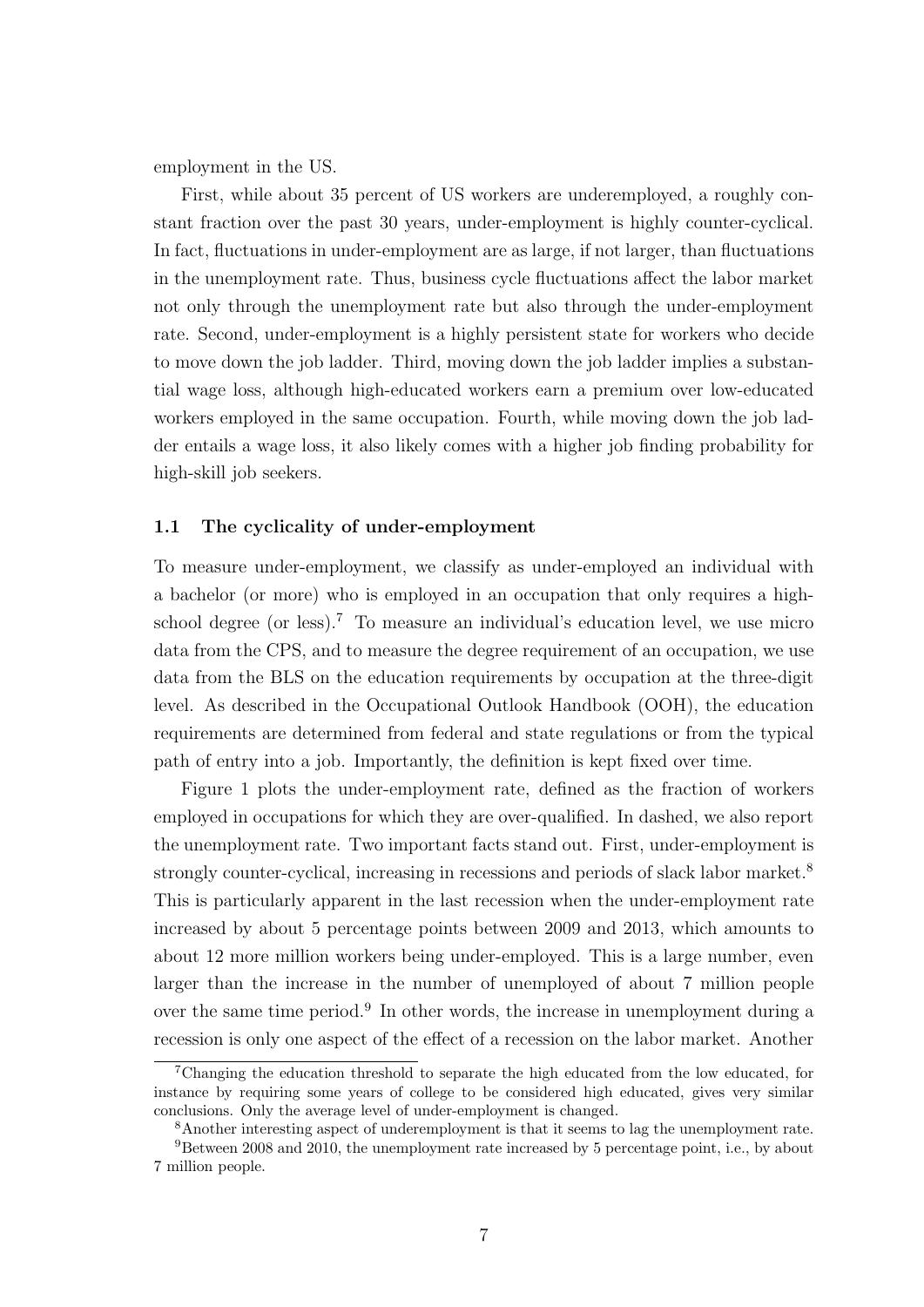employment in the US.

First, while about 35 percent of US workers are underemployed, a roughly constant fraction over the past 30 years, under-employment is highly counter-cyclical. In fact, fluctuations in under-employment are as large, if not larger, than fluctuations in the unemployment rate. Thus, business cycle fluctuations affect the labor market not only through the unemployment rate but also through the under-employment rate. Second, under-employment is a highly persistent state for workers who decide to move down the job ladder. Third, moving down the job ladder implies a substantial wage loss, although high-educated workers earn a premium over low-educated workers employed in the same occupation. Fourth, while moving down the job ladder entails a wage loss, it also likely comes with a higher job finding probability for high-skill job seekers.

### 1.1 The cyclicality of under-employment

To measure under-employment, we classify as under-employed an individual with a bachelor (or more) who is employed in an occupation that only requires a high-school degree (or less).[7] To measure an individual's education level, we use micro data from the CPS, and to measure the degree requirement of an occupation, we use data from the BLS on the education requirements by occupation at the three-digit level. As described in the Occupational Outlook Handbook (OOH), the education requirements are determined from federal and state regulations or from the typical path of entry into a job. Importantly, the definition is kept fixed over time.

Figure 1 plots the under-employment rate, defined as the fraction of workers employed in occupations for which they are over-qualified. In dashed, we also report the unemployment rate. Two important facts stand out. First, under-employment is strongly counter-cyclical, increasing in recessions and periods of slack labor market.[8] This is particularly apparent in the last recession when the under-employment rate increased by about 5 percentage points between 2009 and 2013, which amounts to about 12 more million workers being under-employed. This is a large number, even larger than the increase in the number of unemployed of about 7 million people over the same time period.[9] In other words, the increase in unemployment during a recession is only one aspect of the effect of a recession on the labor market. Another

---

[7] Changing the education threshold to separate the high educated from the low educated, for instance by requiring some years of college to be considered high educated, gives very similar conclusions. Only the average level of under-employment is changed.

[8] Another interesting aspect of underemployment is that it seems to lag the unemployment rate.

[9] Between 2008 and 2010, the unemployment rate increased by 5 percentage point, i.e., by about 7 million people.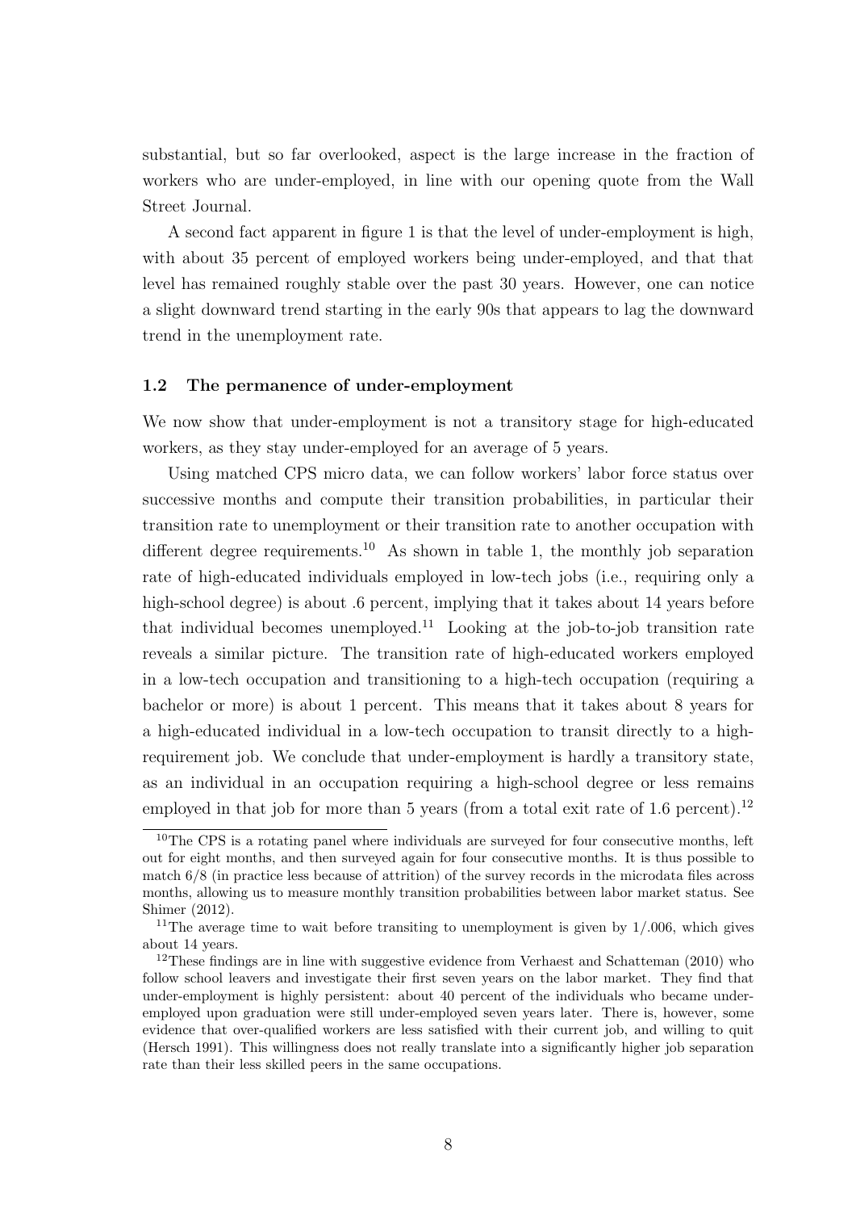substantial, but so far overlooked, aspect is the large increase in the fraction of workers who are under-employed, in line with our opening quote from the Wall Street Journal.

A second fact apparent in figure 1 is that the level of under-employment is high, with about 35 percent of employed workers being under-employed, and that that level has remained roughly stable over the past 30 years. However, one can notice a slight downward trend starting in the early 90s that appears to lag the downward trend in the unemployment rate.

### 1.2 The permanence of under-employment

We now show that under-employment is not a transitory stage for high-educated workers, as they stay under-employed for an average of 5 years.

Using matched CPS micro data, we can follow workers' labor force status over successive months and compute their transition probabilities, in particular their transition rate to unemployment or their transition rate to another occupation with different degree requirements.[10] As shown in table 1, the monthly job separation rate of high-educated individuals employed in low-tech jobs (i.e., requiring only a high-school degree) is about .6 percent, implying that it takes about 14 years before that individual becomes unemployed.[11] Looking at the job-to-job transition rate reveals a similar picture. The transition rate of high-educated workers employed in a low-tech occupation and transitioning to a high-tech occupation (requiring a bachelor or more) is about 1 percent. This means that it takes about 8 years for a high-educated individual in a low-tech occupation to transit directly to a high-requirement job. We conclude that under-employment is hardly a transitory state, as an individual in an occupation requiring a high-school degree or less remains employed in that job for more than 5 years (from a total exit rate of 1.6 percent).[12]

[10] The CPS is a rotating panel where individuals are surveyed for four consecutive months, left out for eight months, and then surveyed again for four consecutive months. It is thus possible to match 6/8 (in practice less because of attrition) of the survey records in the microdata files across months, allowing us to measure monthly transition probabilities between labor market status. See Shimer (2012).

[11] The average time to wait before transiting to unemployment is given by $1/.006$, which gives about 14 years.

[12] These findings are in line with suggestive evidence from Verhaest and Schatteman (2010) who follow school leavers and investigate their first seven years on the labor market. They find that under-employment is highly persistent: about 40 percent of the individuals who became under-employed upon graduation were still under-employed seven years later. There is, however, some evidence that over-qualified workers are less satisfied with their current job, and willing to quit (Hersch 1991). This willingness does not really translate into a significantly higher job separation rate than their less skilled peers in the same occupations.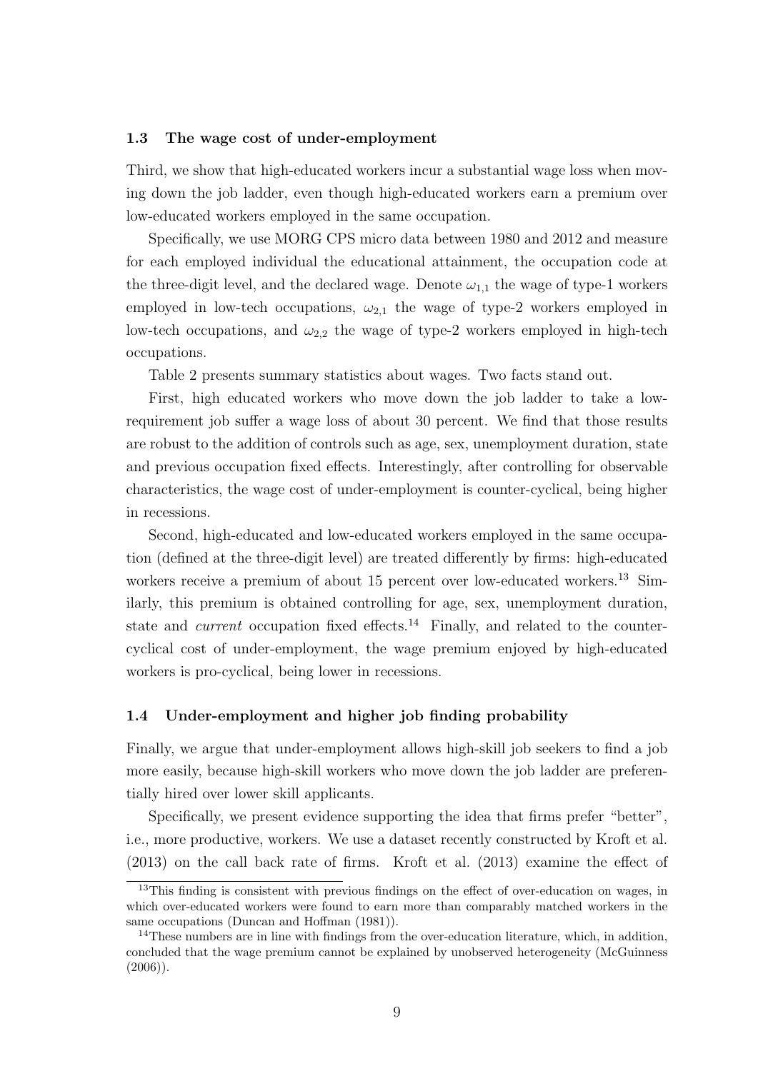### 1.3 The wage cost of under-employment

Third, we show that high-educated workers incur a substantial wage loss when moving down the job ladder, even though high-educated workers earn a premium over low-educated workers employed in the same occupation.

Specifically, we use MORG CPS micro data between 1980 and 2012 and measure for each employed individual the educational attainment, the occupation code at the three-digit level, and the declared wage. Denote $\omega_{1,1}$ the wage of type-1 workers employed in low-tech occupations, $\omega_{2,1}$ the wage of type-2 workers employed in low-tech occupations, and $\omega_{2,2}$ the wage of type-2 workers employed in high-tech occupations.

Table 2 presents summary statistics about wages. Two facts stand out.

First, high educated workers who move down the job ladder to take a low-requirement job suffer a wage loss of about 30 percent. We find that those results are robust to the addition of controls such as age, sex, unemployment duration, state and previous occupation fixed effects. Interestingly, after controlling for observable characteristics, the wage cost of under-employment is counter-cyclical, being higher in recessions.

Second, high-educated and low-educated workers employed in the same occupation (defined at the three-digit level) are treated differently by firms: high-educated workers receive a premium of about 15 percent over low-educated workers.[13] Similarly, this premium is obtained controlling for age, sex, unemployment duration, state and *current* occupation fixed effects.[14] Finally, and related to the counter-cyclical cost of under-employment, the wage premium enjoyed by high-educated workers is pro-cyclical, being lower in recessions.

### 1.4 Under-employment and higher job finding probability

Finally, we argue that under-employment allows high-skill job seekers to find a job more easily, because high-skill workers who move down the job ladder are preferentially hired over lower skill applicants.

Specifically, we present evidence supporting the idea that firms prefer "better", i.e., more productive, workers. We use a dataset recently constructed by Kroft et al. (2013) on the call back rate of firms. Kroft et al. (2013) examine the effect of

---

[13] This finding is consistent with previous findings on the effect of over-education on wages, in which over-educated workers were found to earn more than comparably matched workers in the same occupations (Duncan and Hoffman (1981)).

[14] These numbers are in line with findings from the over-education literature, which, in addition, concluded that the wage premium cannot be explained by unobserved heterogeneity (McGuinness (2006)).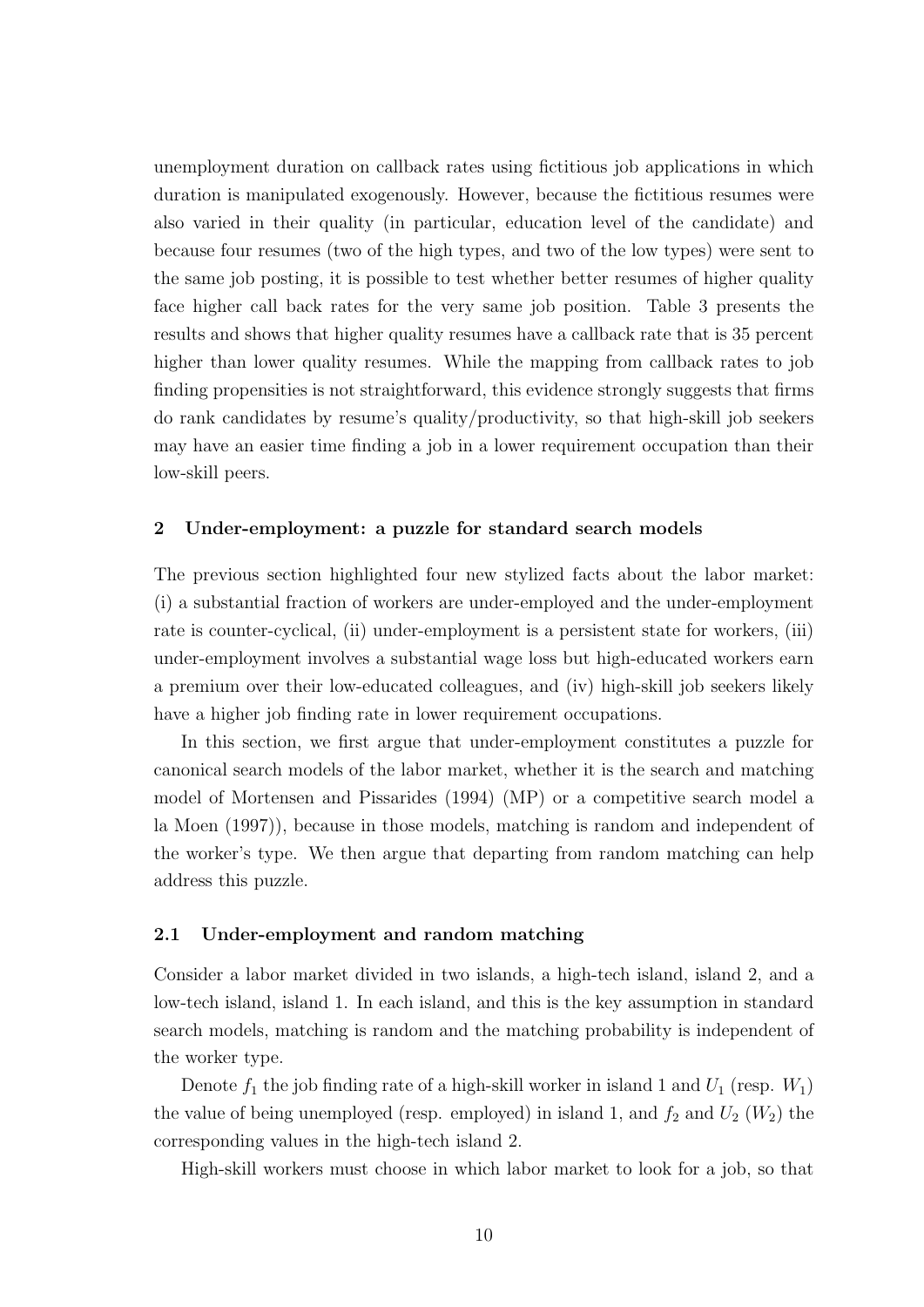unemployment duration on callback rates using fictitious job applications in which duration is manipulated exogenously. However, because the fictitious resumes were also varied in their quality (in particular, education level of the candidate) and because four resumes (two of the high types, and two of the low types) were sent to the same job posting, it is possible to test whether better resumes of higher quality face higher call back rates for the very same job position. Table 3 presents the results and shows that higher quality resumes have a callback rate that is 35 percent higher than lower quality resumes. While the mapping from callback rates to job finding propensities is not straightforward, this evidence strongly suggests that firms do rank candidates by resume's quality/productivity, so that high-skill job seekers may have an easier time finding a job in a lower requirement occupation than their low-skill peers.

## 2 Under-employment: a puzzle for standard search models

The previous section highlighted four new stylized facts about the labor market: (i) a substantial fraction of workers are under-employed and the under-employment rate is counter-cyclical, (ii) under-employment is a persistent state for workers, (iii) under-employment involves a substantial wage loss but high-educated workers earn a premium over their low-educated colleagues, and (iv) high-skill job seekers likely have a higher job finding rate in lower requirement occupations.

In this section, we first argue that under-employment constitutes a puzzle for canonical search models of the labor market, whether it is the search and matching model of Mortensen and Pissarides (1994) (MP) or a competitive search model a la Moen (1997)), because in those models, matching is random and independent of the worker's type. We then argue that departing from random matching can help address this puzzle.

### 2.1 Under-employment and random matching

Consider a labor market divided in two islands, a high-tech island, island 2, and a low-tech island, island 1. In each island, and this is the key assumption in standard search models, matching is random and the matching probability is independent of the worker type.

Denote $f_1$ the job finding rate of a high-skill worker in island 1 and $U_1$ (resp. $W_1$) the value of being unemployed (resp. employed) in island 1, and $f_2$ and $U_2$ ($W_2$) the corresponding values in the high-tech island 2.

High-skill workers must choose in which labor market to look for a job, so that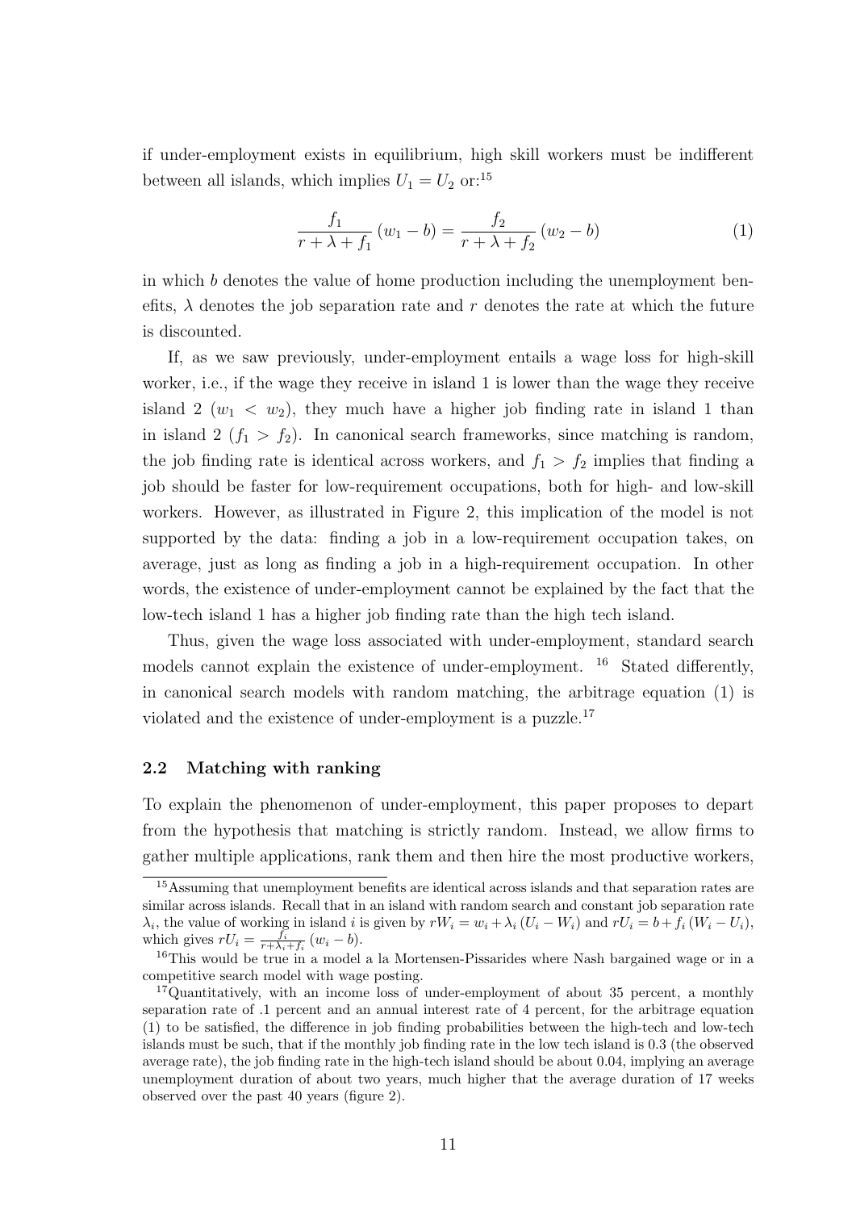if under-employment exists in equilibrium, high skill workers must be indifferent between all islands, which implies $U_1 = U_2$ or:[15]

$$\frac{f_1}{r + \lambda + f_1}(w_1 - b) = \frac{f_2}{r + \lambda + f_2}(w_2 - b) \tag{1}$$

in which $b$ denotes the value of home production including the unemployment benefits, $\lambda$ denotes the job separation rate and $r$ denotes the rate at which the future is discounted.

If, as we saw previously, under-employment entails a wage loss for high-skill worker, i.e., if the wage they receive in island 1 is lower than the wage they receive island 2 ($w_1 < w_2$), they much have a higher job finding rate in island 1 than in island 2 ($f_1 > f_2$). In canonical search frameworks, since matching is random, the job finding rate is identical across workers, and $f_1 > f_2$ implies that finding a job should be faster for low-requirement occupations, both for high- and low-skill workers. However, as illustrated in Figure 2, this implication of the model is not supported by the data: finding a job in a low-requirement occupation takes, on average, just as long as finding a job in a high-requirement occupation. In other words, the existence of under-employment cannot be explained by the fact that the low-tech island 1 has a higher job finding rate than the high tech island.

Thus, given the wage loss associated with under-employment, standard search models cannot explain the existence of under-employment. [16] Stated differently, in canonical search models with random matching, the arbitrage equation (1) is violated and the existence of under-employment is a puzzle.[17]

### 2.2 Matching with ranking

To explain the phenomenon of under-employment, this paper proposes to depart from the hypothesis that matching is strictly random. Instead, we allow firms to gather multiple applications, rank them and then hire the most productive workers,

---

[15] Assuming that unemployment benefits are identical across islands and that separation rates are similar across islands. Recall that in an island with random search and constant job separation rate $\lambda_i$, the value of working in island $i$ is given by $rW_i = w_i + \lambda_i (U_i - W_i)$ and $rU_i = b + f_i (W_i - U_i)$, which gives $rU_i = \frac{f_i}{r+\lambda_i+f_i}(w_i - b)$.

[16] This would be true in a model a la Mortensen-Pissarides where Nash bargained wage or in a competitive search model with wage posting.

[17] Quantitatively, with an income loss of under-employment of about 35 percent, a monthly separation rate of .1 percent and an annual interest rate of 4 percent, for the arbitrage equation (1) to be satisfied, the difference in job finding probabilities between the high-tech and low-tech islands must be such, that if the monthly job finding rate in the low tech island is 0.3 (the observed average rate), the job finding rate in the high-tech island should be about 0.04, implying an average unemployment duration of about two years, much higher that the average duration of 17 weeks observed over the past 40 years (figure 2).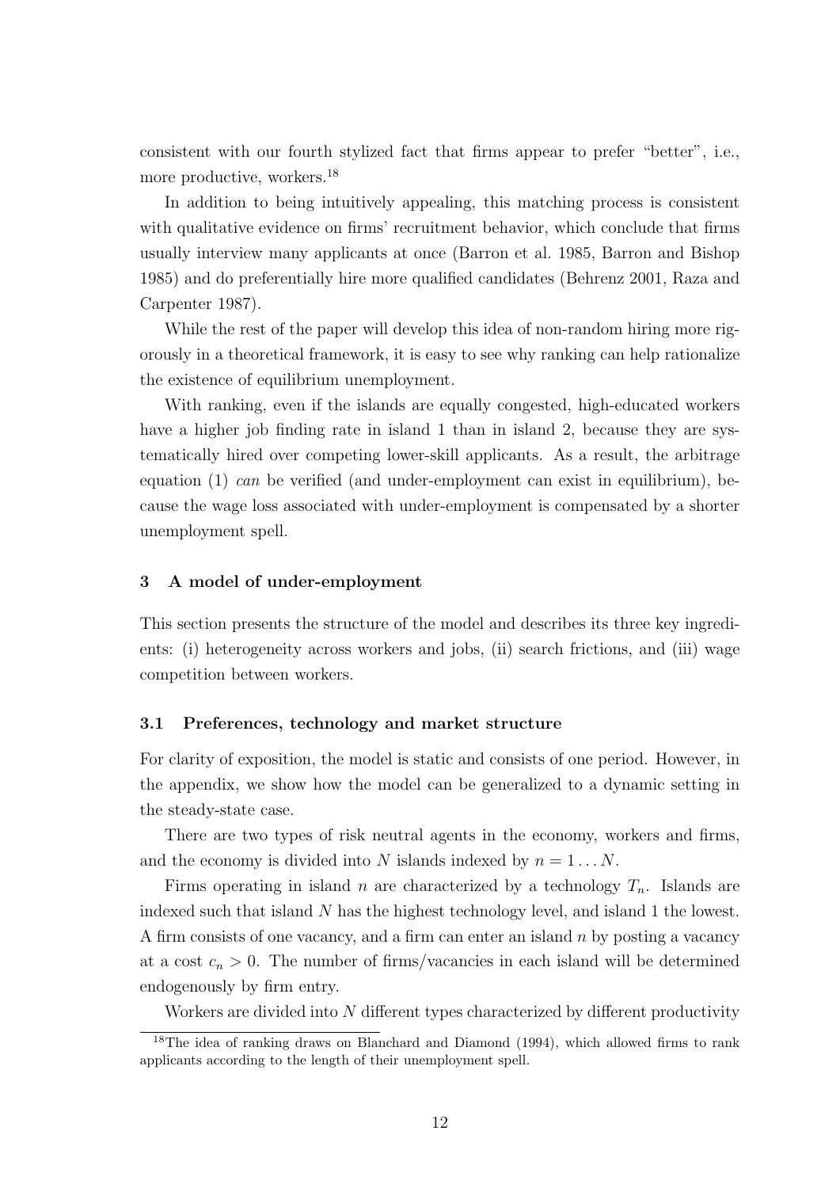consistent with our fourth stylized fact that firms appear to prefer "better", i.e., more productive, workers.[18]

In addition to being intuitively appealing, this matching process is consistent with qualitative evidence on firms' recruitment behavior, which conclude that firms usually interview many applicants at once (Barron et al. 1985, Barron and Bishop 1985) and do preferentially hire more qualified candidates (Behrenz 2001, Raza and Carpenter 1987).

While the rest of the paper will develop this idea of non-random hiring more rigorously in a theoretical framework, it is easy to see why ranking can help rationalize the existence of equilibrium unemployment.

With ranking, even if the islands are equally congested, high-educated workers have a higher job finding rate in island 1 than in island 2, because they are systematically hired over competing lower-skill applicants. As a result, the arbitrage equation (1) *can* be verified (and under-employment can exist in equilibrium), because the wage loss associated with under-employment is compensated by a shorter unemployment spell.

## 3 A model of under-employment

This section presents the structure of the model and describes its three key ingredients: (i) heterogeneity across workers and jobs, (ii) search frictions, and (iii) wage competition between workers.

### 3.1 Preferences, technology and market structure

For clarity of exposition, the model is static and consists of one period. However, in the appendix, we show how the model can be generalized to a dynamic setting in the steady-state case.

There are two types of risk neutral agents in the economy, workers and firms, and the economy is divided into $N$ islands indexed by $n = 1 \dots N$.

Firms operating in island $n$ are characterized by a technology $T_n$. Islands are indexed such that island $N$ has the highest technology level, and island 1 the lowest. A firm consists of one vacancy, and a firm can enter an island $n$ by posting a vacancy at a cost $c_n > 0$. The number of firms/vacancies in each island will be determined endogenously by firm entry.

Workers are divided into $N$ different types characterized by different productivity

[18] The idea of ranking draws on Blanchard and Diamond (1994), which allowed firms to rank applicants according to the length of their unemployment spell.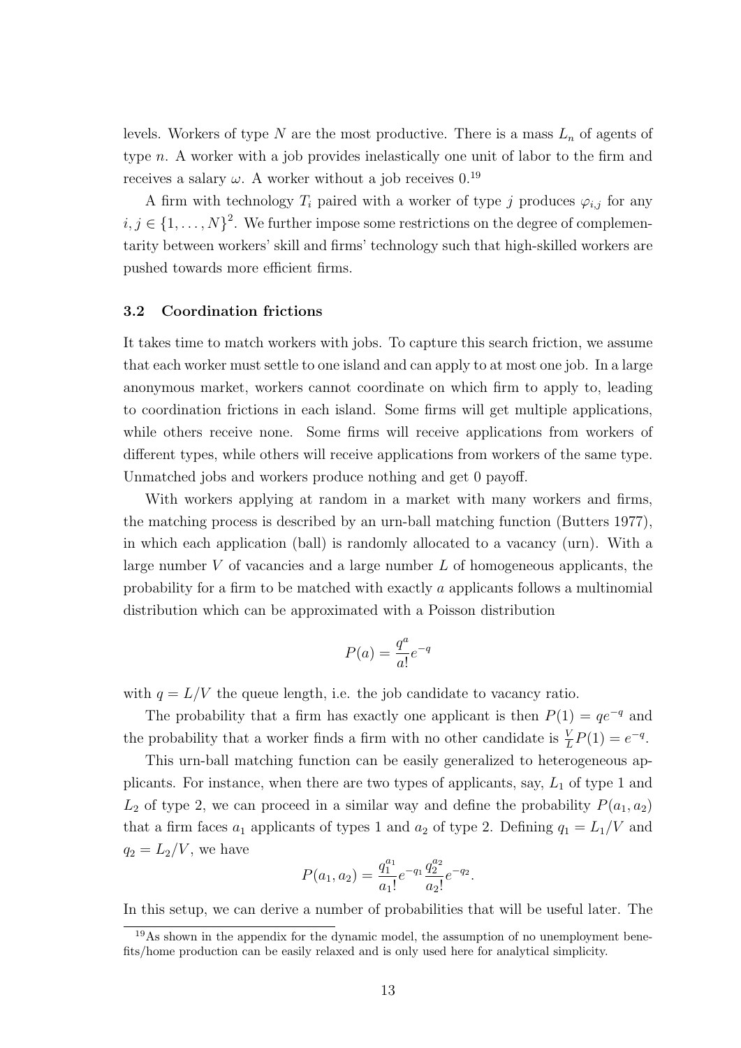levels. Workers of type $N$ are the most productive. There is a mass $L_n$ of agents of type $n$. A worker with a job provides inelastically one unit of labor to the firm and receives a salary $\omega$. A worker without a job receives 0.[19]

A firm with technology $T_i$ paired with a worker of type $j$ produces $\varphi_{i,j}$ for any $i, j \in \{1, \dots, N\}^2$. We further impose some restrictions on the degree of complementarity between workers' skill and firms' technology such that high-skilled workers are pushed towards more efficient firms.

### 3.2 Coordination frictions

It takes time to match workers with jobs. To capture this search friction, we assume that each worker must settle to one island and can apply to at most one job. In a large anonymous market, workers cannot coordinate on which firm to apply to, leading to coordination frictions in each island. Some firms will get multiple applications, while others receive none. Some firms will receive applications from workers of different types, while others will receive applications from workers of the same type. Unmatched jobs and workers produce nothing and get 0 payoff.

With workers applying at random in a market with many workers and firms, the matching process is described by an urn-ball matching function (Butters 1977), in which each application (ball) is randomly allocated to a vacancy (urn). With a large number $V$ of vacancies and a large number $L$ of homogeneous applicants, the probability for a firm to be matched with exactly $a$ applicants follows a multinomial distribution which can be approximated with a Poisson distribution

$$P(a) = \frac{q^a}{a!}e^{-q}$$

with $q = L/V$ the queue length, i.e. the job candidate to vacancy ratio.

The probability that a firm has exactly one applicant is then $P(1) = qe^{-q}$ and the probability that a worker finds a firm with no other candidate is $\frac{V}{L}P(1) = e^{-q}$.

This urn-ball matching function can be easily generalized to heterogeneous applicants. For instance, when there are two types of applicants, say, $L_1$ of type 1 and $L_2$ of type 2, we can proceed in a similar way and define the probability $P(a_1, a_2)$ that a firm faces $a_1$ applicants of types 1 and $a_2$ of type 2. Defining $q_1 = L_1/V$ and $q_2 = L_2/V$, we have

$$P(a_1, a_2) = \frac{q_1^{a_1}}{a_1!}e^{-q_1}\frac{q_2^{a_2}}{a_2!}e^{-q_2}.$$

In this setup, we can derive a number of probabilities that will be useful later. The

[19] As shown in the appendix for the dynamic model, the assumption of no unemployment benefits/home production can be easily relaxed and is only used here for analytical simplicity.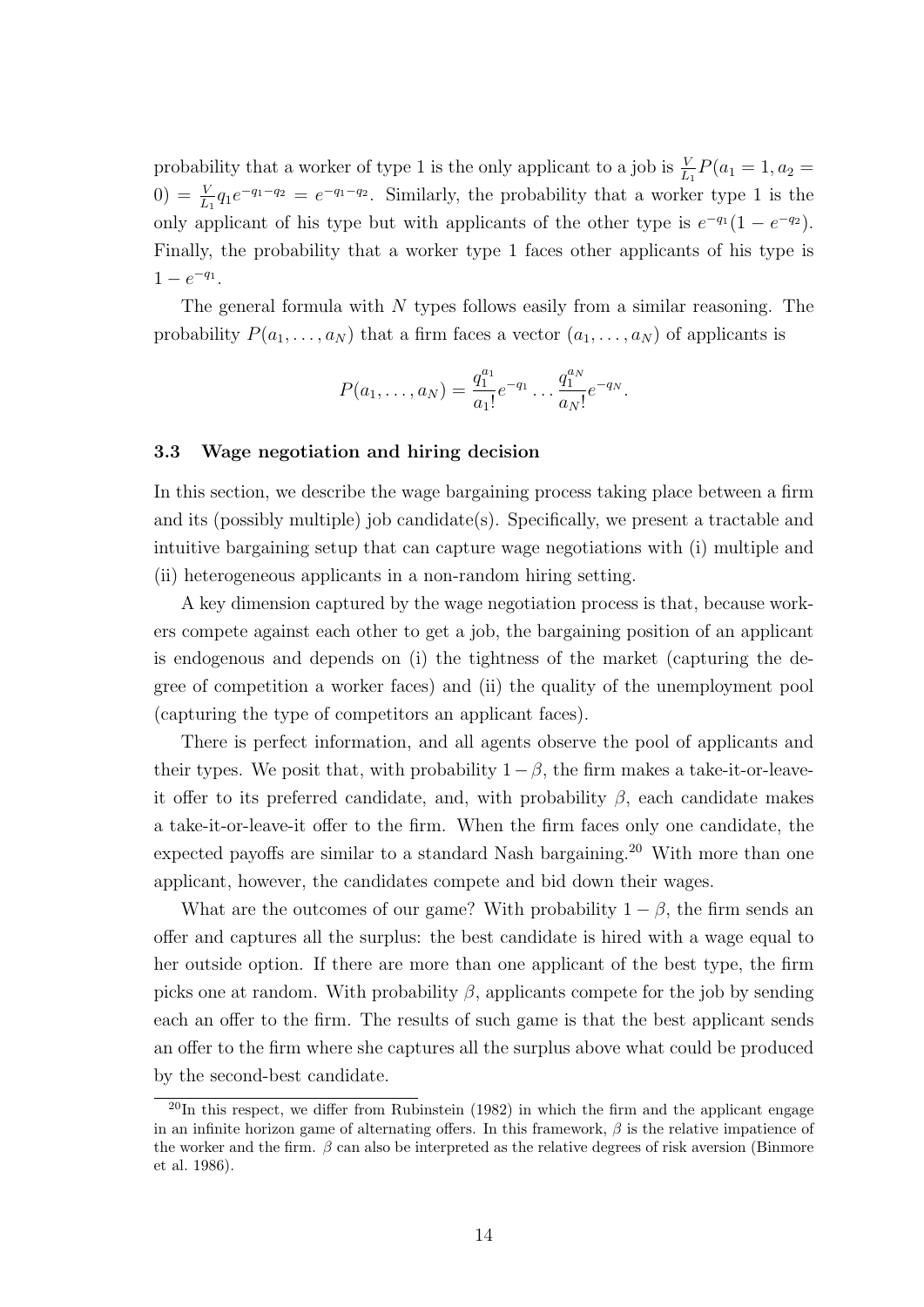probability that a worker of type 1 is the only applicant to a job is $\frac{V}{L_1}P(a_1 = 1, a_2 = 0) = \frac{V}{L_1}q_1 e^{-q_1-q_2} = e^{-q_1-q_2}$. Similarly, the probability that a worker type 1 is the only applicant of his type but with applicants of the other type is $e^{-q_1}(1 - e^{-q_2})$. Finally, the probability that a worker type 1 faces other applicants of his type is $1 - e^{-q_1}$.

The general formula with $N$ types follows easily from a similar reasoning. The probability $P(a_1, \ldots, a_N)$ that a firm faces a vector $(a_1, \ldots, a_N)$ of applicants is

$$P(a_1, \ldots, a_N) = \frac{q_1^{a_1}}{a_1!}e^{-q_1} \ldots \frac{q_1^{a_N}}{a_N!}e^{-q_N}.$$

### 3.3 Wage negotiation and hiring decision

In this section, we describe the wage bargaining process taking place between a firm and its (possibly multiple) job candidate(s). Specifically, we present a tractable and intuitive bargaining setup that can capture wage negotiations with (i) multiple and (ii) heterogeneous applicants in a non-random hiring setting.

A key dimension captured by the wage negotiation process is that, because workers compete against each other to get a job, the bargaining position of an applicant is endogenous and depends on (i) the tightness of the market (capturing the degree of competition a worker faces) and (ii) the quality of the unemployment pool (capturing the type of competitors an applicant faces).

There is perfect information, and all agents observe the pool of applicants and their types. We posit that, with probability $1 - \beta$, the firm makes a take-it-or-leave-it offer to its preferred candidate, and, with probability $\beta$, each candidate makes a take-it-or-leave-it offer to the firm. When the firm faces only one candidate, the expected payoffs are similar to a standard Nash bargaining.[20] With more than one applicant, however, the candidates compete and bid down their wages.

What are the outcomes of our game? With probability $1 - \beta$, the firm sends an offer and captures all the surplus: the best candidate is hired with a wage equal to her outside option. If there are more than one applicant of the best type, the firm picks one at random. With probability $\beta$, applicants compete for the job by sending each an offer to the firm. The results of such game is that the best applicant sends an offer to the firm where she captures all the surplus above what could be produced by the second-best candidate.

[20] In this respect, we differ from Rubinstein (1982) in which the firm and the applicant engage in an infinite horizon game of alternating offers. In this framework, $\beta$ is the relative impatience of the worker and the firm. $\beta$ can also be interpreted as the relative degrees of risk aversion (Binmore et al. 1986).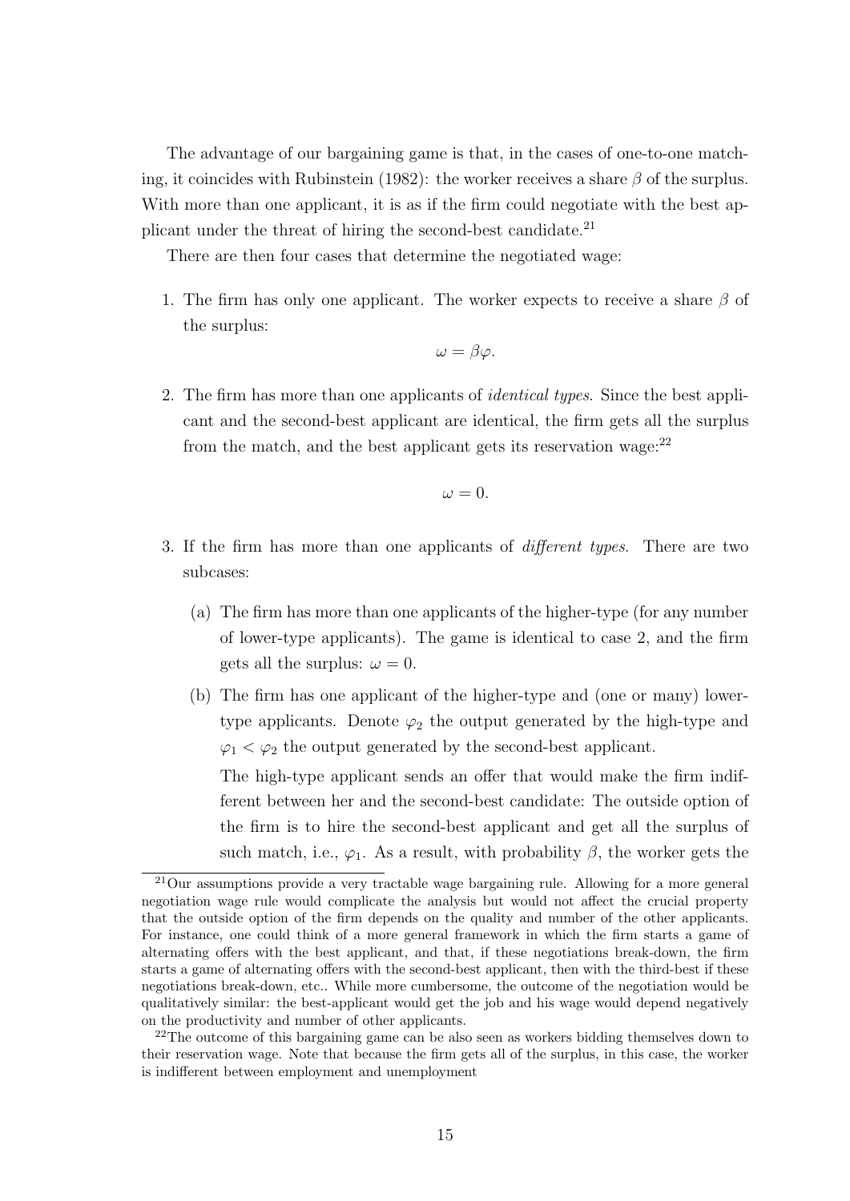The advantage of our bargaining game is that, in the cases of one-to-one matching, it coincides with Rubinstein (1982): the worker receives a share $\beta$ of the surplus. With more than one applicant, it is as if the firm could negotiate with the best applicant under the threat of hiring the second-best candidate.[21]

There are then four cases that determine the negotiated wage:

1. The firm has only one applicant. The worker expects to receive a share $\beta$ of the surplus:

$$\omega = \beta\varphi.$$

2. The firm has more than one applicants of *identical types*. Since the best applicant and the second-best applicant are identical, the firm gets all the surplus from the match, and the best applicant gets its reservation wage:[22]

$$\omega = 0.$$

3. If the firm has more than one applicants of *different types*. There are two subcases:

   (a) The firm has more than one applicants of the higher-type (for any number of lower-type applicants). The game is identical to case 2, and the firm gets all the surplus: $\omega = 0$.

   (b) The firm has one applicant of the higher-type and (one or many) lower-type applicants. Denote $\varphi_2$ the output generated by the high-type and $\varphi_1 < \varphi_2$ the output generated by the second-best applicant.

   The high-type applicant sends an offer that would make the firm indifferent between her and the second-best candidate: The outside option of the firm is to hire the second-best applicant and get all the surplus of such match, i.e., $\varphi_1$. As a result, with probability $\beta$, the worker gets the

[21] Our assumptions provide a very tractable wage bargaining rule. Allowing for a more general negotiation wage rule would complicate the analysis but would not affect the crucial property that the outside option of the firm depends on the quality and number of the other applicants. For instance, one could think of a more general framework in which the firm starts a game of alternating offers with the best applicant, and that, if these negotiations break-down, the firm starts a game of alternating offers with the second-best applicant, then with the third-best if these negotiations break-down, etc.. While more cumbersome, the outcome of the negotiation would be qualitatively similar: the best-applicant would get the job and his wage would depend negatively on the productivity and number of other applicants.

[22] The outcome of this bargaining game can be also seen as workers bidding themselves down to their reservation wage. Note that because the firm gets all of the surplus, in this case, the worker is indifferent between employment and unemployment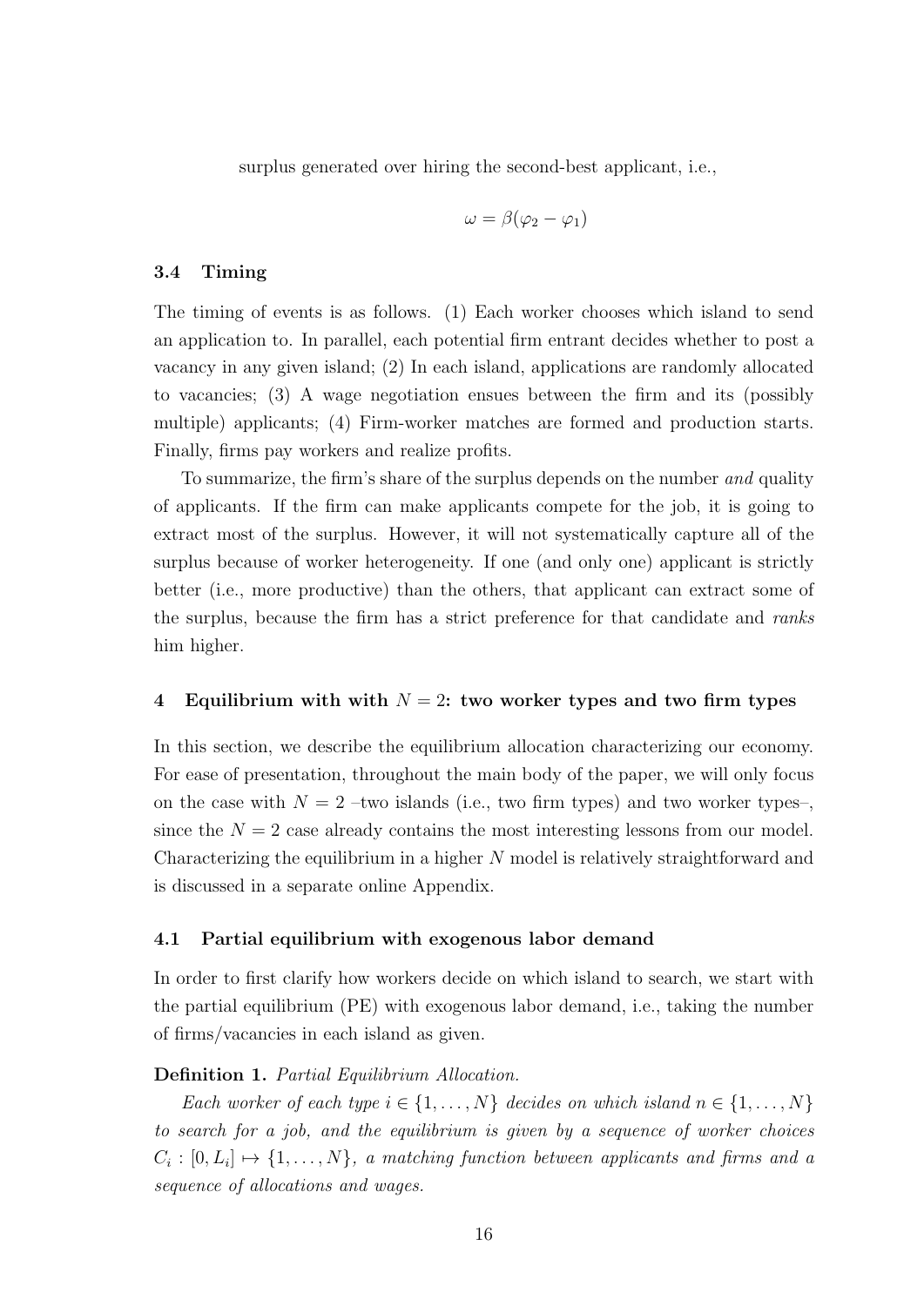surplus generated over hiring the second-best applicant, i.e.,

$$\omega = \beta(\varphi_2 - \varphi_1)$$

### 3.4 Timing

The timing of events is as follows. (1) Each worker chooses which island to send an application to. In parallel, each potential firm entrant decides whether to post a vacancy in any given island; (2) In each island, applications are randomly allocated to vacancies; (3) A wage negotiation ensues between the firm and its (possibly multiple) applicants; (4) Firm-worker matches are formed and production starts. Finally, firms pay workers and realize profits.

To summarize, the firm's share of the surplus depends on the number *and* quality of applicants. If the firm can make applicants compete for the job, it is going to extract most of the surplus. However, it will not systematically capture all of the surplus because of worker heterogeneity. If one (and only one) applicant is strictly better (i.e., more productive) than the others, that applicant can extract some of the surplus, because the firm has a strict preference for that candidate and *ranks* him higher.

## 4 Equilibrium with with $N = 2$: two worker types and two firm types

In this section, we describe the equilibrium allocation characterizing our economy. For ease of presentation, throughout the main body of the paper, we will only focus on the case with $N = 2$ –two islands (i.e., two firm types) and two worker types–, since the $N = 2$ case already contains the most interesting lessons from our model. Characterizing the equilibrium in a higher $N$ model is relatively straightforward and is discussed in a separate online Appendix.

### 4.1 Partial equilibrium with exogenous labor demand

In order to first clarify how workers decide on which island to search, we start with the partial equilibrium (PE) with exogenous labor demand, i.e., taking the number of firms/vacancies in each island as given.

**Definition 1.** *Partial Equilibrium Allocation.*

*Each worker of each type $i \in \{1, \ldots, N\}$ decides on which island $n \in \{1, \ldots, N\}$ to search for a job, and the equilibrium is given by a sequence of worker choices $C_i : [0, L_i] \mapsto \{1, \ldots, N\}$, a matching function between applicants and firms and a sequence of allocations and wages.*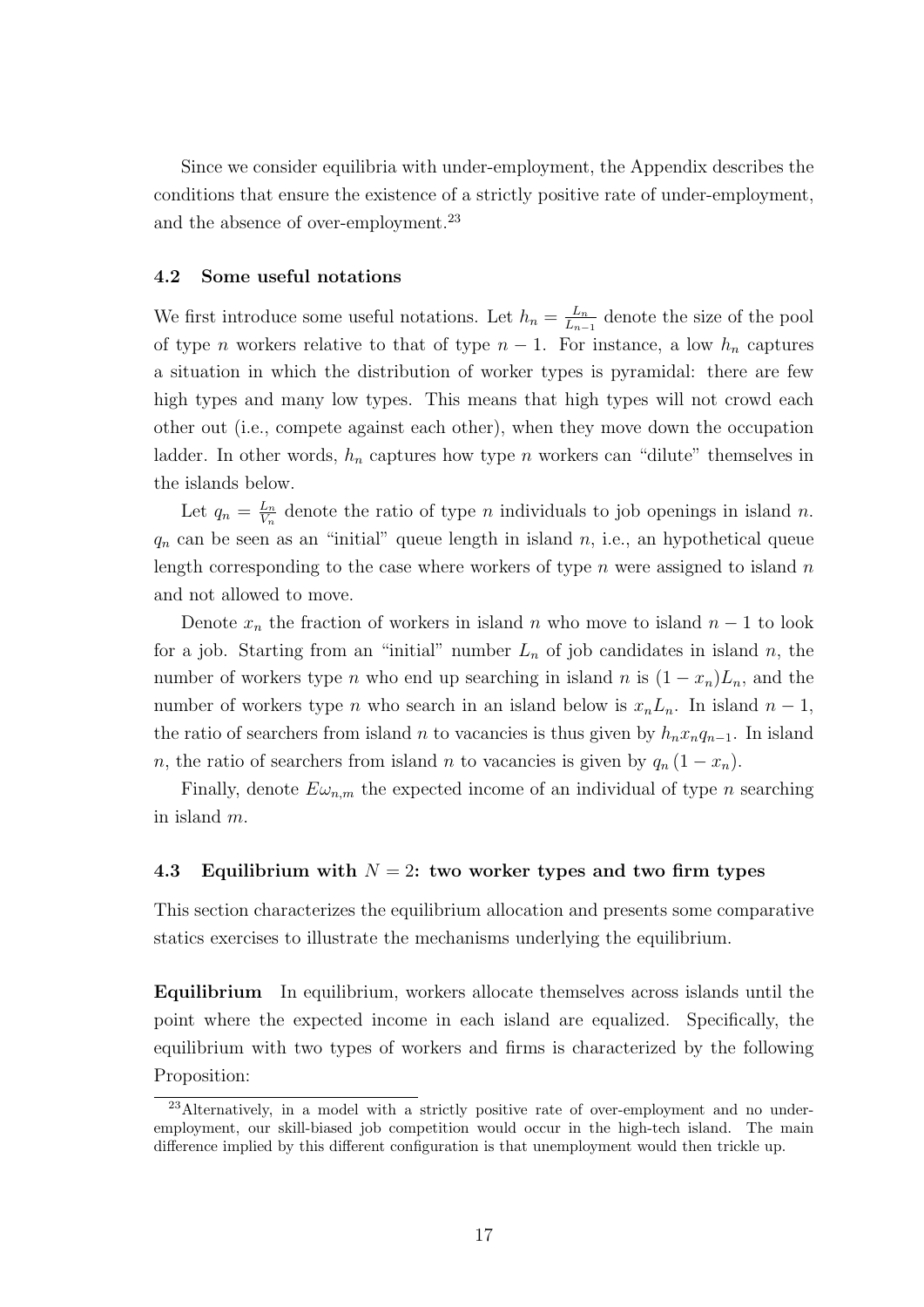Since we consider equilibria with under-employment, the Appendix describes the conditions that ensure the existence of a strictly positive rate of under-employment, and the absence of over-employment.[23]

### 4.2 Some useful notations

We first introduce some useful notations. Let $h_n = \frac{L_n}{L_{n-1}}$ denote the size of the pool of type $n$ workers relative to that of type $n-1$. For instance, a low $h_n$ captures a situation in which the distribution of worker types is pyramidal: there are few high types and many low types. This means that high types will not crowd each other out (i.e., compete against each other), when they move down the occupation ladder. In other words, $h_n$ captures how type $n$ workers can "dilute" themselves in the islands below.

Let $q_n = \frac{L_n}{V_n}$ denote the ratio of type $n$ individuals to job openings in island $n$. $q_n$ can be seen as an "initial" queue length in island $n$, i.e., an hypothetical queue length corresponding to the case where workers of type $n$ were assigned to island $n$ and not allowed to move.

Denote $x_n$ the fraction of workers in island $n$ who move to island $n-1$ to look for a job. Starting from an "initial" number $L_n$ of job candidates in island $n$, the number of workers type $n$ who end up searching in island $n$ is $(1-x_n)L_n$, and the number of workers type $n$ who search in an island below is $x_n L_n$. In island $n-1$, the ratio of searchers from island $n$ to vacancies is thus given by $h_n x_n q_{n-1}$. In island $n$, the ratio of searchers from island $n$ to vacancies is given by $q_n(1-x_n)$.

Finally, denote $E\omega_{n,m}$ the expected income of an individual of type $n$ searching in island $m$.

### 4.3 Equilibrium with $N = 2$: two worker types and two firm types

This section characterizes the equilibrium allocation and presents some comparative statics exercises to illustrate the mechanisms underlying the equilibrium.

**Equilibrium** In equilibrium, workers allocate themselves across islands until the point where the expected income in each island are equalized. Specifically, the equilibrium with two types of workers and firms is characterized by the following Proposition:

[23] Alternatively, in a model with a strictly positive rate of over-employment and no under-employment, our skill-biased job competition would occur in the high-tech island. The main difference implied by this different configuration is that unemployment would then trickle up.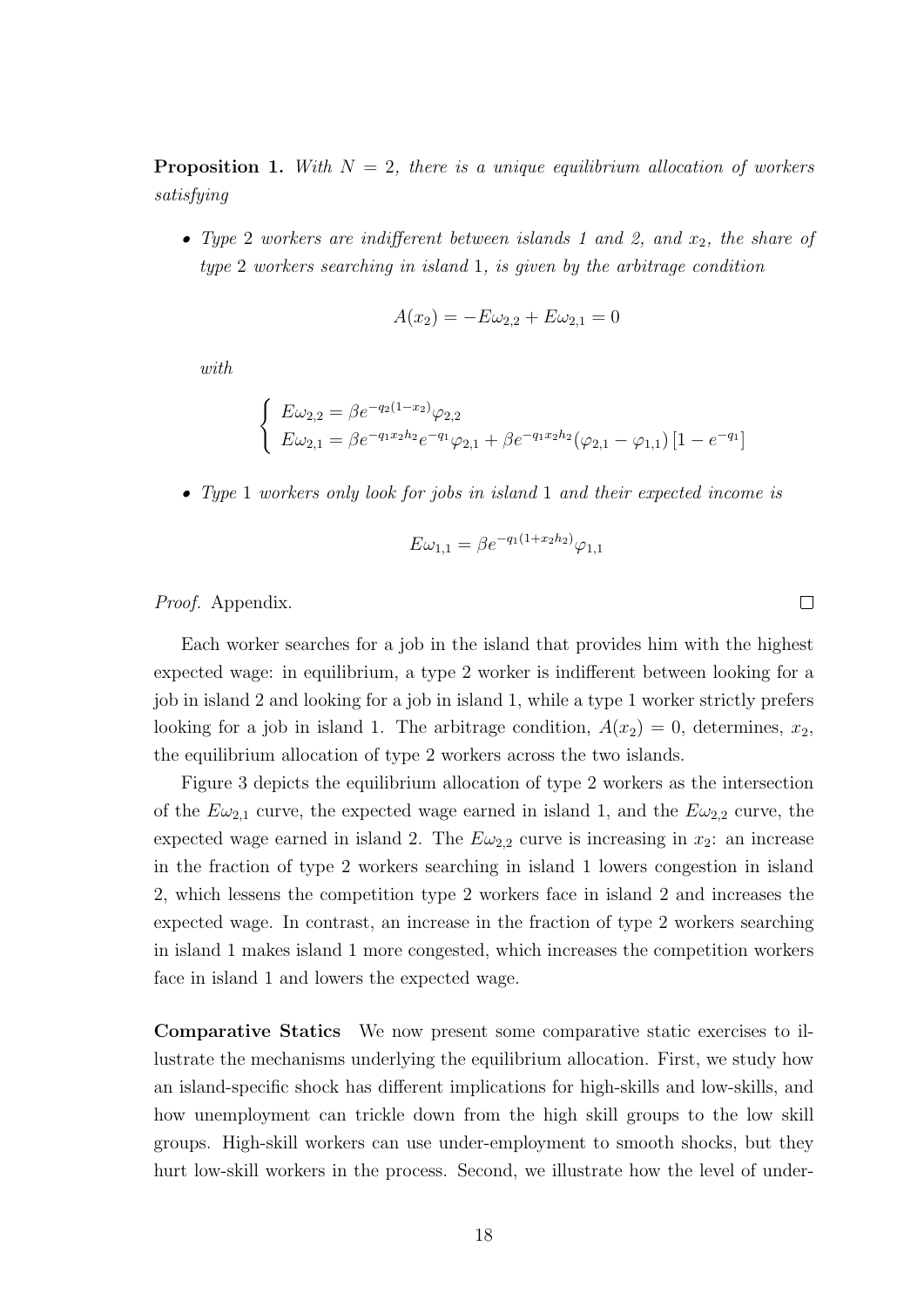**Proposition 1.** *With $N = 2$, there is a unique equilibrium allocation of workers satisfying*

- *Type 2 workers are indifferent between islands 1 and 2, and $x_2$, the share of type 2 workers searching in island 1, is given by the arbitrage condition*

$$A(x_2) = -E\omega_{2,2} + E\omega_{2,1} = 0$$

*with*

$$\begin{cases} E\omega_{2,2} = \beta e^{-q_2(1-x_2)}\varphi_{2,2} \\ E\omega_{2,1} = \beta e^{-q_1 x_2 h_2} e^{-q_1}\varphi_{2,1} + \beta e^{-q_1 x_2 h_2}(\varphi_{2,1} - \varphi_{1,1})\left[1 - e^{-q_1}\right] \end{cases}$$

- *Type 1 workers only look for jobs in island 1 and their expected income is*

$$E\omega_{1,1} = \beta e^{-q_1(1+x_2 h_2)}\varphi_{1,1}$$

*Proof.* Appendix. □

Each worker searches for a job in the island that provides him with the highest expected wage: in equilibrium, a type 2 worker is indifferent between looking for a job in island 2 and looking for a job in island 1, while a type 1 worker strictly prefers looking for a job in island 1. The arbitrage condition, $A(x_2) = 0$, determines, $x_2$, the equilibrium allocation of type 2 workers across the two islands.

Figure 3 depicts the equilibrium allocation of type 2 workers as the intersection of the $E\omega_{2,1}$ curve, the expected wage earned in island 1, and the $E\omega_{2,2}$ curve, the expected wage earned in island 2. The $E\omega_{2,2}$ curve is increasing in $x_2$: an increase in the fraction of type 2 workers searching in island 1 lowers congestion in island 2, which lessens the competition type 2 workers face in island 2 and increases the expected wage. In contrast, an increase in the fraction of type 2 workers searching in island 1 makes island 1 more congested, which increases the competition workers face in island 1 and lowers the expected wage.

**Comparative Statics** We now present some comparative static exercises to illustrate the mechanisms underlying the equilibrium allocation. First, we study how an island-specific shock has different implications for high-skills and low-skills, and how unemployment can trickle down from the high skill groups to the low skill groups. High-skill workers can use under-employment to smooth shocks, but they hurt low-skill workers in the process. Second, we illustrate how the level of under-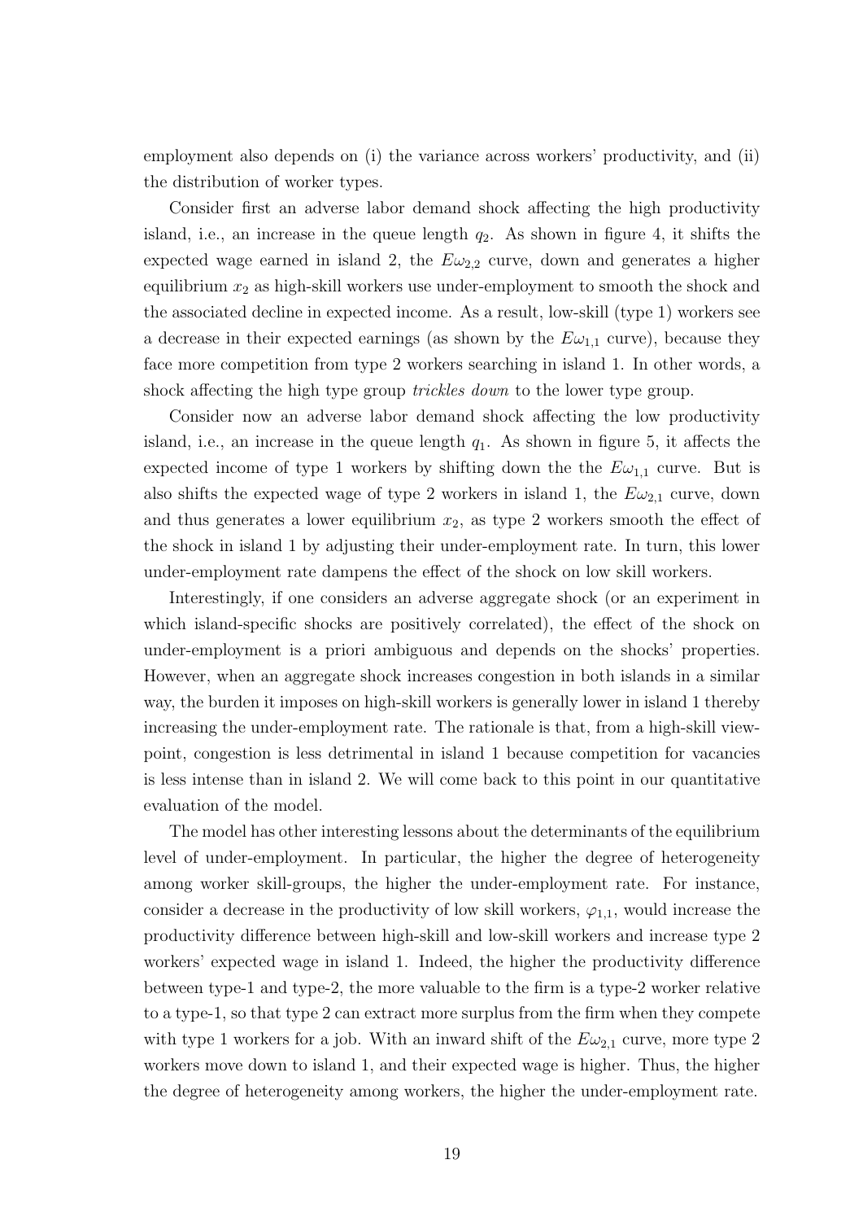employment also depends on (i) the variance across workers' productivity, and (ii) the distribution of worker types.

Consider first an adverse labor demand shock affecting the high productivity island, i.e., an increase in the queue length $q_2$. As shown in figure 4, it shifts the expected wage earned in island 2, the $E\omega_{2,2}$ curve, down and generates a higher equilibrium $x_2$ as high-skill workers use under-employment to smooth the shock and the associated decline in expected income. As a result, low-skill (type 1) workers see a decrease in their expected earnings (as shown by the $E\omega_{1,1}$ curve), because they face more competition from type 2 workers searching in island 1. In other words, a shock affecting the high type group *trickles down* to the lower type group.

Consider now an adverse labor demand shock affecting the low productivity island, i.e., an increase in the queue length $q_1$. As shown in figure 5, it affects the expected income of type 1 workers by shifting down the the $E\omega_{1,1}$ curve. But is also shifts the expected wage of type 2 workers in island 1, the $E\omega_{2,1}$ curve, down and thus generates a lower equilibrium $x_2$, as type 2 workers smooth the effect of the shock in island 1 by adjusting their under-employment rate. In turn, this lower under-employment rate dampens the effect of the shock on low skill workers.

Interestingly, if one considers an adverse aggregate shock (or an experiment in which island-specific shocks are positively correlated), the effect of the shock on under-employment is a priori ambiguous and depends on the shocks' properties. However, when an aggregate shock increases congestion in both islands in a similar way, the burden it imposes on high-skill workers is generally lower in island 1 thereby increasing the under-employment rate. The rationale is that, from a high-skill viewpoint, congestion is less detrimental in island 1 because competition for vacancies is less intense than in island 2. We will come back to this point in our quantitative evaluation of the model.

The model has other interesting lessons about the determinants of the equilibrium level of under-employment. In particular, the higher the degree of heterogeneity among worker skill-groups, the higher the under-employment rate. For instance, consider a decrease in the productivity of low skill workers, $\varphi_{1,1}$, would increase the productivity difference between high-skill and low-skill workers and increase type 2 workers' expected wage in island 1. Indeed, the higher the productivity difference between type-1 and type-2, the more valuable to the firm is a type-2 worker relative to a type-1, so that type 2 can extract more surplus from the firm when they compete with type 1 workers for a job. With an inward shift of the $E\omega_{2,1}$ curve, more type 2 workers move down to island 1, and their expected wage is higher. Thus, the higher the degree of heterogeneity among workers, the higher the under-employment rate.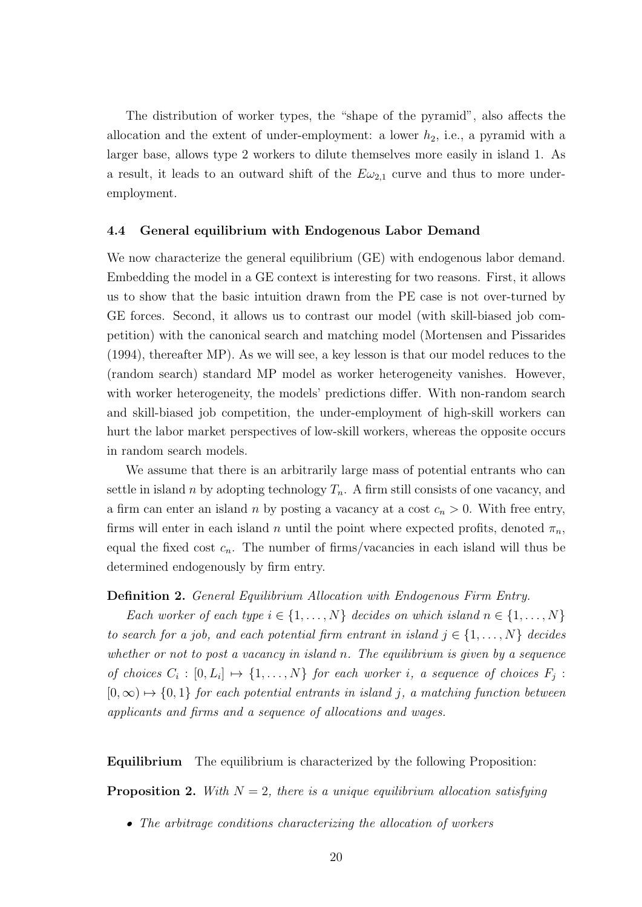The distribution of worker types, the "shape of the pyramid", also affects the allocation and the extent of under-employment: a lower $h_2$, i.e., a pyramid with a larger base, allows type 2 workers to dilute themselves more easily in island 1. As a result, it leads to an outward shift of the $E\omega_{2,1}$ curve and thus to more under-employment.

### 4.4 General equilibrium with Endogenous Labor Demand

We now characterize the general equilibrium (GE) with endogenous labor demand. Embedding the model in a GE context is interesting for two reasons. First, it allows us to show that the basic intuition drawn from the PE case is not over-turned by GE forces. Second, it allows us to contrast our model (with skill-biased job competition) with the canonical search and matching model (Mortensen and Pissarides (1994), thereafter MP). As we will see, a key lesson is that our model reduces to the (random search) standard MP model as worker heterogeneity vanishes. However, with worker heterogeneity, the models' predictions differ. With non-random search and skill-biased job competition, the under-employment of high-skill workers can hurt the labor market perspectives of low-skill workers, whereas the opposite occurs in random search models.

We assume that there is an arbitrarily large mass of potential entrants who can settle in island $n$ by adopting technology $T_n$. A firm still consists of one vacancy, and a firm can enter an island $n$ by posting a vacancy at a cost $c_n > 0$. With free entry, firms will enter in each island $n$ until the point where expected profits, denoted $\pi_n$, equal the fixed cost $c_n$. The number of firms/vacancies in each island will thus be determined endogenously by firm entry.

**Definition 2.** *General Equilibrium Allocation with Endogenous Firm Entry.*

*Each worker of each type $i \in \{1, \ldots, N\}$ decides on which island $n \in \{1, \ldots, N\}$ to search for a job, and each potential firm entrant in island $j \in \{1, \ldots, N\}$ decides whether or not to post a vacancy in island $n$. The equilibrium is given by a sequence of choices $C_i : [0, L_i] \mapsto \{1, \ldots, N\}$ for each worker $i$, a sequence of choices $F_j : [0, \infty) \mapsto \{0, 1\}$ for each potential entrants in island $j$, a matching function between applicants and firms and a sequence of allocations and wages.*

**Equilibrium** The equilibrium is characterized by the following Proposition:

**Proposition 2.** *With $N = 2$, there is a unique equilibrium allocation satisfying*

- *The arbitrage conditions characterizing the allocation of workers*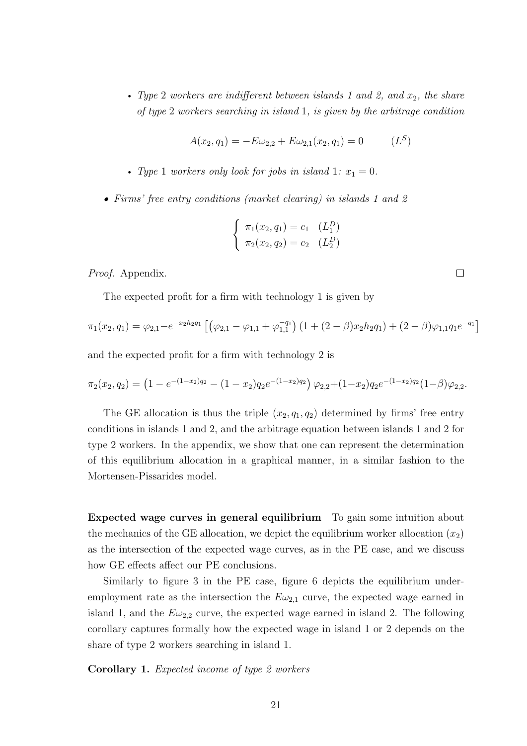- *Type* 2 *workers are indifferent between islands 1 and 2, and $x_2$, the share of type* 2 *workers searching in island* 1*, is given by the arbitrage condition*

$$A(x_2, q_1) = -E\omega_{2,2} + E\omega_{2,1}(x_2, q_1) = 0 \qquad (L^S)$$

- *Type* 1 *workers only look for jobs in island* 1*: $x_1 = 0$.*

- *Firms' free entry conditions (market clearing) in islands 1 and 2*

$$\begin{cases} \pi_1(x_2, q_1) = c_1 & (L_1^D) \\ \pi_2(x_2, q_2) = c_2 & (L_2^D) \end{cases}$$

*Proof.* Appendix. □

The expected profit for a firm with technology 1 is given by

$$\pi_1(x_2, q_1) = \varphi_{2,1} - e^{-x_2 h_2 q_1} \left[ \left( \varphi_{2,1} - \varphi_{1,1} + \varphi_{1,1}^{-q_1} \right) (1 + (2 - \beta) x_2 h_2 q_1) + (2 - \beta) \varphi_{1,1} q_1 e^{-q_1} \right]$$

and the expected profit for a firm with technology 2 is

$$\pi_2(x_2, q_2) = \left( 1 - e^{-(1-x_2)q_2} - (1 - x_2) q_2 e^{-(1-x_2)q_2} \right) \varphi_{2,2} + (1 - x_2) q_2 e^{-(1-x_2)q_2} (1 - \beta) \varphi_{2,2}.$$

The GE allocation is thus the triple $(x_2, q_1, q_2)$ determined by firms' free entry conditions in islands 1 and 2, and the arbitrage equation between islands 1 and 2 for type 2 workers. In the appendix, we show that one can represent the determination of this equilibrium allocation in a graphical manner, in a similar fashion to the Mortensen-Pissarides model.

**Expected wage curves in general equilibrium** To gain some intuition about the mechanics of the GE allocation, we depict the equilibrium worker allocation $(x_2)$ as the intersection of the expected wage curves, as in the PE case, and we discuss how GE effects affect our PE conclusions.

Similarly to figure 3 in the PE case, figure 6 depicts the equilibrium underemployment rate as the intersection the $E\omega_{2,1}$ curve, the expected wage earned in island 1, and the $E\omega_{2,2}$ curve, the expected wage earned in island 2. The following corollary captures formally how the expected wage in island 1 or 2 depends on the share of type 2 workers searching in island 1.

**Corollary 1.** *Expected income of type 2 workers*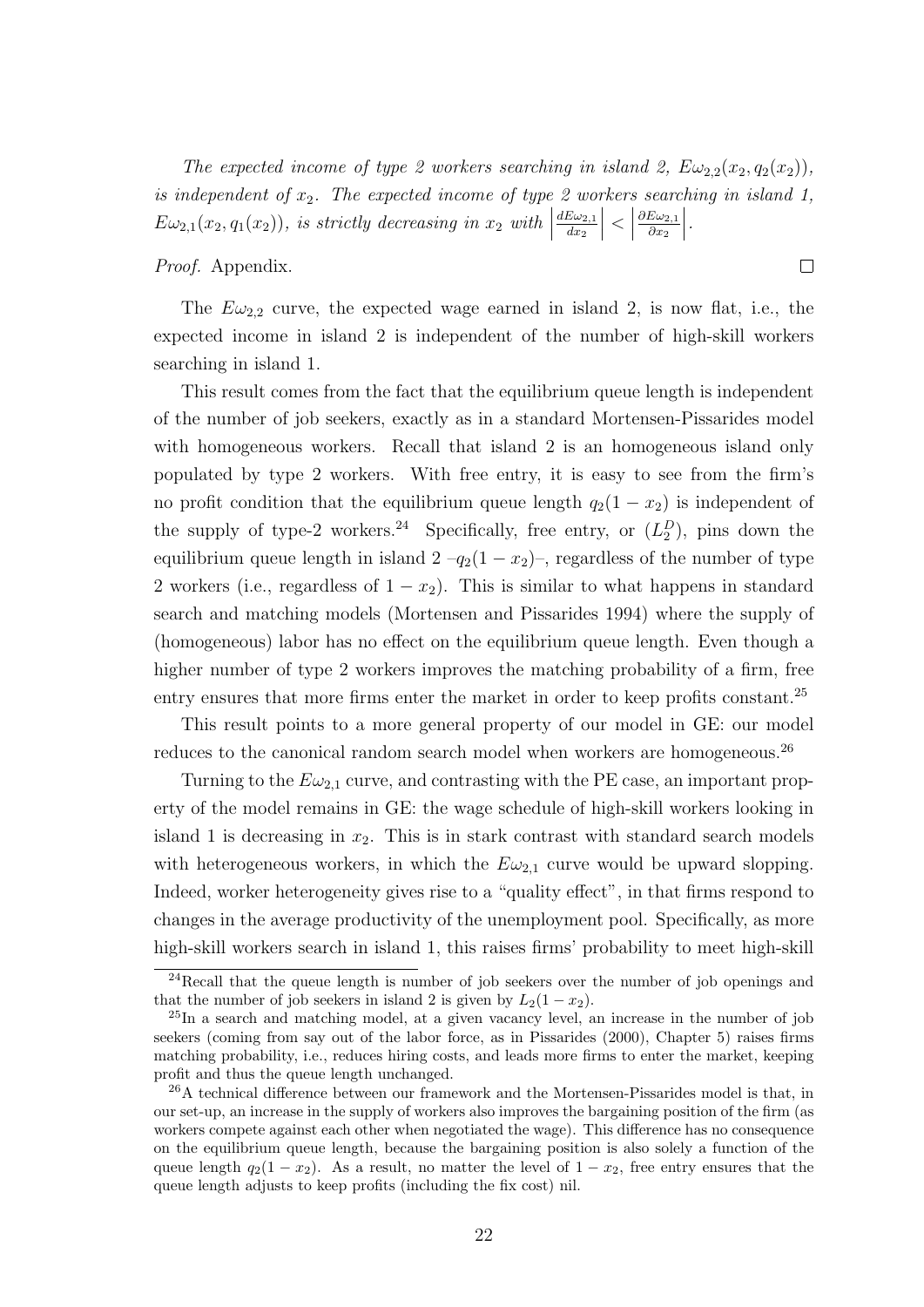*The expected income of type 2 workers searching in island 2, $E\omega_{2,2}(x_2, q_2(x_2))$, is independent of $x_2$. The expected income of type 2 workers searching in island 1, $E\omega_{2,1}(x_2, q_1(x_2))$, is strictly decreasing in $x_2$ with $\left|\frac{dE\omega_{2,1}}{dx_2}\right| < \left|\frac{\partial E\omega_{2,1}}{\partial x_2}\right|$.*

*Proof.* Appendix. □

The $E\omega_{2,2}$ curve, the expected wage earned in island 2, is now flat, i.e., the expected income in island 2 is independent of the number of high-skill workers searching in island 1.

This result comes from the fact that the equilibrium queue length is independent of the number of job seekers, exactly as in a standard Mortensen-Pissarides model with homogeneous workers. Recall that island 2 is an homogeneous island only populated by type 2 workers. With free entry, it is easy to see from the firm's no profit condition that the equilibrium queue length $q_2(1 - x_2)$ is independent of the supply of type-2 workers.[24] Specifically, free entry, or $(L_2^D)$, pins down the equilibrium queue length in island 2 –$q_2(1 - x_2)$–, regardless of the number of type 2 workers (i.e., regardless of $1 - x_2$). This is similar to what happens in standard search and matching models (Mortensen and Pissarides 1994) where the supply of (homogeneous) labor has no effect on the equilibrium queue length. Even though a higher number of type 2 workers improves the matching probability of a firm, free entry ensures that more firms enter the market in order to keep profits constant.[25]

This result points to a more general property of our model in GE: our model reduces to the canonical random search model when workers are homogeneous.[26]

Turning to the $E\omega_{2,1}$ curve, and contrasting with the PE case, an important property of the model remains in GE: the wage schedule of high-skill workers looking in island 1 is decreasing in $x_2$. This is in stark contrast with standard search models with heterogeneous workers, in which the $E\omega_{2,1}$ curve would be upward slopping. Indeed, worker heterogeneity gives rise to a "quality effect", in that firms respond to changes in the average productivity of the unemployment pool. Specifically, as more high-skill workers search in island 1, this raises firms' probability to meet high-skill

[24] Recall that the queue length is number of job seekers over the number of job openings and that the number of job seekers in island 2 is given by $L_2(1 - x_2)$.

[25] In a search and matching model, at a given vacancy level, an increase in the number of job seekers (coming from say out of the labor force, as in Pissarides (2000), Chapter 5) raises firms matching probability, i.e., reduces hiring costs, and leads more firms to enter the market, keeping profit and thus the queue length unchanged.

[26] A technical difference between our framework and the Mortensen-Pissarides model is that, in our set-up, an increase in the supply of workers also improves the bargaining position of the firm (as workers compete against each other when negotiated the wage). This difference has no consequence on the equilibrium queue length, because the bargaining position is also solely a function of the queue length $q_2(1 - x_2)$. As a result, no matter the level of $1 - x_2$, free entry ensures that the queue length adjusts to keep profits (including the fix cost) nil.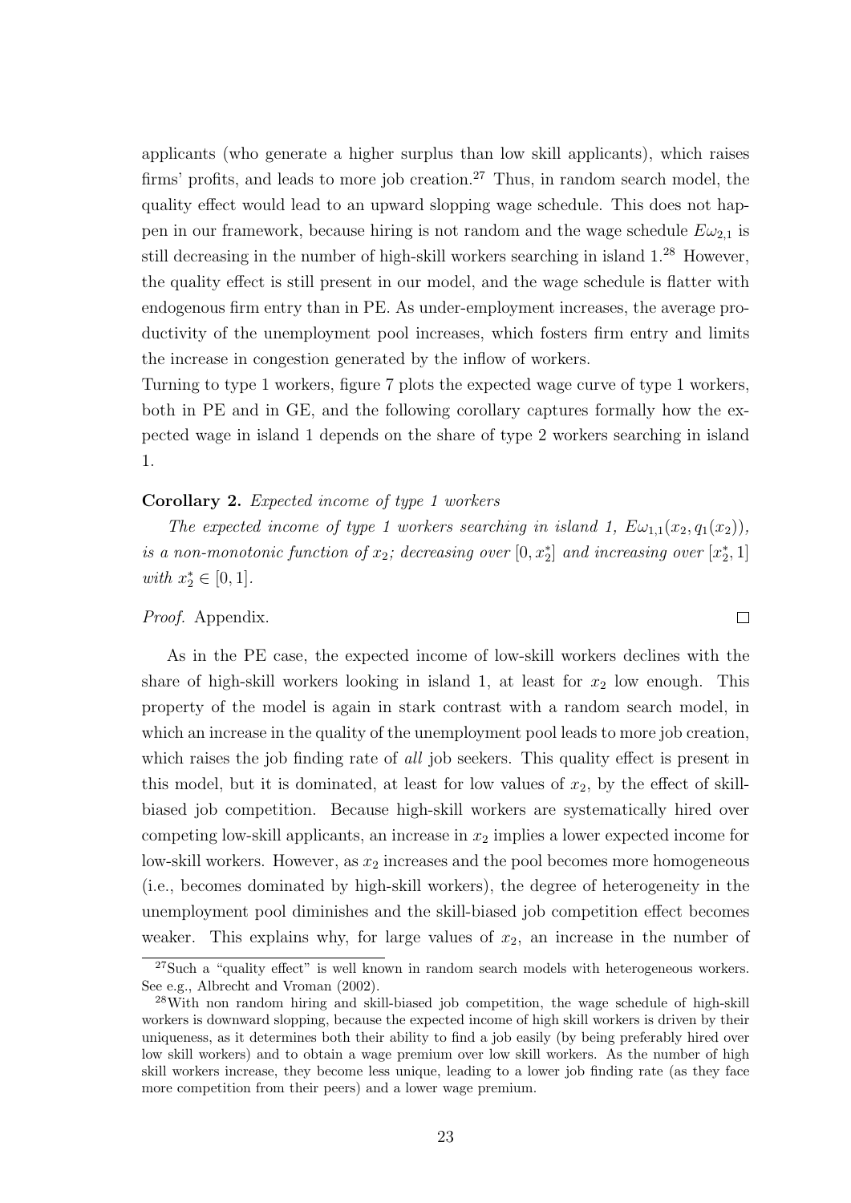applicants (who generate a higher surplus than low skill applicants), which raises firms' profits, and leads to more job creation.[27] Thus, in random search model, the quality effect would lead to an upward slopping wage schedule. This does not happen in our framework, because hiring is not random and the wage schedule $E\omega_{2,1}$ is still decreasing in the number of high-skill workers searching in island 1.[28] However, the quality effect is still present in our model, and the wage schedule is flatter with endogenous firm entry than in PE. As under-employment increases, the average productivity of the unemployment pool increases, which fosters firm entry and limits the increase in congestion generated by the inflow of workers.

Turning to type 1 workers, figure 7 plots the expected wage curve of type 1 workers, both in PE and in GE, and the following corollary captures formally how the expected wage in island 1 depends on the share of type 2 workers searching in island 1.

**Corollary 2.** *Expected income of type 1 workers*

*The expected income of type 1 workers searching in island 1, $E\omega_{1,1}(x_2, q_1(x_2))$, is a non-monotonic function of $x_2$; decreasing over $[0, x_2^*]$ and increasing over $[x_2^*, 1]$ with $x_2^* \in [0, 1]$.*

*Proof.* Appendix. □

As in the PE case, the expected income of low-skill workers declines with the share of high-skill workers looking in island 1, at least for $x_2$ low enough. This property of the model is again in stark contrast with a random search model, in which an increase in the quality of the unemployment pool leads to more job creation, which raises the job finding rate of *all* job seekers. This quality effect is present in this model, but it is dominated, at least for low values of $x_2$, by the effect of skill-biased job competition. Because high-skill workers are systematically hired over competing low-skill applicants, an increase in $x_2$ implies a lower expected income for low-skill workers. However, as $x_2$ increases and the pool becomes more homogeneous (i.e., becomes dominated by high-skill workers), the degree of heterogeneity in the unemployment pool diminishes and the skill-biased job competition effect becomes weaker. This explains why, for large values of $x_2$, an increase in the number of

[27] Such a "quality effect" is well known in random search models with heterogeneous workers. See e.g., Albrecht and Vroman (2002).

[28] With non random hiring and skill-biased job competition, the wage schedule of high-skill workers is downward slopping, because the expected income of high skill workers is driven by their uniqueness, as it determines both their ability to find a job easily (by being preferably hired over low skill workers) and to obtain a wage premium over low skill workers. As the number of high skill workers increase, they become less unique, leading to a lower job finding rate (as they face more competition from their peers) and a lower wage premium.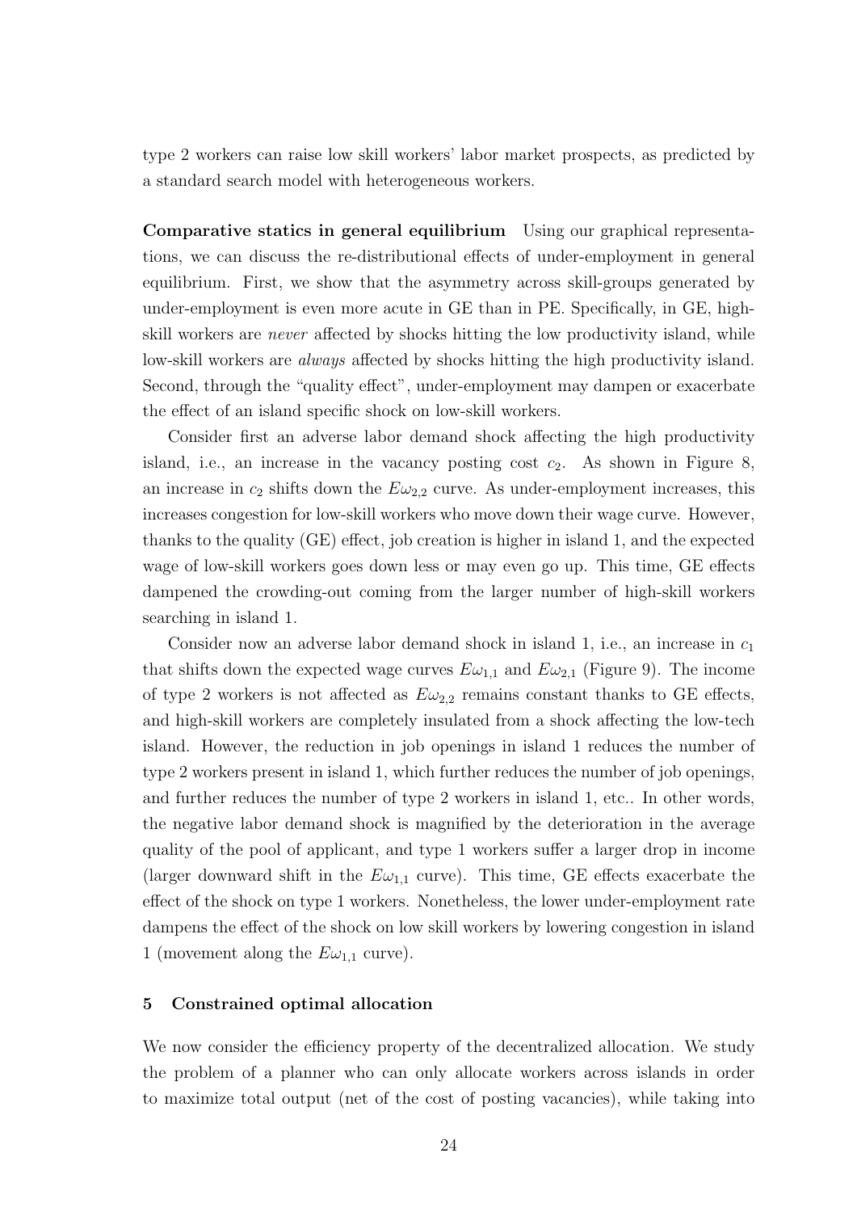type 2 workers can raise low skill workers' labor market prospects, as predicted by a standard search model with heterogeneous workers.

**Comparative statics in general equilibrium** Using our graphical representations, we can discuss the re-distributional effects of under-employment in general equilibrium. First, we show that the asymmetry across skill-groups generated by under-employment is even more acute in GE than in PE. Specifically, in GE, high-skill workers are *never* affected by shocks hitting the low productivity island, while low-skill workers are *always* affected by shocks hitting the high productivity island. Second, through the "quality effect", under-employment may dampen or exacerbate the effect of an island specific shock on low-skill workers.

Consider first an adverse labor demand shock affecting the high productivity island, i.e., an increase in the vacancy posting cost $c_2$. As shown in Figure 8, an increase in $c_2$ shifts down the $E\omega_{2,2}$ curve. As under-employment increases, this increases congestion for low-skill workers who move down their wage curve. However, thanks to the quality (GE) effect, job creation is higher in island 1, and the expected wage of low-skill workers goes down less or may even go up. This time, GE effects dampened the crowding-out coming from the larger number of high-skill workers searching in island 1.

Consider now an adverse labor demand shock in island 1, i.e., an increase in $c_1$ that shifts down the expected wage curves $E\omega_{1,1}$ and $E\omega_{2,1}$ (Figure 9). The income of type 2 workers is not affected as $E\omega_{2,2}$ remains constant thanks to GE effects, and high-skill workers are completely insulated from a shock affecting the low-tech island. However, the reduction in job openings in island 1 reduces the number of type 2 workers present in island 1, which further reduces the number of job openings, and further reduces the number of type 2 workers in island 1, etc.. In other words, the negative labor demand shock is magnified by the deterioration in the average quality of the pool of applicant, and type 1 workers suffer a larger drop in income (larger downward shift in the $E\omega_{1,1}$ curve). This time, GE effects exacerbate the effect of the shock on type 1 workers. Nonetheless, the lower under-employment rate dampens the effect of the shock on low skill workers by lowering congestion in island 1 (movement along the $E\omega_{1,1}$ curve).

## 5 Constrained optimal allocation

We now consider the efficiency property of the decentralized allocation. We study the problem of a planner who can only allocate workers across islands in order to maximize total output (net of the cost of posting vacancies), while taking into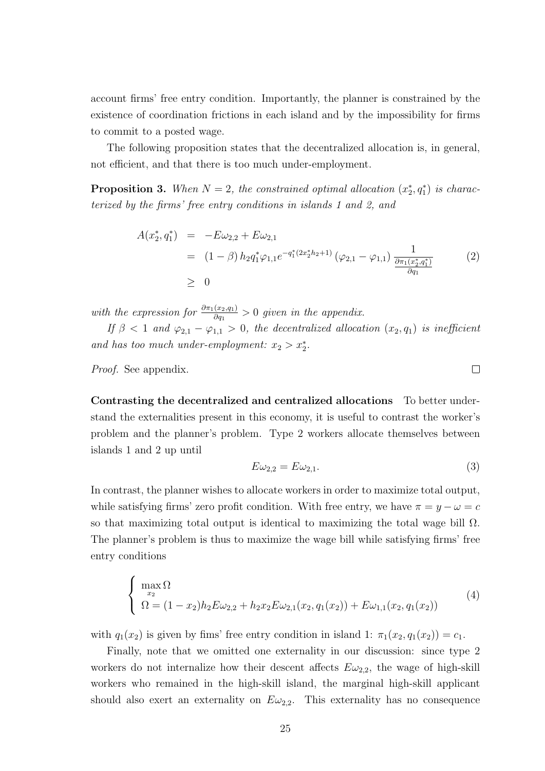account firms' free entry condition. Importantly, the planner is constrained by the existence of coordination frictions in each island and by the impossibility for firms to commit to a posted wage.

The following proposition states that the decentralized allocation is, in general, not efficient, and that there is too much under-employment.

**Proposition 3.** *When $N = 2$, the constrained optimal allocation $(x_2^*, q_1^*)$ is characterized by the firms' free entry conditions in islands 1 and 2, and*

$$
\begin{aligned}
A(x_2^*, q_1^*) &= -E\omega_{2,2} + E\omega_{2,1} \\
&= (1-\beta)\, h_2 q_1^* \varphi_{1,1} e^{-q_1^*(2x_2^* h_2 + 1)} \left(\varphi_{2,1} - \varphi_{1,1}\right) \frac{1}{\frac{\partial \pi_1(x_2^*, q_1^*)}{\partial q_1}} \\
&\geq 0
\end{aligned}
\tag{2}
$$

*with the expression for $\frac{\partial \pi_1(x_2, q_1)}{\partial q_1} > 0$ given in the appendix.*

*If $\beta < 1$ and $\varphi_{2,1} - \varphi_{1,1} > 0$, the decentralized allocation $(x_2, q_1)$ is inefficient and has too much under-employment: $x_2 > x_2^*$.*

*Proof.* See appendix. ☐

**Contrasting the decentralized and centralized allocations** To better understand the externalities present in this economy, it is useful to contrast the worker's problem and the planner's problem. Type 2 workers allocate themselves between islands 1 and 2 up until

$$
E\omega_{2,2} = E\omega_{2,1}. \tag{3}
$$

In contrast, the planner wishes to allocate workers in order to maximize total output, while satisfying firms' zero profit condition. With free entry, we have $\pi = y - \omega = c$ so that maximizing total output is identical to maximizing the total wage bill $\Omega$. The planner's problem is thus to maximize the wage bill while satisfying firms' free entry conditions

$$
\begin{cases}
\max\limits_{x_2} \Omega \\
\Omega = (1 - x_2) h_2 E\omega_{2,2} + h_2 x_2 E\omega_{2,1}(x_2, q_1(x_2)) + E\omega_{1,1}(x_2, q_1(x_2))
\end{cases}
\tag{4}
$$

with $q_1(x_2)$ is given by fims' free entry condition in island 1: $\pi_1(x_2, q_1(x_2)) = c_1$.

Finally, note that we omitted one externality in our discussion: since type 2 workers do not internalize how their descent affects $E\omega_{2,2}$, the wage of high-skill workers who remained in the high-skill island, the marginal high-skill applicant should also exert an externality on $E\omega_{2,2}$. This externality has no consequence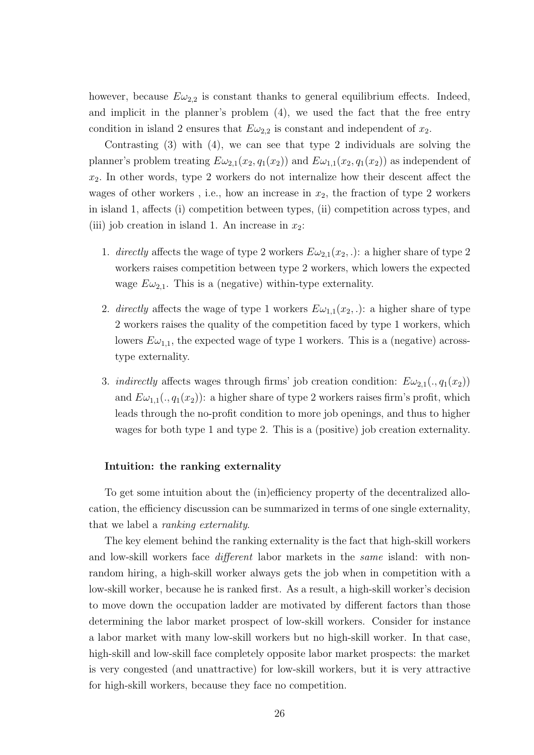however, because $E\omega_{2,2}$ is constant thanks to general equilibrium effects. Indeed, and implicit in the planner's problem (4), we used the fact that the free entry condition in island 2 ensures that $E\omega_{2,2}$ is constant and independent of $x_2$.

Contrasting (3) with (4), we can see that type 2 individuals are solving the planner's problem treating $E\omega_{2,1}(x_2, q_1(x_2))$ and $E\omega_{1,1}(x_2, q_1(x_2))$ as independent of $x_2$. In other words, type 2 workers do not internalize how their descent affect the wages of other workers , i.e., how an increase in $x_2$, the fraction of type 2 workers in island 1, affects (i) competition between types, (ii) competition across types, and (iii) job creation in island 1. An increase in $x_2$:

1. *directly* affects the wage of type 2 workers $E\omega_{2,1}(x_2, .)$: a higher share of type 2 workers raises competition between type 2 workers, which lowers the expected wage $E\omega_{2,1}$. This is a (negative) within-type externality.

2. *directly* affects the wage of type 1 workers $E\omega_{1,1}(x_2, .)$: a higher share of type 2 workers raises the quality of the competition faced by type 1 workers, which lowers $E\omega_{1,1}$, the expected wage of type 1 workers. This is a (negative) across-type externality.

3. *indirectly* affects wages through firms' job creation condition: $E\omega_{2,1}(., q_1(x_2))$ and $E\omega_{1,1}(., q_1(x_2))$: a higher share of type 2 workers raises firm's profit, which leads through the no-profit condition to more job openings, and thus to higher wages for both type 1 and type 2. This is a (positive) job creation externality.

#### Intuition: the ranking externality

To get some intuition about the (in)efficiency property of the decentralized allocation, the efficiency discussion can be summarized in terms of one single externality, that we label a *ranking externality*.

The key element behind the ranking externality is the fact that high-skill workers and low-skill workers face *different* labor markets in the *same* island: with non-random hiring, a high-skill worker always gets the job when in competition with a low-skill worker, because he is ranked first. As a result, a high-skill worker's decision to move down the occupation ladder are motivated by different factors than those determining the labor market prospect of low-skill workers. Consider for instance a labor market with many low-skill workers but no high-skill worker. In that case, high-skill and low-skill face completely opposite labor market prospects: the market is very congested (and unattractive) for low-skill workers, but it is very attractive for high-skill workers, because they face no competition.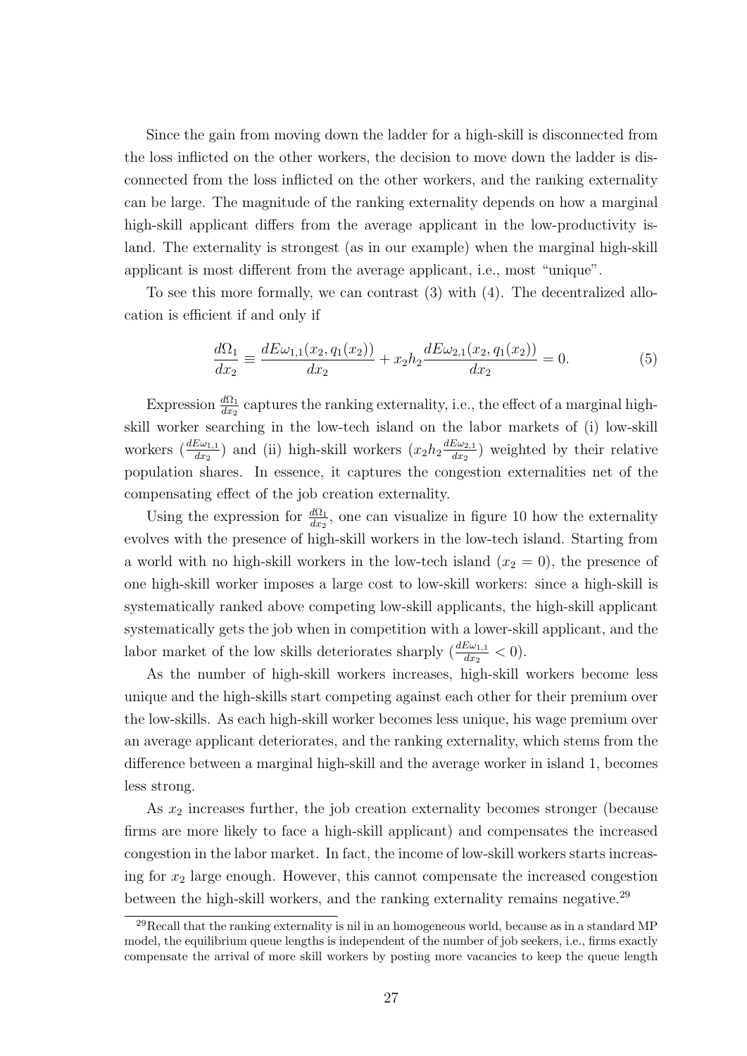Since the gain from moving down the ladder for a high-skill is disconnected from the loss inflicted on the other workers, the decision to move down the ladder is disconnected from the loss inflicted on the other workers, and the ranking externality can be large. The magnitude of the ranking externality depends on how a marginal high-skill applicant differs from the average applicant in the low-productivity island. The externality is strongest (as in our example) when the marginal high-skill applicant is most different from the average applicant, i.e., most "unique".

To see this more formally, we can contrast (3) with (4). The decentralized allocation is efficient if and only if

$$\frac{d\Omega_1}{dx_2} \equiv \frac{dE\omega_{1,1}(x_2, q_1(x_2))}{dx_2} + x_2 h_2 \frac{dE\omega_{2,1}(x_2, q_1(x_2))}{dx_2} = 0. \tag{5}$$

Expression $\frac{d\Omega_1}{dx_2}$ captures the ranking externality, i.e., the effect of a marginal high-skill worker searching in the low-tech island on the labor markets of (i) low-skill workers ($\frac{dE\omega_{1,1}}{dx_2}$) and (ii) high-skill workers ($x_2 h_2 \frac{dE\omega_{2,1}}{dx_2}$) weighted by their relative population shares. In essence, it captures the congestion externalities net of the compensating effect of the job creation externality.

Using the expression for $\frac{d\Omega_1}{dx_2}$, one can visualize in figure 10 how the externality evolves with the presence of high-skill workers in the low-tech island. Starting from a world with no high-skill workers in the low-tech island ($x_2 = 0$), the presence of one high-skill worker imposes a large cost to low-skill workers: since a high-skill is systematically ranked above competing low-skill applicants, the high-skill applicant systematically gets the job when in competition with a lower-skill applicant, and the labor market of the low skills deteriorates sharply ($\frac{dE\omega_{1,1}}{dx_2} < 0$).

As the number of high-skill workers increases, high-skill workers become less unique and the high-skills start competing against each other for their premium over the low-skills. As each high-skill worker becomes less unique, his wage premium over an average applicant deteriorates, and the ranking externality, which stems from the difference between a marginal high-skill and the average worker in island 1, becomes less strong.

As $x_2$ increases further, the job creation externality becomes stronger (because firms are more likely to face a high-skill applicant) and compensates the increased congestion in the labor market. In fact, the income of low-skill workers starts increasing for $x_2$ large enough. However, this cannot compensate the increased congestion between the high-skill workers, and the ranking externality remains negative.[29]

[29] Recall that the ranking externality is nil in an homogeneous world, because as in a standard MP model, the equilibrium queue lengths is independent of the number of job seekers, i.e., firms exactly compensate the arrival of more skill workers by posting more vacancies to keep the queue length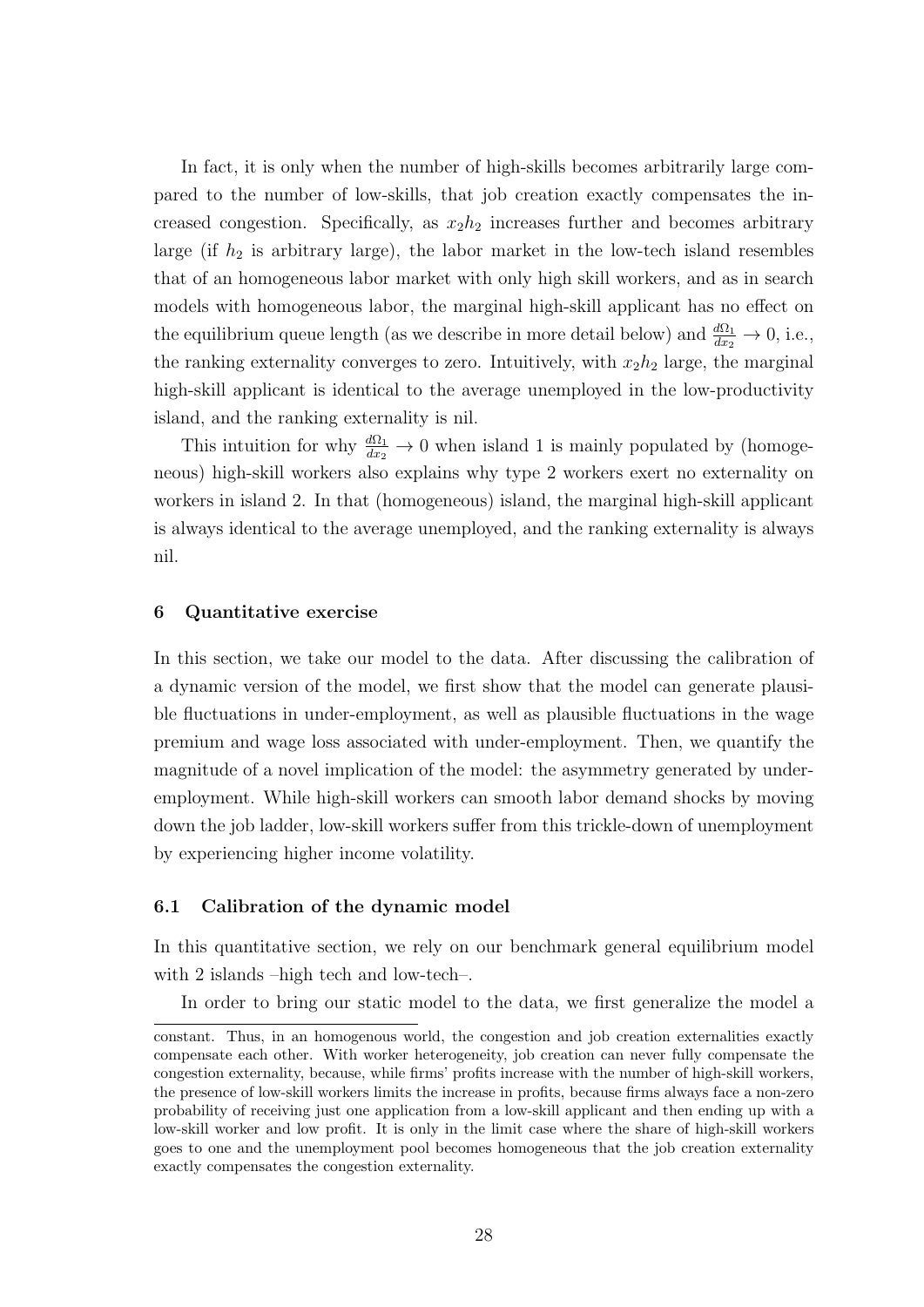In fact, it is only when the number of high-skills becomes arbitrarily large compared to the number of low-skills, that job creation exactly compensates the increased congestion. Specifically, as $x_2 h_2$ increases further and becomes arbitrary large (if $h_2$ is arbitrary large), the labor market in the low-tech island resembles that of an homogeneous labor market with only high skill workers, and as in search models with homogeneous labor, the marginal high-skill applicant has no effect on the equilibrium queue length (as we describe in more detail below) and $\frac{d\Omega_1}{dx_2} \to 0$, i.e., the ranking externality converges to zero. Intuitively, with $x_2 h_2$ large, the marginal high-skill applicant is identical to the average unemployed in the low-productivity island, and the ranking externality is nil.

This intuition for why $\frac{d\Omega_1}{dx_2} \to 0$ when island 1 is mainly populated by (homogeneous) high-skill workers also explains why type 2 workers exert no externality on workers in island 2. In that (homogeneous) island, the marginal high-skill applicant is always identical to the average unemployed, and the ranking externality is always nil.

## 6 Quantitative exercise

In this section, we take our model to the data. After discussing the calibration of a dynamic version of the model, we first show that the model can generate plausible fluctuations in under-employment, as well as plausible fluctuations in the wage premium and wage loss associated with under-employment. Then, we quantify the magnitude of a novel implication of the model: the asymmetry generated by under-employment. While high-skill workers can smooth labor demand shocks by moving down the job ladder, low-skill workers suffer from this trickle-down of unemployment by experiencing higher income volatility.

### 6.1 Calibration of the dynamic model

In this quantitative section, we rely on our benchmark general equilibrium model with 2 islands –high tech and low-tech–.

In order to bring our static model to the data, we first generalize the model a

constant. Thus, in an homogenous world, the congestion and job creation externalities exactly compensate each other. With worker heterogeneity, job creation can never fully compensate the congestion externality, because, while firms' profits increase with the number of high-skill workers, the presence of low-skill workers limits the increase in profits, because firms always face a non-zero probability of receiving just one application from a low-skill applicant and then ending up with a low-skill worker and low profit. It is only in the limit case where the share of high-skill workers goes to one and the unemployment pool becomes homogeneous that the job creation externality exactly compensates the congestion externality.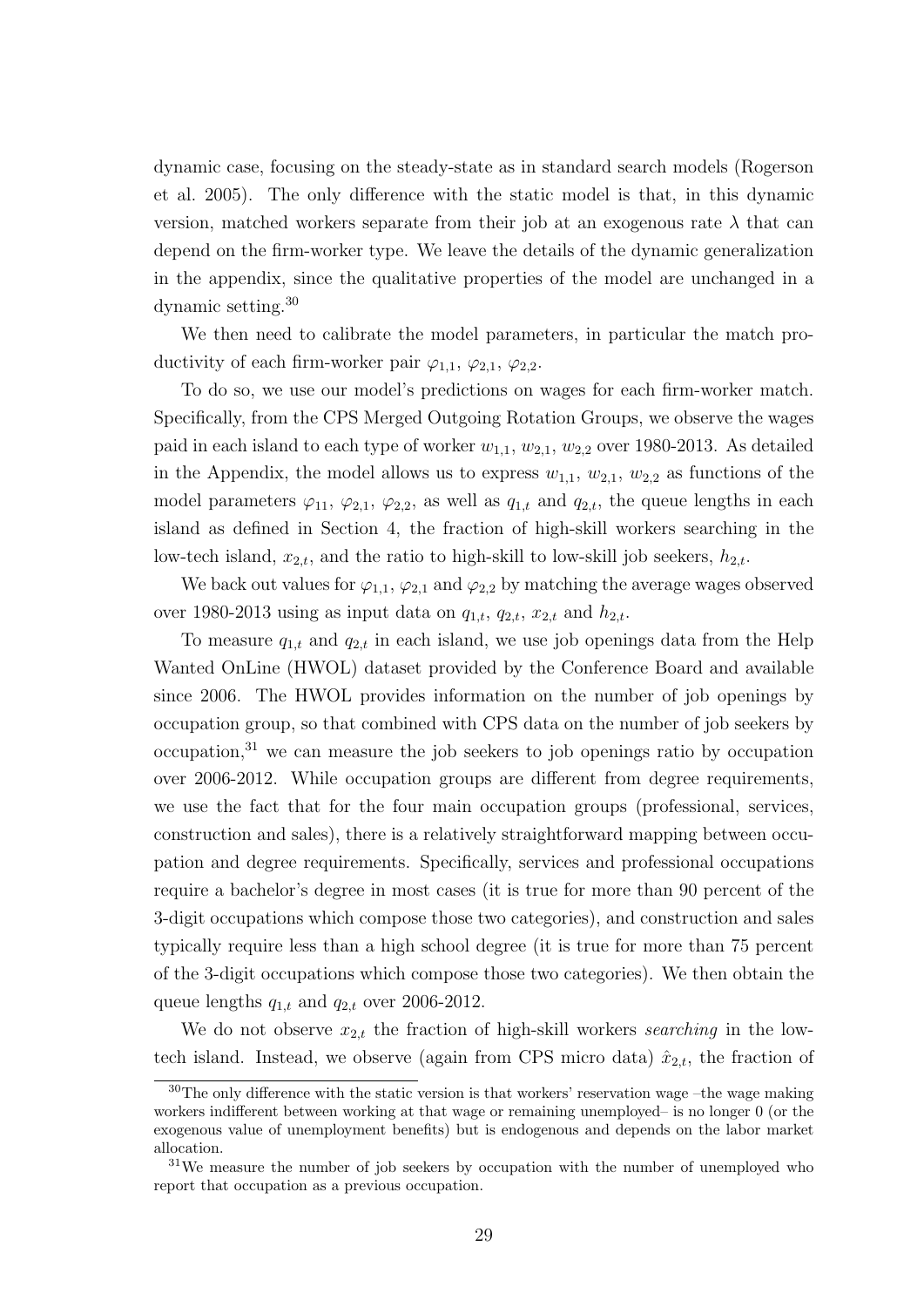dynamic case, focusing on the steady-state as in standard search models (Rogerson et al. 2005). The only difference with the static model is that, in this dynamic version, matched workers separate from their job at an exogenous rate $\lambda$ that can depend on the firm-worker type. We leave the details of the dynamic generalization in the appendix, since the qualitative properties of the model are unchanged in a dynamic setting.[30]

We then need to calibrate the model parameters, in particular the match productivity of each firm-worker pair $\varphi_{1,1}$, $\varphi_{2,1}$, $\varphi_{2,2}$.

To do so, we use our model's predictions on wages for each firm-worker match. Specifically, from the CPS Merged Outgoing Rotation Groups, we observe the wages paid in each island to each type of worker $w_{1,1}$, $w_{2,1}$, $w_{2,2}$ over 1980-2013. As detailed in the Appendix, the model allows us to express $w_{1,1}$, $w_{2,1}$, $w_{2,2}$ as functions of the model parameters $\varphi_{11}$, $\varphi_{2,1}$, $\varphi_{2,2}$, as well as $q_{1,t}$ and $q_{2,t}$, the queue lengths in each island as defined in Section 4, the fraction of high-skill workers searching in the low-tech island, $x_{2,t}$, and the ratio to high-skill to low-skill job seekers, $h_{2,t}$.

We back out values for $\varphi_{1,1}$, $\varphi_{2,1}$ and $\varphi_{2,2}$ by matching the average wages observed over 1980-2013 using as input data on $q_{1,t}$, $q_{2,t}$, $x_{2,t}$ and $h_{2,t}$.

To measure $q_{1,t}$ and $q_{2,t}$ in each island, we use job openings data from the Help Wanted OnLine (HWOL) dataset provided by the Conference Board and available since 2006. The HWOL provides information on the number of job openings by occupation group, so that combined with CPS data on the number of job seekers by occupation,[31] we can measure the job seekers to job openings ratio by occupation over 2006-2012. While occupation groups are different from degree requirements, we use the fact that for the four main occupation groups (professional, services, construction and sales), there is a relatively straightforward mapping between occupation and degree requirements. Specifically, services and professional occupations require a bachelor's degree in most cases (it is true for more than 90 percent of the 3-digit occupations which compose those two categories), and construction and sales typically require less than a high school degree (it is true for more than 75 percent of the 3-digit occupations which compose those two categories). We then obtain the queue lengths $q_{1,t}$ and $q_{2,t}$ over 2006-2012.

We do not observe $x_{2,t}$ the fraction of high-skill workers *searching* in the low-tech island. Instead, we observe (again from CPS micro data) $\hat{x}_{2,t}$, the fraction of

[30] The only difference with the static version is that workers' reservation wage –the wage making workers indifferent between working at that wage or remaining unemployed– is no longer 0 (or the exogenous value of unemployment benefits) but is endogenous and depends on the labor market allocation.

[31] We measure the number of job seekers by occupation with the number of unemployed who report that occupation as a previous occupation.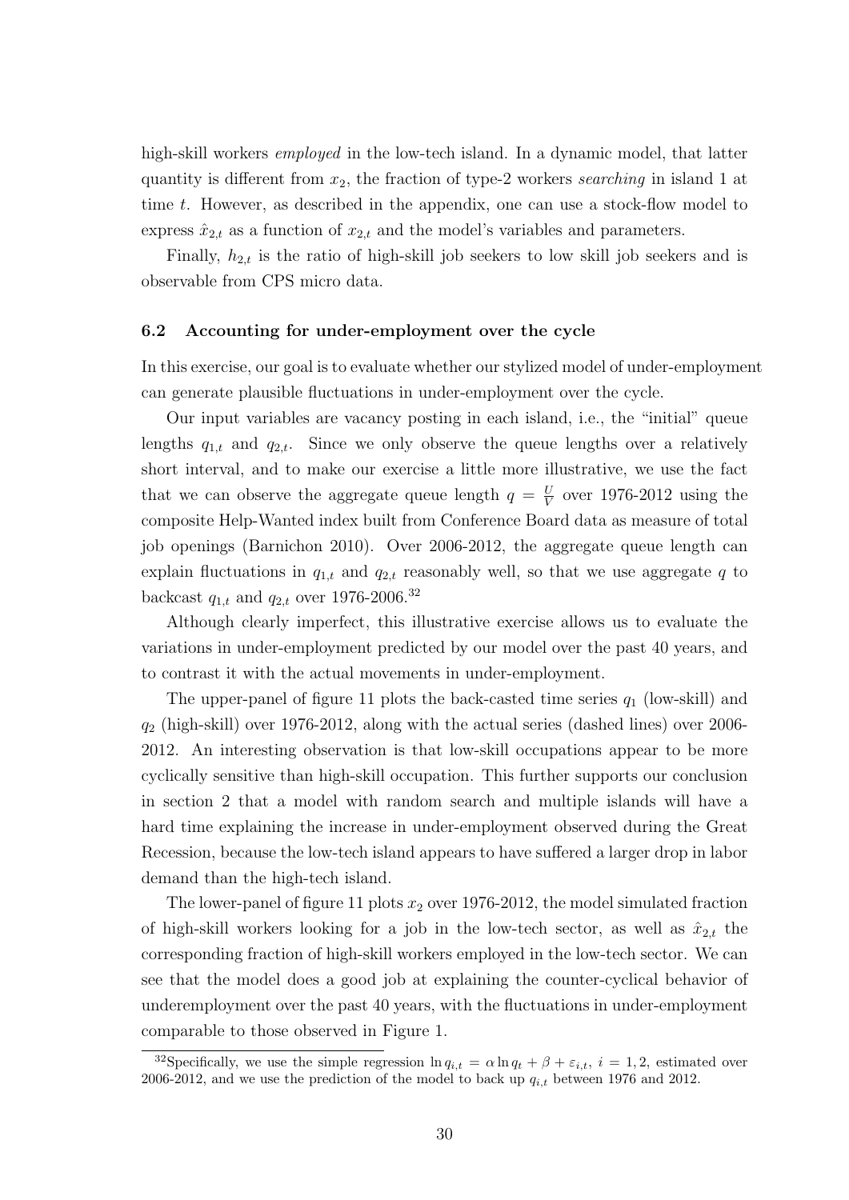high-skill workers *employed* in the low-tech island. In a dynamic model, that latter quantity is different from $x_2$, the fraction of type-2 workers *searching* in island 1 at time $t$. However, as described in the appendix, one can use a stock-flow model to express $\hat{x}_{2,t}$ as a function of $x_{2,t}$ and the model's variables and parameters.

Finally, $h_{2,t}$ is the ratio of high-skill job seekers to low skill job seekers and is observable from CPS micro data.

### 6.2 Accounting for under-employment over the cycle

In this exercise, our goal is to evaluate whether our stylized model of under-employment can generate plausible fluctuations in under-employment over the cycle.

Our input variables are vacancy posting in each island, i.e., the "initial" queue lengths $q_{1,t}$ and $q_{2,t}$. Since we only observe the queue lengths over a relatively short interval, and to make our exercise a little more illustrative, we use the fact that we can observe the aggregate queue length $q = \frac{U}{V}$ over 1976-2012 using the composite Help-Wanted index built from Conference Board data as measure of total job openings (Barnichon 2010). Over 2006-2012, the aggregate queue length can explain fluctuations in $q_{1,t}$ and $q_{2,t}$ reasonably well, so that we use aggregate $q$ to backcast $q_{1,t}$ and $q_{2,t}$ over 1976-2006.[32]

Although clearly imperfect, this illustrative exercise allows us to evaluate the variations in under-employment predicted by our model over the past 40 years, and to contrast it with the actual movements in under-employment.

The upper-panel of figure 11 plots the back-casted time series $q_1$ (low-skill) and $q_2$ (high-skill) over 1976-2012, along with the actual series (dashed lines) over 2006-2012. An interesting observation is that low-skill occupations appear to be more cyclically sensitive than high-skill occupation. This further supports our conclusion in section 2 that a model with random search and multiple islands will have a hard time explaining the increase in under-employment observed during the Great Recession, because the low-tech island appears to have suffered a larger drop in labor demand than the high-tech island.

The lower-panel of figure 11 plots $x_2$ over 1976-2012, the model simulated fraction of high-skill workers looking for a job in the low-tech sector, as well as $\hat{x}_{2,t}$ the corresponding fraction of high-skill workers employed in the low-tech sector. We can see that the model does a good job at explaining the counter-cyclical behavior of underemployment over the past 40 years, with the fluctuations in under-employment comparable to those observed in Figure 1.

[32] Specifically, we use the simple regression $\ln q_{i,t} = \alpha \ln q_t + \beta + \varepsilon_{i,t}$, $i = 1, 2$, estimated over 2006-2012, and we use the prediction of the model to back up $q_{i,t}$ between 1976 and 2012.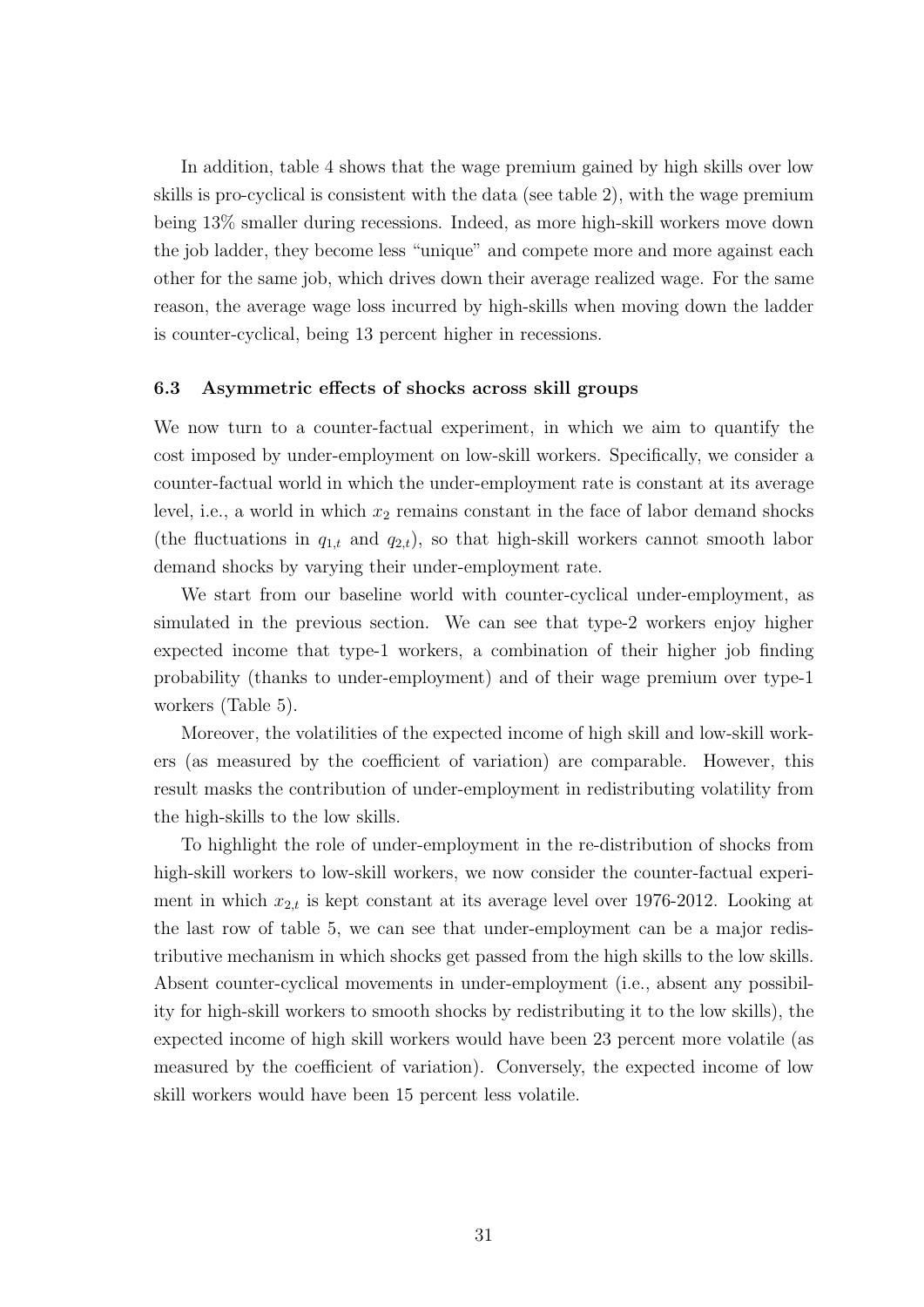In addition, table 4 shows that the wage premium gained by high skills over low skills is pro-cyclical is consistent with the data (see table 2), with the wage premium being 13% smaller during recessions. Indeed, as more high-skill workers move down the job ladder, they become less "unique" and compete more and more against each other for the same job, which drives down their average realized wage. For the same reason, the average wage loss incurred by high-skills when moving down the ladder is counter-cyclical, being 13 percent higher in recessions.

### 6.3 Asymmetric effects of shocks across skill groups

We now turn to a counter-factual experiment, in which we aim to quantify the cost imposed by under-employment on low-skill workers. Specifically, we consider a counter-factual world in which the under-employment rate is constant at its average level, i.e., a world in which $x_2$ remains constant in the face of labor demand shocks (the fluctuations in $q_{1,t}$ and $q_{2,t}$), so that high-skill workers cannot smooth labor demand shocks by varying their under-employment rate.

We start from our baseline world with counter-cyclical under-employment, as simulated in the previous section. We can see that type-2 workers enjoy higher expected income that type-1 workers, a combination of their higher job finding probability (thanks to under-employment) and of their wage premium over type-1 workers (Table 5).

Moreover, the volatilities of the expected income of high skill and low-skill workers (as measured by the coefficient of variation) are comparable. However, this result masks the contribution of under-employment in redistributing volatility from the high-skills to the low skills.

To highlight the role of under-employment in the re-distribution of shocks from high-skill workers to low-skill workers, we now consider the counter-factual experiment in which $x_{2,t}$ is kept constant at its average level over 1976-2012. Looking at the last row of table 5, we can see that under-employment can be a major redistributive mechanism in which shocks get passed from the high skills to the low skills. Absent counter-cyclical movements in under-employment (i.e., absent any possibility for high-skill workers to smooth shocks by redistributing it to the low skills), the expected income of high skill workers would have been 23 percent more volatile (as measured by the coefficient of variation). Conversely, the expected income of low skill workers would have been 15 percent less volatile.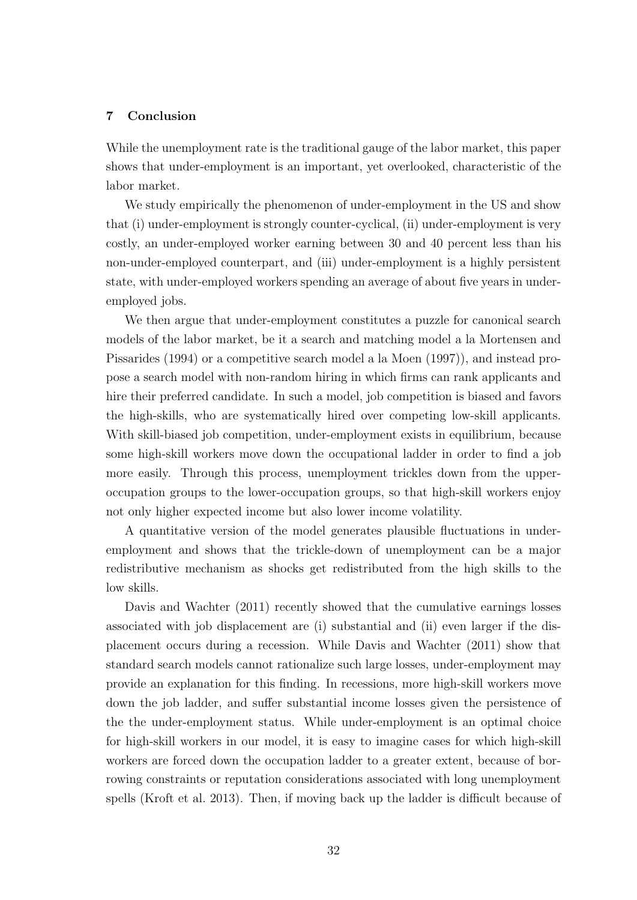## 7 Conclusion

While the unemployment rate is the traditional gauge of the labor market, this paper shows that under-employment is an important, yet overlooked, characteristic of the labor market.

We study empirically the phenomenon of under-employment in the US and show that (i) under-employment is strongly counter-cyclical, (ii) under-employment is very costly, an under-employed worker earning between 30 and 40 percent less than his non-under-employed counterpart, and (iii) under-employment is a highly persistent state, with under-employed workers spending an average of about five years in under-employed jobs.

We then argue that under-employment constitutes a puzzle for canonical search models of the labor market, be it a search and matching model a la Mortensen and Pissarides (1994) or a competitive search model a la Moen (1997)), and instead propose a search model with non-random hiring in which firms can rank applicants and hire their preferred candidate. In such a model, job competition is biased and favors the high-skills, who are systematically hired over competing low-skill applicants. With skill-biased job competition, under-employment exists in equilibrium, because some high-skill workers move down the occupational ladder in order to find a job more easily. Through this process, unemployment trickles down from the upper-occupation groups to the lower-occupation groups, so that high-skill workers enjoy not only higher expected income but also lower income volatility.

A quantitative version of the model generates plausible fluctuations in under-employment and shows that the trickle-down of unemployment can be a major redistributive mechanism as shocks get redistributed from the high skills to the low skills.

Davis and Wachter (2011) recently showed that the cumulative earnings losses associated with job displacement are (i) substantial and (ii) even larger if the displacement occurs during a recession. While Davis and Wachter (2011) show that standard search models cannot rationalize such large losses, under-employment may provide an explanation for this finding. In recessions, more high-skill workers move down the job ladder, and suffer substantial income losses given the persistence of the the under-employment status. While under-employment is an optimal choice for high-skill workers in our model, it is easy to imagine cases for which high-skill workers are forced down the occupation ladder to a greater extent, because of borrowing constraints or reputation considerations associated with long unemployment spells (Kroft et al. 2013). Then, if moving back up the ladder is difficult because of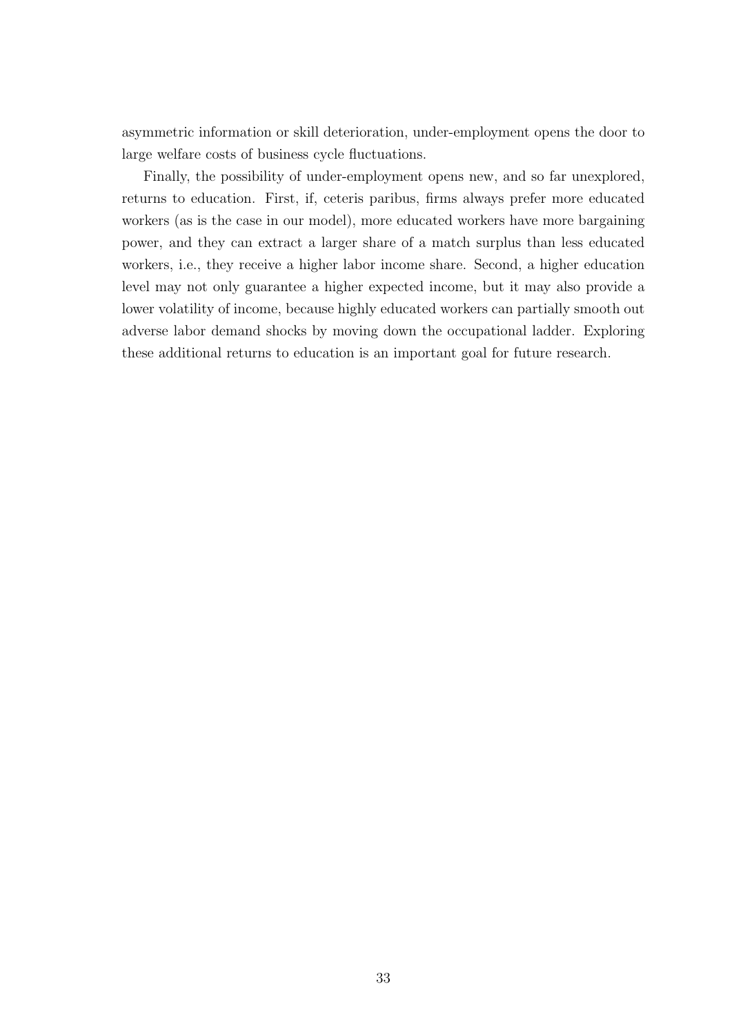asymmetric information or skill deterioration, under-employment opens the door to large welfare costs of business cycle fluctuations.

Finally, the possibility of under-employment opens new, and so far unexplored, returns to education. First, if, ceteris paribus, firms always prefer more educated workers (as is the case in our model), more educated workers have more bargaining power, and they can extract a larger share of a match surplus than less educated workers, i.e., they receive a higher labor income share. Second, a higher education level may not only guarantee a higher expected income, but it may also provide a lower volatility of income, because highly educated workers can partially smooth out adverse labor demand shocks by moving down the occupational ladder. Exploring these additional returns to education is an important goal for future research.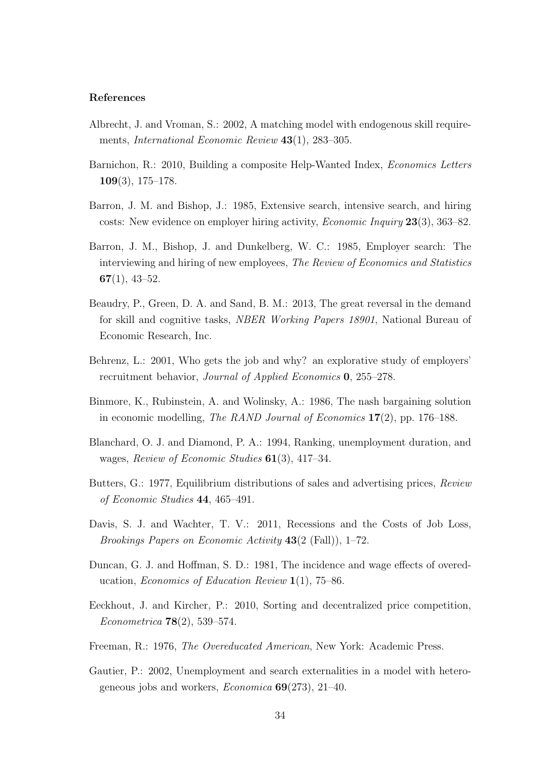## References

Albrecht, J. and Vroman, S.: 2002, A matching model with endogenous skill requirements, *International Economic Review* **43**(1), 283–305.

Barnichon, R.: 2010, Building a composite Help-Wanted Index, *Economics Letters* **109**(3), 175–178.

Barron, J. M. and Bishop, J.: 1985, Extensive search, intensive search, and hiring costs: New evidence on employer hiring activity, *Economic Inquiry* **23**(3), 363–82.

Barron, J. M., Bishop, J. and Dunkelberg, W. C.: 1985, Employer search: The interviewing and hiring of new employees, *The Review of Economics and Statistics* **67**(1), 43–52.

Beaudry, P., Green, D. A. and Sand, B. M.: 2013, The great reversal in the demand for skill and cognitive tasks, *NBER Working Papers 18901*, National Bureau of Economic Research, Inc.

Behrenz, L.: 2001, Who gets the job and why? an explorative study of employers' recruitment behavior, *Journal of Applied Economics* **0**, 255–278.

Binmore, K., Rubinstein, A. and Wolinsky, A.: 1986, The nash bargaining solution in economic modelling, *The RAND Journal of Economics* **17**(2), pp. 176–188.

Blanchard, O. J. and Diamond, P. A.: 1994, Ranking, unemployment duration, and wages, *Review of Economic Studies* **61**(3), 417–34.

Butters, G.: 1977, Equilibrium distributions of sales and advertising prices, *Review of Economic Studies* **44**, 465–491.

Davis, S. J. and Wachter, T. V.: 2011, Recessions and the Costs of Job Loss, *Brookings Papers on Economic Activity* **43**(2 (Fall)), 1–72.

Duncan, G. J. and Hoffman, S. D.: 1981, The incidence and wage effects of overeducation, *Economics of Education Review* **1**(1), 75–86.

Eeckhout, J. and Kircher, P.: 2010, Sorting and decentralized price competition, *Econometrica* **78**(2), 539–574.

Freeman, R.: 1976, *The Overeducated American*, New York: Academic Press.

Gautier, P.: 2002, Unemployment and search externalities in a model with heterogeneous jobs and workers, *Economica* **69**(273), 21–40.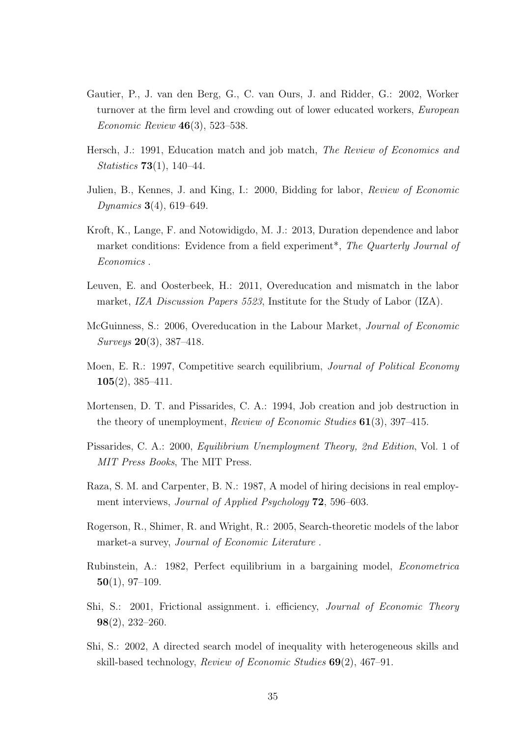Gautier, P., J. van den Berg, G., C. van Ours, J. and Ridder, G.: 2002, Worker turnover at the firm level and crowding out of lower educated workers, *European Economic Review* **46**(3), 523–538.

Hersch, J.: 1991, Education match and job match, *The Review of Economics and Statistics* **73**(1), 140–44.

Julien, B., Kennes, J. and King, I.: 2000, Bidding for labor, *Review of Economic Dynamics* **3**(4), 619–649.

Kroft, K., Lange, F. and Notowidigdo, M. J.: 2013, Duration dependence and labor market conditions: Evidence from a field experiment*, *The Quarterly Journal of Economics* .

Leuven, E. and Oosterbeek, H.: 2011, Overeducation and mismatch in the labor market, *IZA Discussion Papers 5523*, Institute for the Study of Labor (IZA).

McGuinness, S.: 2006, Overeducation in the Labour Market, *Journal of Economic Surveys* **20**(3), 387–418.

Moen, E. R.: 1997, Competitive search equilibrium, *Journal of Political Economy* **105**(2), 385–411.

Mortensen, D. T. and Pissarides, C. A.: 1994, Job creation and job destruction in the theory of unemployment, *Review of Economic Studies* **61**(3), 397–415.

Pissarides, C. A.: 2000, *Equilibrium Unemployment Theory, 2nd Edition*, Vol. 1 of *MIT Press Books*, The MIT Press.

Raza, S. M. and Carpenter, B. N.: 1987, A model of hiring decisions in real employment interviews, *Journal of Applied Psychology* **72**, 596–603.

Rogerson, R., Shimer, R. and Wright, R.: 2005, Search-theoretic models of the labor market-a survey, *Journal of Economic Literature* .

Rubinstein, A.: 1982, Perfect equilibrium in a bargaining model, *Econometrica* **50**(1), 97–109.

Shi, S.: 2001, Frictional assignment. i. efficiency, *Journal of Economic Theory* **98**(2), 232–260.

Shi, S.: 2002, A directed search model of inequality with heterogeneous skills and skill-based technology, *Review of Economic Studies* **69**(2), 467–91.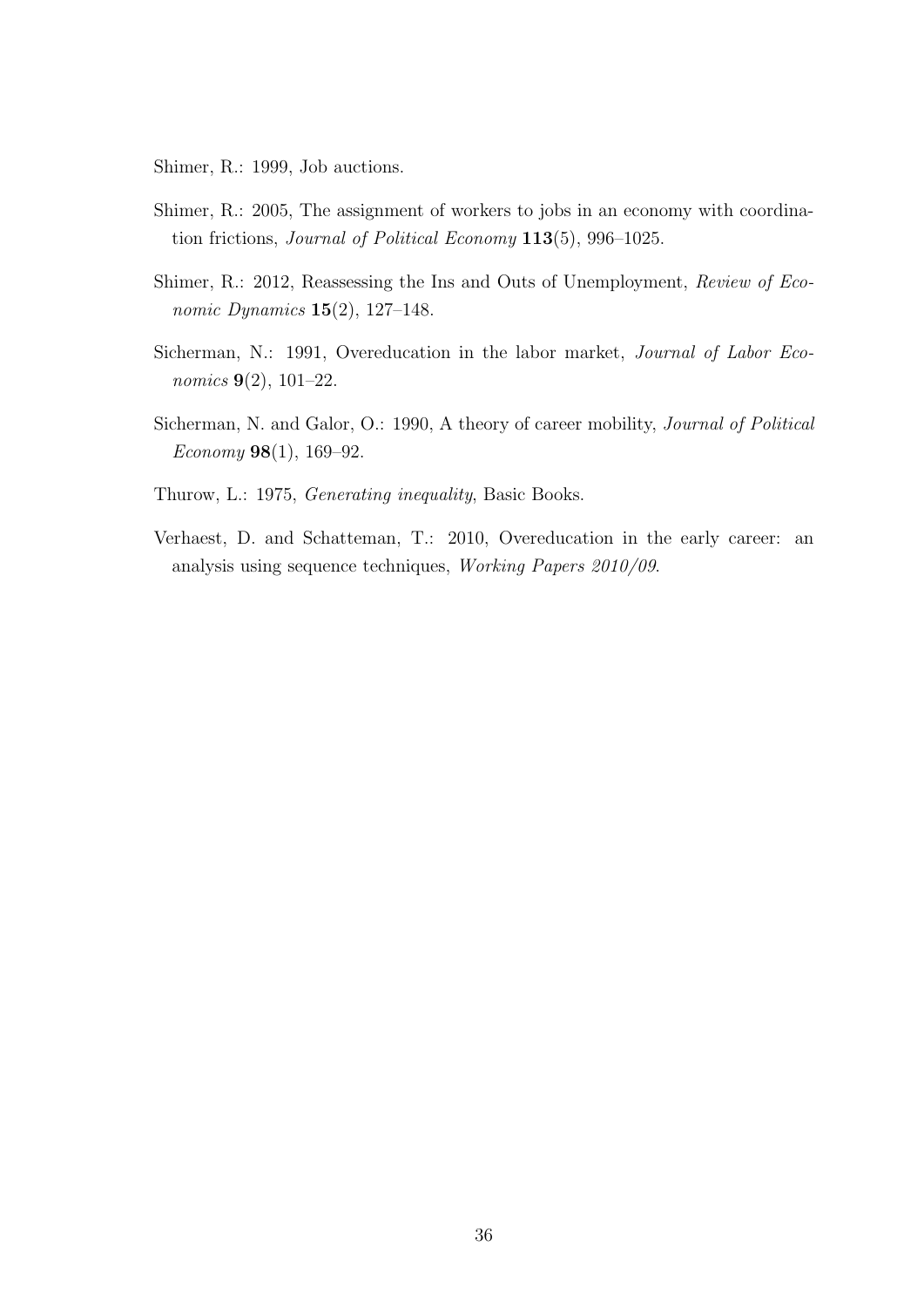Shimer, R.: 1999, Job auctions.

Shimer, R.: 2005, The assignment of workers to jobs in an economy with coordination frictions, *Journal of Political Economy* **113**(5), 996–1025.

Shimer, R.: 2012, Reassessing the Ins and Outs of Unemployment, *Review of Economic Dynamics* **15**(2), 127–148.

Sicherman, N.: 1991, Overeducation in the labor market, *Journal of Labor Economics* **9**(2), 101–22.

Sicherman, N. and Galor, O.: 1990, A theory of career mobility, *Journal of Political Economy* **98**(1), 169–92.

Thurow, L.: 1975, *Generating inequality*, Basic Books.

Verhaest, D. and Schatteman, T.: 2010, Overeducation in the early career: an analysis using sequence techniques, *Working Papers 2010/09*.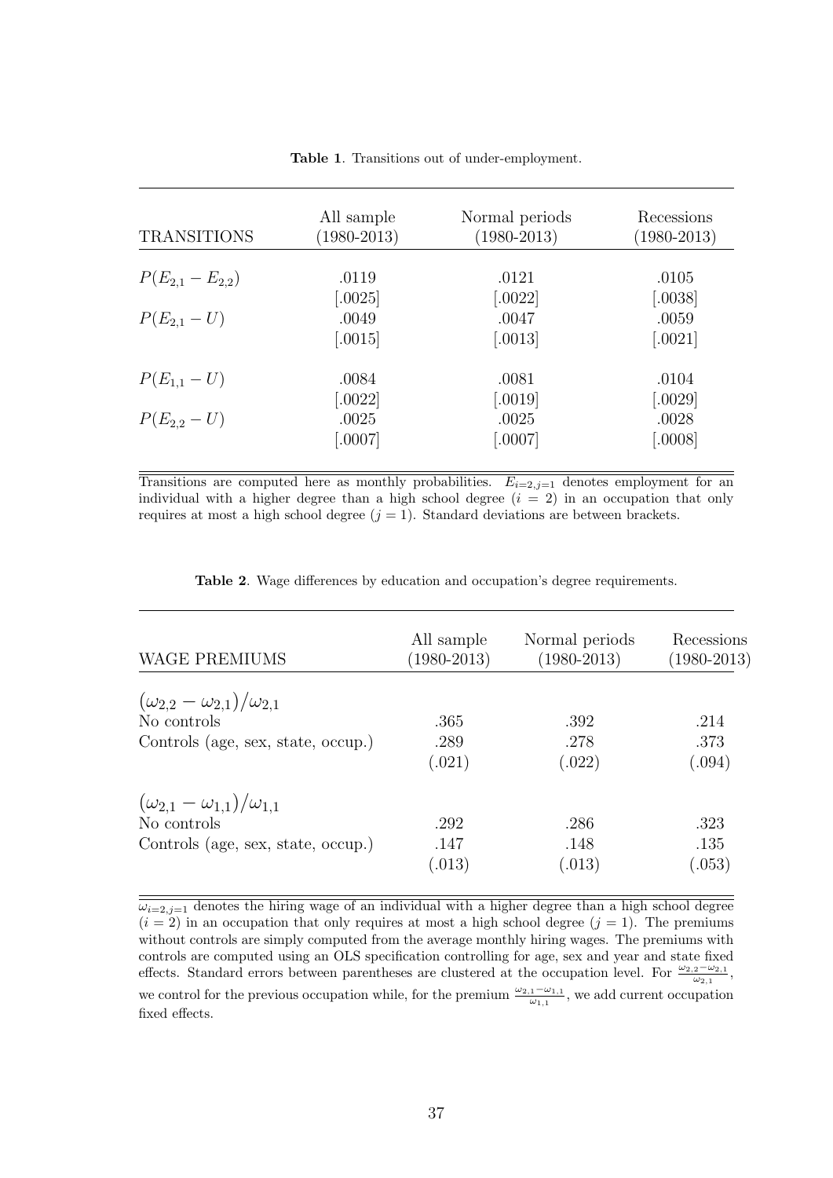**Table 1**. Transitions out of under-employment.

| TRANSITIONS | All sample (1980-2013) | Normal periods (1980-2013) | Recessions (1980-2013) |
|---|---|---|---|
| $P(E_{2,1} - E_{2,2})$ | .0119 | .0121 | .0105 |
| | [.0025] | [.0022] | [.0038] |
| $P(E_{2,1} - U)$ | .0049 | .0047 | .0059 |
| | [.0015] | [.0013] | [.0021] |
| $P(E_{1,1} - U)$ | .0084 | .0081 | .0104 |
| | [.0022] | [.0019] | [.0029] |
| $P(E_{2,2} - U)$ | .0025 | .0025 | .0028 |
| | [.0007] | [.0007] | [.0008] |

Transitions are computed here as monthly probabilities. $E_{i=2,j=1}$ denotes employment for an individual with a higher degree than a high school degree ($i = 2$) in an occupation that only requires at most a high school degree ($j = 1$). Standard deviations are between brackets.

**Table 2**. Wage differences by education and occupation's degree requirements.

| WAGE PREMIUMS | All sample (1980-2013) | Normal periods (1980-2013) | Recessions (1980-2013) |
|---|---|---|---|
| $(\omega_{2,2} - \omega_{2,1})/\omega_{2,1}$ | | | |
| No controls | .365 | .392 | .214 |
| Controls (age, sex, state, occup.) | .289 | .278 | .373 |
| | (.021) | (.022) | (.094) |
| $(\omega_{2,1} - \omega_{1,1})/\omega_{1,1}$ | | | |
| No controls | .292 | .286 | .323 |
| Controls (age, sex, state, occup.) | .147 | .148 | .135 |
| | (.013) | (.013) | (.053) |

$\omega_{i=2,j=1}$ denotes the hiring wage of an individual with a higher degree than a high school degree ($i = 2$) in an occupation that only requires at most a high school degree ($j = 1$). The premiums without controls are simply computed from the average monthly hiring wages. The premiums with controls are computed using an OLS specification controlling for age, sex and year and state fixed effects. Standard errors between parentheses are clustered at the occupation level. For $\frac{\omega_{2,2}-\omega_{2,1}}{\omega_{2,1}}$, we control for the previous occupation while, for the premium $\frac{\omega_{2,1}-\omega_{1,1}}{\omega_{1,1}}$, we add current occupation fixed effects.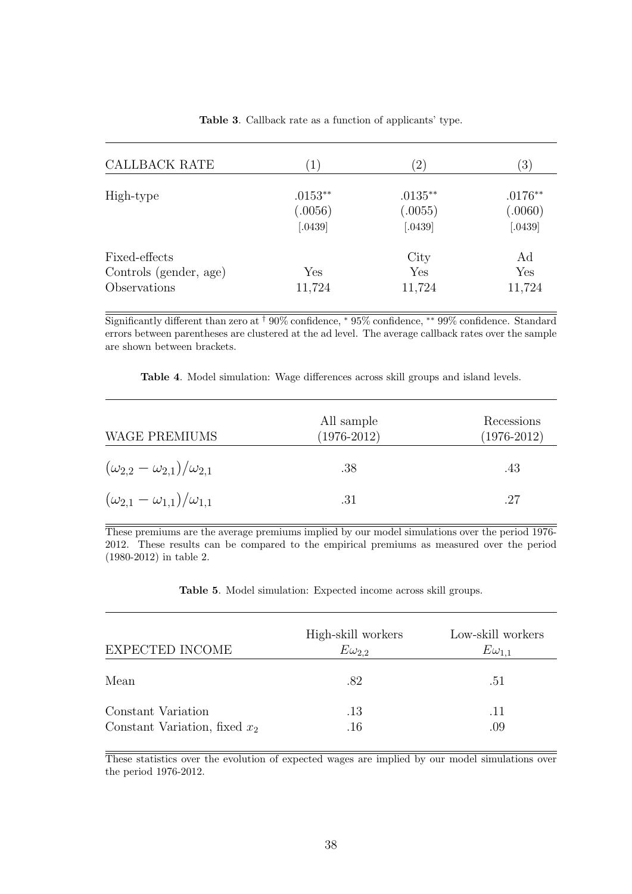**Table 3**. Callback rate as a function of applicants' type.

| CALLBACK RATE | (1) | (2) | (3) |
|---|---|---|---|
| High-type | .0153** | .0135** | .0176** |
| | (.0056) | (.0055) | (.0060) |
| | [.0439] | [.0439] | [.0439] |
| Fixed-effects | | City | Ad |
| Controls (gender, age) | Yes | Yes | Yes |
| Observations | 11,724 | 11,724 | 11,724 |

Significantly different than zero at † 90% confidence, * 95% confidence, ** 99% confidence. Standard errors between parentheses are clustered at the ad level. The average callback rates over the sample are shown between brackets.

**Table 4**. Model simulation: Wage differences across skill groups and island levels.

| WAGE PREMIUMS | All sample (1976-2012) | Recessions (1976-2012) |
|---|---|---|
| $(\omega_{2,2} - \omega_{2,1})/\omega_{2,1}$ | .38 | .43 |
| $(\omega_{2,1} - \omega_{1,1})/\omega_{1,1}$ | .31 | .27 |

These premiums are the average premiums implied by our model simulations over the period 1976-2012. These results can be compared to the empirical premiums as measured over the period (1980-2012) in table 2.

**Table 5**. Model simulation: Expected income across skill groups.

| EXPECTED INCOME | High-skill workers $E\omega_{2,2}$ | Low-skill workers $E\omega_{1,1}$ |
|---|---|---|
| Mean | .82 | .51 |
| Constant Variation | .13 | .11 |
| Constant Variation, fixed $x_2$ | .16 | .09 |

These statistics over the evolution of expected wages are implied by our model simulations over the period 1976-2012.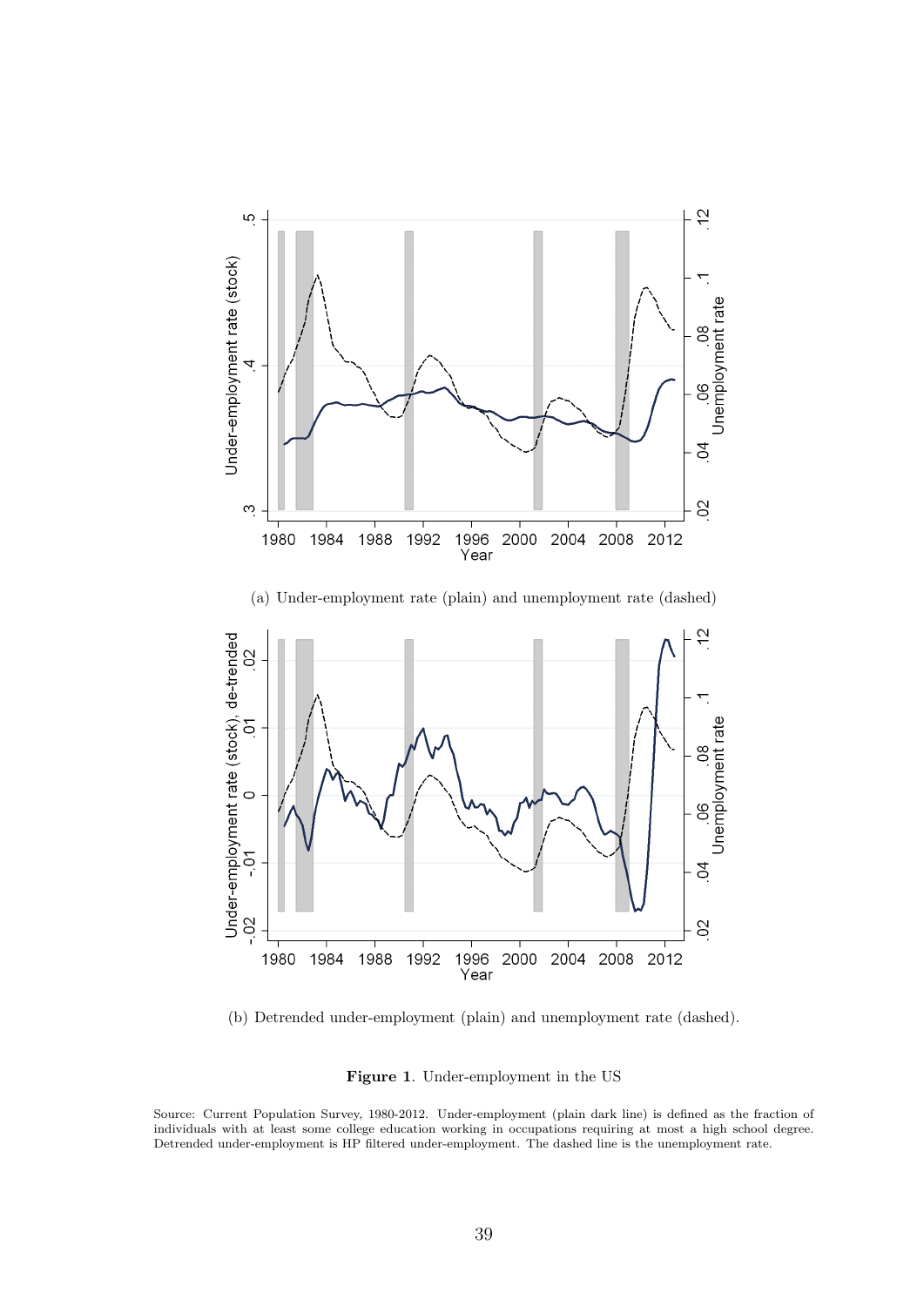(a) Under-employment rate (plain) and unemployment rate (dashed)

(b) Detrended under-employment (plain) and unemployment rate (dashed).

**Figure 1**. Under-employment in the US

Source: Current Population Survey, 1980-2012. Under-employment (plain dark line) is defined as the fraction of individuals with at least some college education working in occupations requiring at most a high school degree. Detrended under-employment is HP filtered under-employment. The dashed line is the unemployment rate.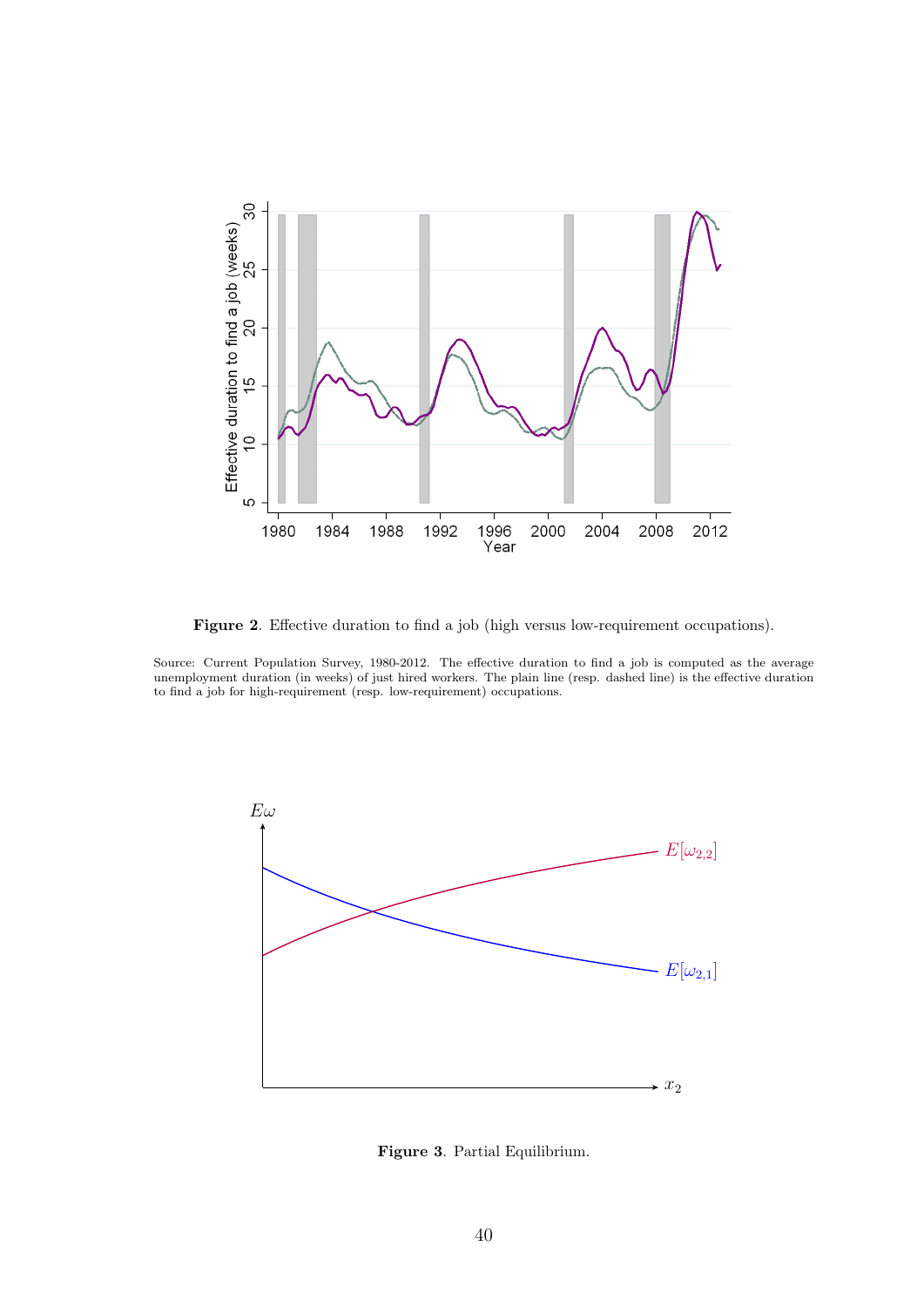**Figure 2**. Effective duration to find a job (high versus low-requirement occupations).

Source: Current Population Survey, 1980-2012. The effective duration to find a job is computed as the average unemployment duration (in weeks) of just hired workers. The plain line (resp. dashed line) is the effective duration to find a job for high-requirement (resp. low-requirement) occupations.

**Figure 3**. Partial Equilibrium.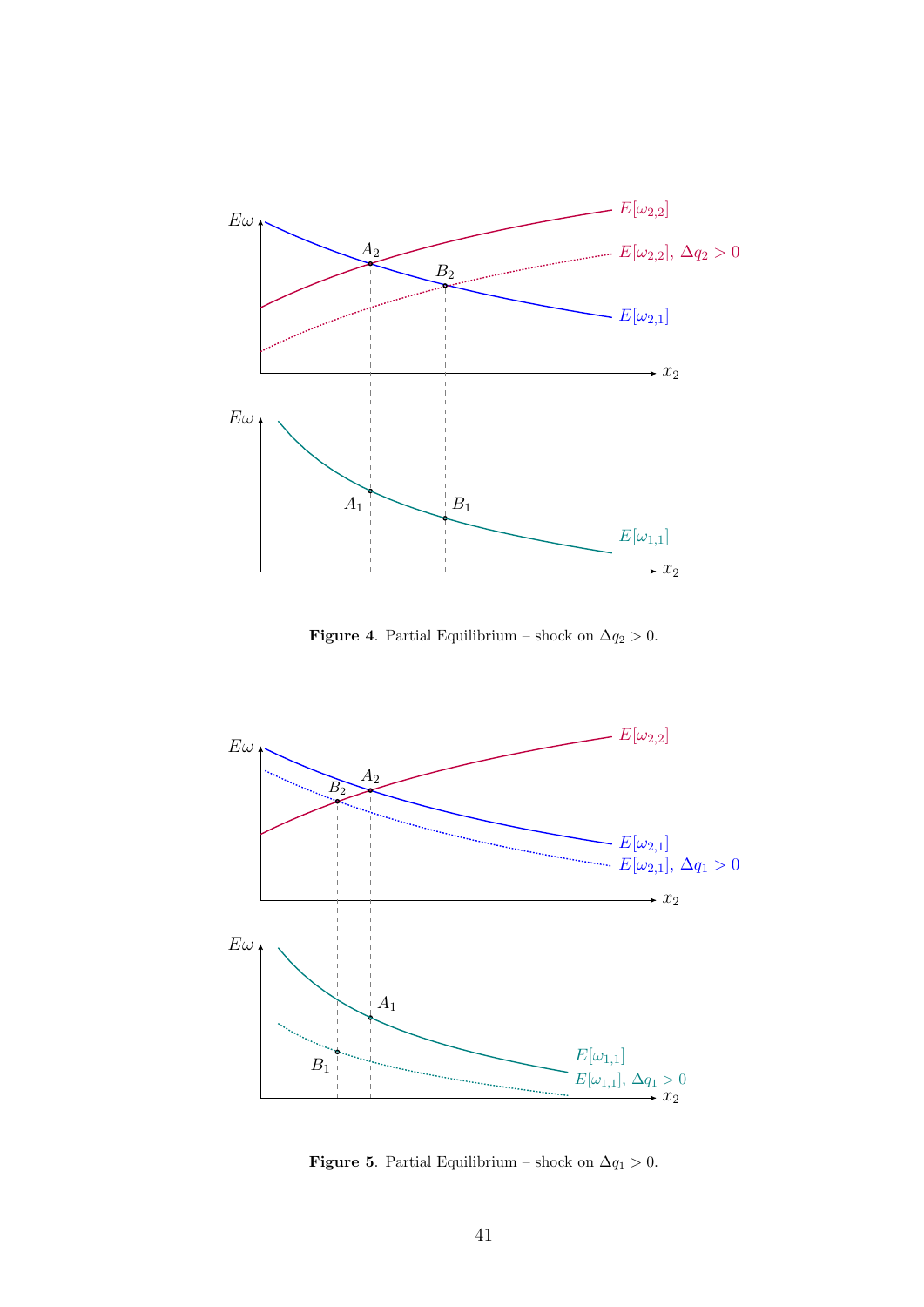**Figure 4**. Partial Equilibrium – shock on $\Delta q_2 > 0$.

**Figure 5**. Partial Equilibrium – shock on $\Delta q_1 > 0$.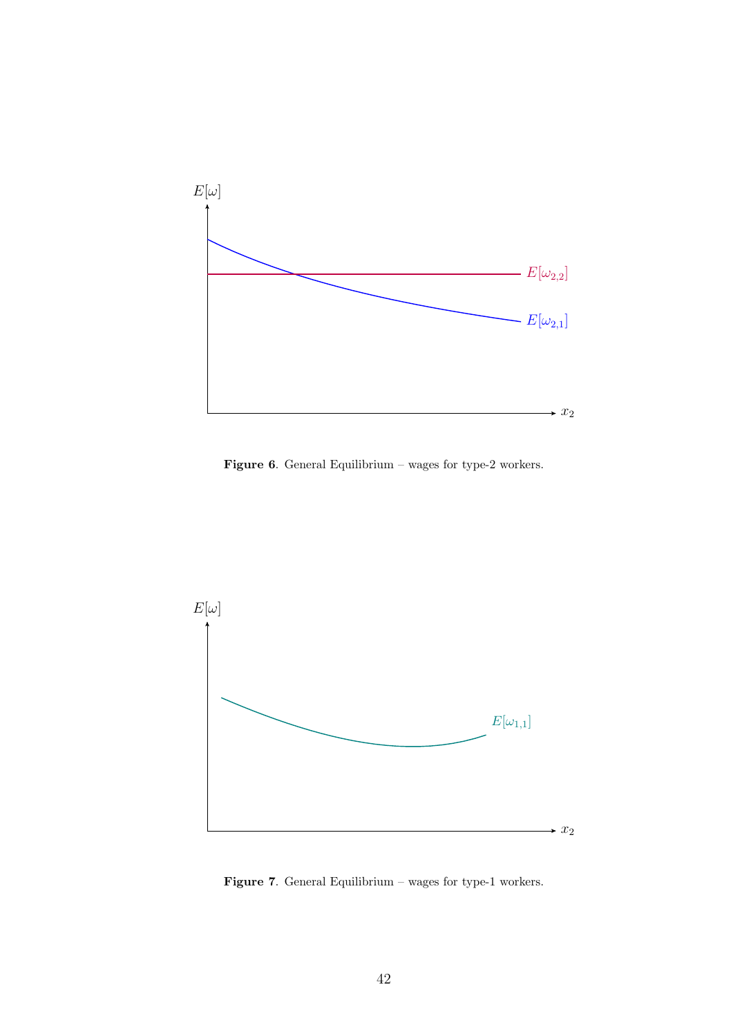**Figure 6**. General Equilibrium – wages for type-2 workers.

**Figure 7**. General Equilibrium – wages for type-1 workers.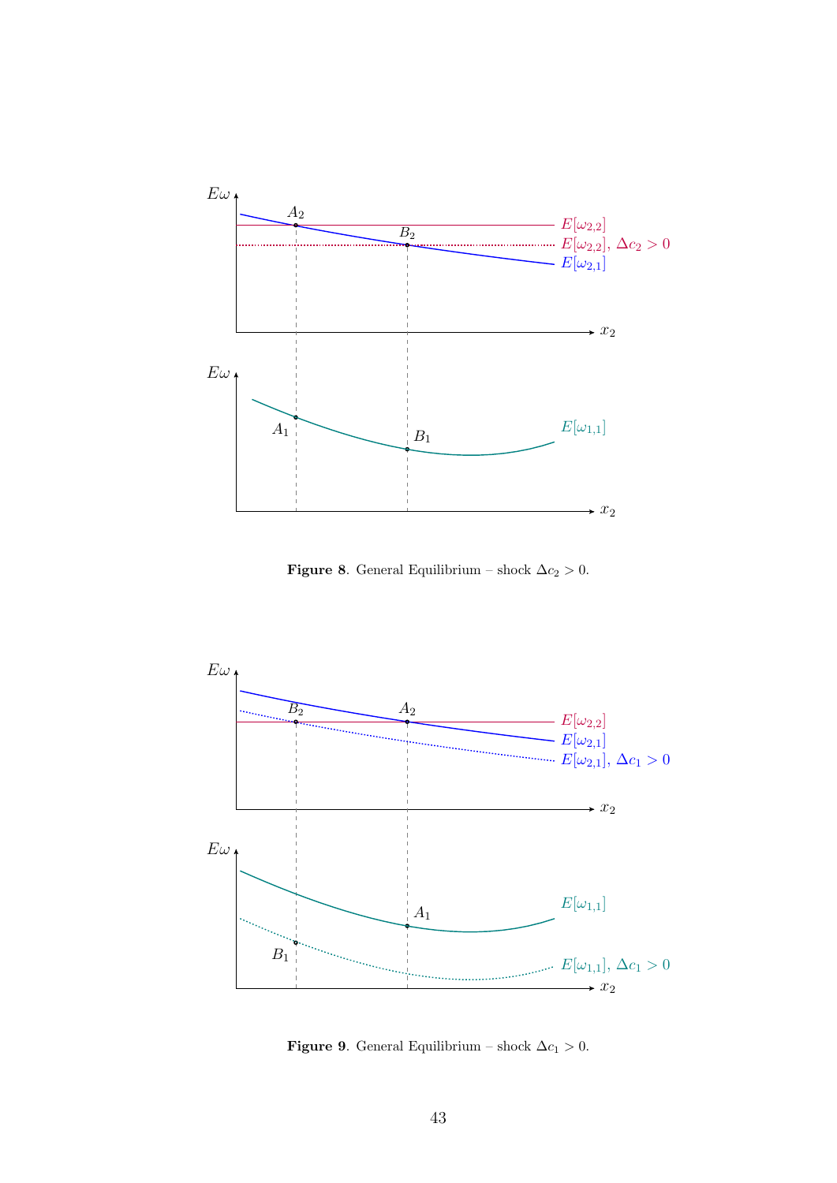**Figure 8**. General Equilibrium – shock $\Delta c_2 > 0$.

**Figure 9**. General Equilibrium – shock $\Delta c_1 > 0$.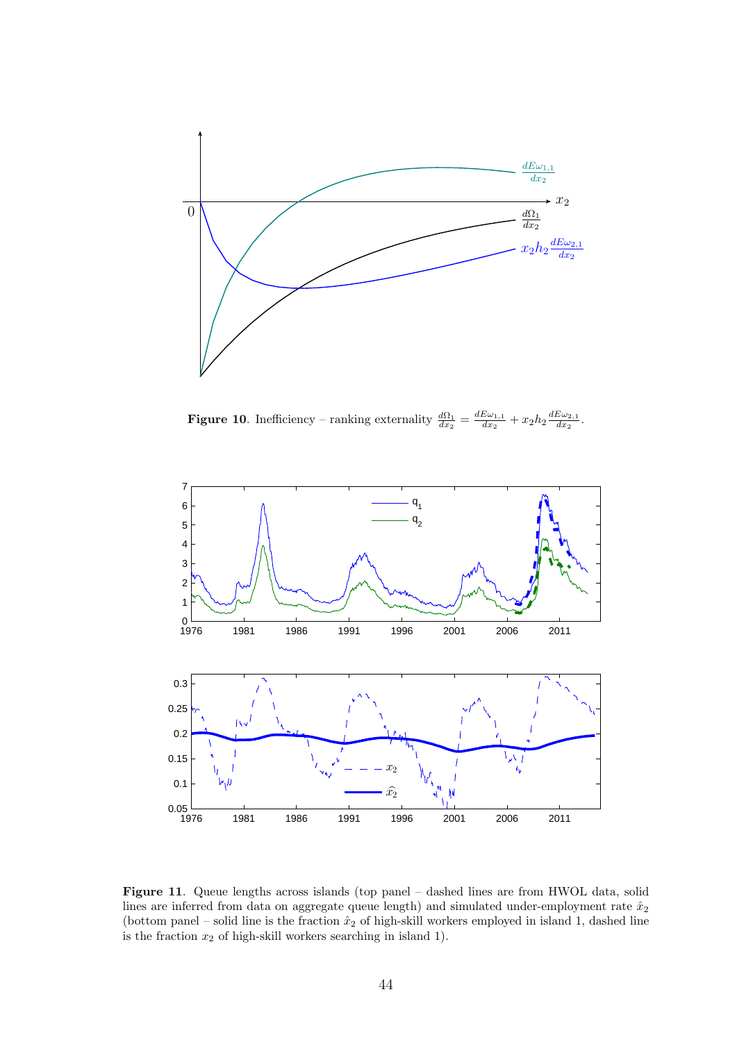**Figure 10**. Inefficiency – ranking externality $\frac{d\Omega_1}{dx_2} = \frac{dE\omega_{1,1}}{dx_2} + x_2 h_2 \frac{dE\omega_{2,1}}{dx_2}$.

**Figure 11**. Queue lengths across islands (top panel – dashed lines are from HWOL data, solid lines are inferred from data on aggregate queue length) and simulated under-employment rate $\hat{x}_2$ (bottom panel – solid line is the fraction $\hat{x}_2$ of high-skill workers employed in island 1, dashed line is the fraction $x_2$ of high-skill workers searching in island 1).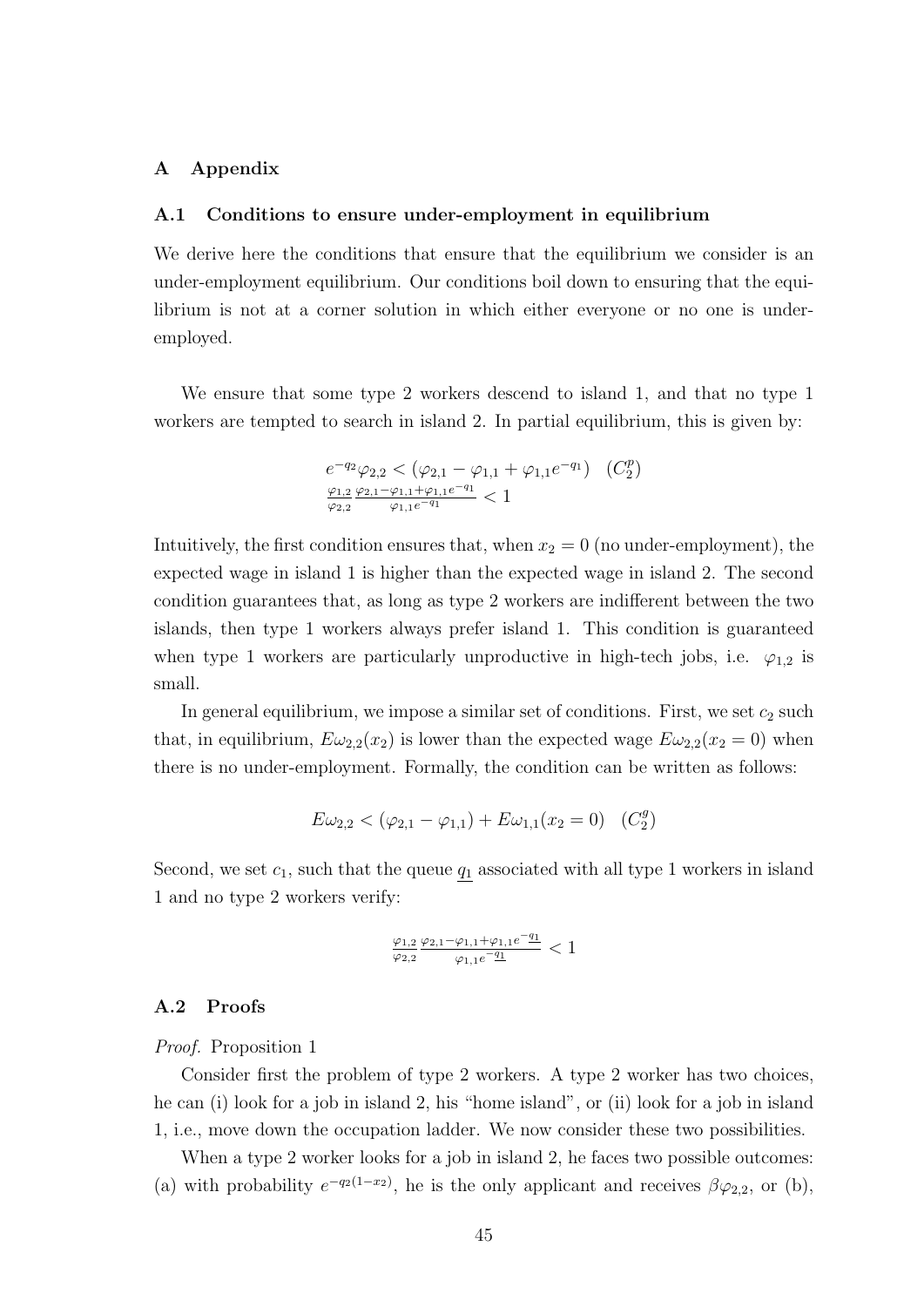# A Appendix

## A.1 Conditions to ensure under-employment in equilibrium

We derive here the conditions that ensure that the equilibrium we consider is an under-employment equilibrium. Our conditions boil down to ensuring that the equilibrium is not at a corner solution in which either everyone or no one is under-employed.

We ensure that some type 2 workers descend to island 1, and that no type 1 workers are tempted to search in island 2. In partial equilibrium, this is given by:

$$e^{-q_2}\varphi_{2,2} < (\varphi_{2,1} - \varphi_{1,1} + \varphi_{1,1}e^{-q_1}) \quad (C_2^p)$$
$$\frac{\varphi_{1,2}}{\varphi_{2,2}} \frac{\varphi_{2,1} - \varphi_{1,1} + \varphi_{1,1}e^{-q_1}}{\varphi_{1,1}e^{-q_1}} < 1$$

Intuitively, the first condition ensures that, when $x_2 = 0$ (no under-employment), the expected wage in island 1 is higher than the expected wage in island 2. The second condition guarantees that, as long as type 2 workers are indifferent between the two islands, then type 1 workers always prefer island 1. This condition is guaranteed when type 1 workers are particularly unproductive in high-tech jobs, i.e. $\varphi_{1,2}$ is small.

In general equilibrium, we impose a similar set of conditions. First, we set $c_2$ such that, in equilibrium, $E\omega_{2,2}(x_2)$ is lower than the expected wage $E\omega_{2,2}(x_2 = 0)$ when there is no under-employment. Formally, the condition can be written as follows:

$$E\omega_{2,2} < (\varphi_{2,1} - \varphi_{1,1}) + E\omega_{1,1}(x_2 = 0) \quad (C_2^g)$$

Second, we set $c_1$, such that the queue $\underline{q_1}$ associated with all type 1 workers in island 1 and no type 2 workers verify:

$$\frac{\varphi_{1,2}}{\varphi_{2,2}} \frac{\varphi_{2,1} - \varphi_{1,1} + \varphi_{1,1}e^{-\underline{q_1}}}{\varphi_{1,1}e^{-\underline{q_1}}} < 1$$

## A.2 Proofs

*Proof.* Proposition 1

Consider first the problem of type 2 workers. A type 2 worker has two choices, he can (i) look for a job in island 2, his "home island", or (ii) look for a job in island 1, i.e., move down the occupation ladder. We now consider these two possibilities.

When a type 2 worker looks for a job in island 2, he faces two possible outcomes: (a) with probability $e^{-q_2(1-x_2)}$, he is the only applicant and receives $\beta\varphi_{2,2}$, or (b),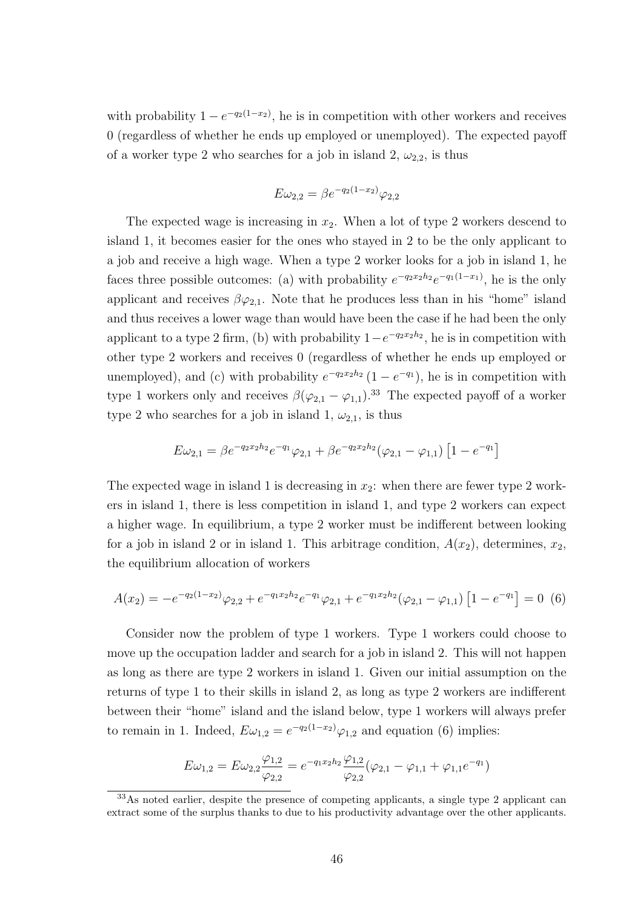with probability $1 - e^{-q_2(1-x_2)}$, he is in competition with other workers and receives 0 (regardless of whether he ends up employed or unemployed). The expected payoff of a worker type 2 who searches for a job in island 2, $\omega_{2,2}$, is thus

$$E\omega_{2,2} = \beta e^{-q_2(1-x_2)}\varphi_{2,2}$$

The expected wage is increasing in $x_2$. When a lot of type 2 workers descend to island 1, it becomes easier for the ones who stayed in 2 to be the only applicant to a job and receive a high wage. When a type 2 worker looks for a job in island 1, he faces three possible outcomes: (a) with probability $e^{-q_2 x_2 h_2}e^{-q_1(1-x_1)}$, he is the only applicant and receives $\beta\varphi_{2,1}$. Note that he produces less than in his "home" island and thus receives a lower wage than would have been the case if he had been the only applicant to a type 2 firm, (b) with probability $1-e^{-q_2 x_2 h_2}$, he is in competition with other type 2 workers and receives 0 (regardless of whether he ends up employed or unemployed), and (c) with probability $e^{-q_2 x_2 h_2}\left(1-e^{-q_1}\right)$, he is in competition with type 1 workers only and receives $\beta(\varphi_{2,1} - \varphi_{1,1})$.[33] The expected payoff of a worker type 2 who searches for a job in island 1, $\omega_{2,1}$, is thus

$$E\omega_{2,1} = \beta e^{-q_2 x_2 h_2}e^{-q_1}\varphi_{2,1} + \beta e^{-q_2 x_2 h_2}(\varphi_{2,1} - \varphi_{1,1})\left[1 - e^{-q_1}\right]$$

The expected wage in island 1 is decreasing in $x_2$: when there are fewer type 2 workers in island 1, there is less competition in island 1, and type 2 workers can expect a higher wage. In equilibrium, a type 2 worker must be indifferent between looking for a job in island 2 or in island 1. This arbitrage condition, $A(x_2)$, determines, $x_2$, the equilibrium allocation of workers

$$A(x_2) = -e^{-q_2(1-x_2)}\varphi_{2,2} + e^{-q_1 x_2 h_2}e^{-q_1}\varphi_{2,1} + e^{-q_1 x_2 h_2}(\varphi_{2,1} - \varphi_{1,1})\left[1 - e^{-q_1}\right] = 0 \quad (6)$$

Consider now the problem of type 1 workers. Type 1 workers could choose to move up the occupation ladder and search for a job in island 2. This will not happen as long as there are type 2 workers in island 1. Given our initial assumption on the returns of type 1 to their skills in island 2, as long as type 2 workers are indifferent between their "home" island and the island below, type 1 workers will always prefer to remain in 1. Indeed, $E\omega_{1,2} = e^{-q_2(1-x_2)}\varphi_{1,2}$ and equation (6) implies:

$$E\omega_{1,2} = E\omega_{2,2}\frac{\varphi_{1,2}}{\varphi_{2,2}} = e^{-q_1 x_2 h_2}\frac{\varphi_{1,2}}{\varphi_{2,2}}(\varphi_{2,1} - \varphi_{1,1} + \varphi_{1,1}e^{-q_1})$$

[33] As noted earlier, despite the presence of competing applicants, a single type 2 applicant can extract some of the surplus thanks to due to his productivity advantage over the other applicants.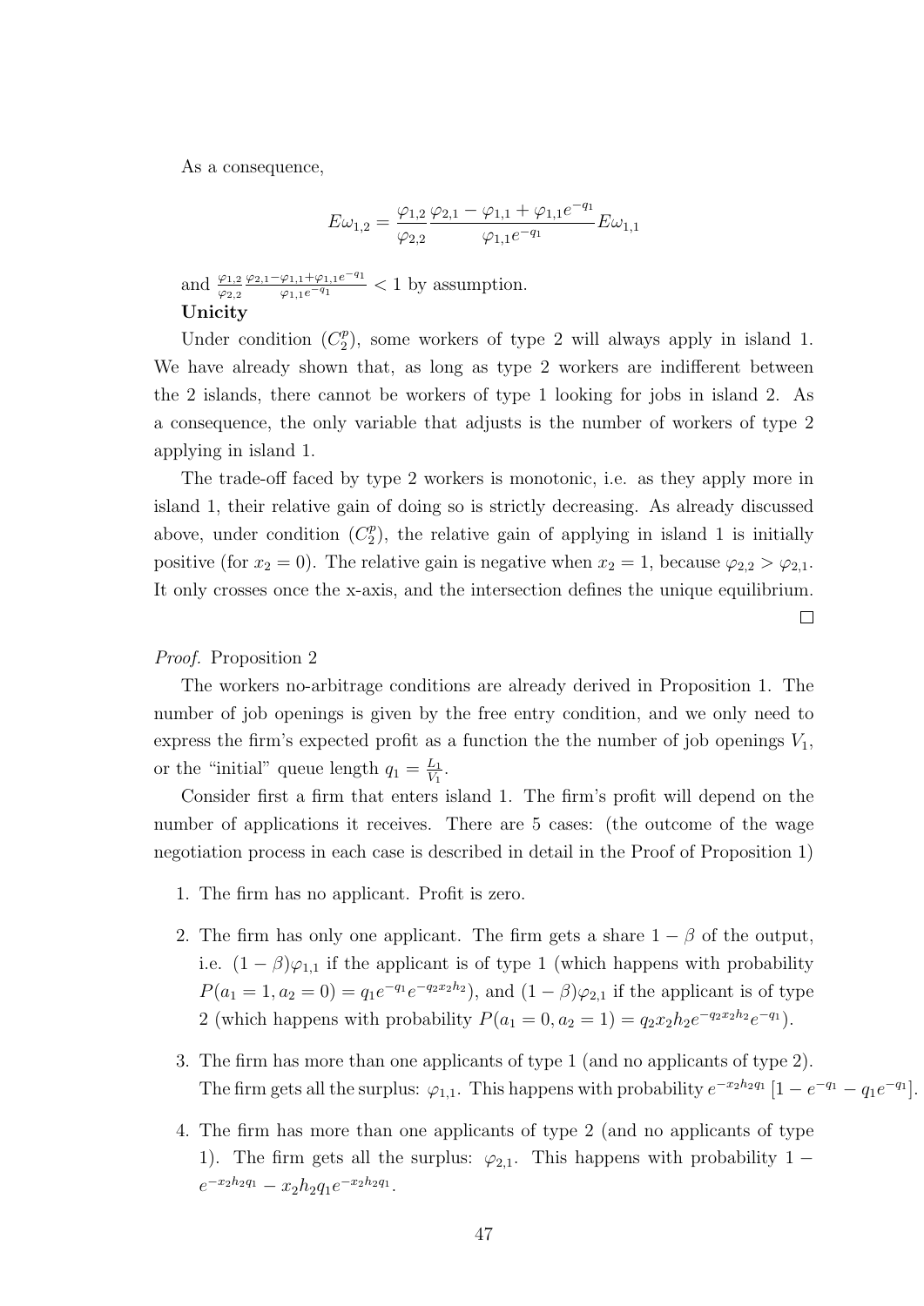As a consequence,

$$E\omega_{1,2} = \frac{\varphi_{1,2}}{\varphi_{2,2}} \frac{\varphi_{2,1} - \varphi_{1,1} + \varphi_{1,1}e^{-q_1}}{\varphi_{1,1}e^{-q_1}} E\omega_{1,1}$$

and $\frac{\varphi_{1,2}}{\varphi_{2,2}} \frac{\varphi_{2,1} - \varphi_{1,1} + \varphi_{1,1}e^{-q_1}}{\varphi_{1,1}e^{-q_1}} < 1$ by assumption.

**Unicity**

Under condition $(C_2^p)$, some workers of type 2 will always apply in island 1. We have already shown that, as long as type 2 workers are indifferent between the 2 islands, there cannot be workers of type 1 looking for jobs in island 2. As a consequence, the only variable that adjusts is the number of workers of type 2 applying in island 1.

The trade-off faced by type 2 workers is monotonic, i.e. as they apply more in island 1, their relative gain of doing so is strictly decreasing. As already discussed above, under condition $(C_2^p)$, the relative gain of applying in island 1 is initially positive (for $x_2 = 0$). The relative gain is negative when $x_2 = 1$, because $\varphi_{2,2} > \varphi_{2,1}$. It only crosses once the x-axis, and the intersection defines the unique equilibrium.

□

*Proof.* Proposition 2

The workers no-arbitrage conditions are already derived in Proposition 1. The number of job openings is given by the free entry condition, and we only need to express the firm's expected profit as a function the the number of job openings $V_1$, or the "initial" queue length $q_1 = \frac{L_1}{V_1}$.

Consider first a firm that enters island 1. The firm's profit will depend on the number of applications it receives. There are 5 cases: (the outcome of the wage negotiation process in each case is described in detail in the Proof of Proposition 1)

1. The firm has no applicant. Profit is zero.

2. The firm has only one applicant. The firm gets a share $1 - \beta$ of the output, i.e. $(1 - \beta)\varphi_{1,1}$ if the applicant is of type 1 (which happens with probability $P(a_1 = 1, a_2 = 0) = q_1 e^{-q_1} e^{-q_2 x_2 h_2}$), and $(1 - \beta)\varphi_{2,1}$ if the applicant is of type 2 (which happens with probability $P(a_1 = 0, a_2 = 1) = q_2 x_2 h_2 e^{-q_2 x_2 h_2} e^{-q_1}$).

3. The firm has more than one applicants of type 1 (and no applicants of type 2). The firm gets all the surplus: $\varphi_{1,1}$. This happens with probability $e^{-x_2 h_2 q_1} [1 - e^{-q_1} - q_1 e^{-q_1}]$.

4. The firm has more than one applicants of type 2 (and no applicants of type 1). The firm gets all the surplus: $\varphi_{2,1}$. This happens with probability $1 - e^{-x_2 h_2 q_1} - x_2 h_2 q_1 e^{-x_2 h_2 q_1}$.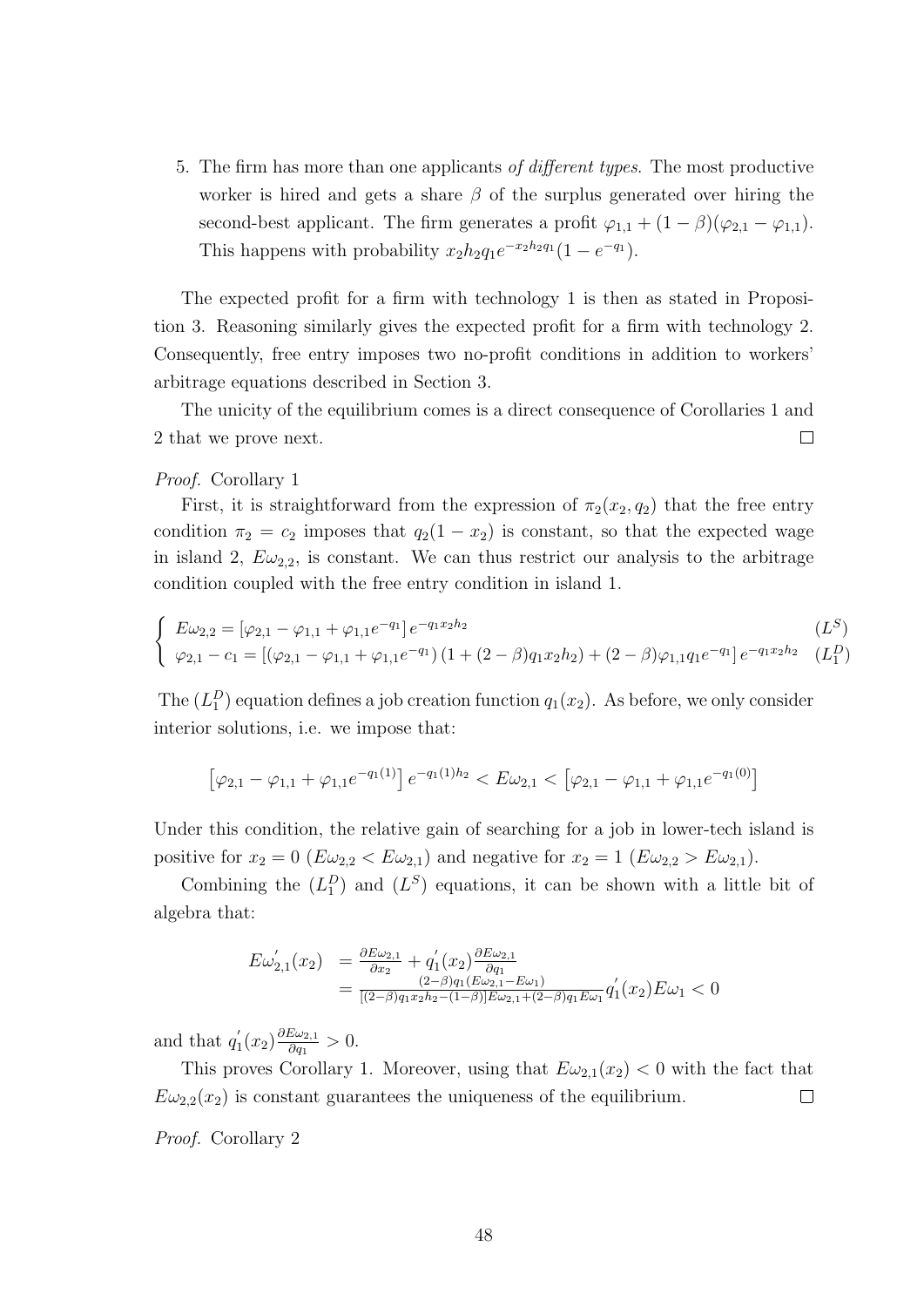5. The firm has more than one applicants *of different types*. The most productive worker is hired and gets a share $\beta$ of the surplus generated over hiring the second-best applicant. The firm generates a profit $\varphi_{1,1} + (1-\beta)(\varphi_{2,1} - \varphi_{1,1})$. This happens with probability $x_2 h_2 q_1 e^{-x_2 h_2 q_1}(1 - e^{-q_1})$.

The expected profit for a firm with technology 1 is then as stated in Proposition 3. Reasoning similarly gives the expected profit for a firm with technology 2. Consequently, free entry imposes two no-profit conditions in addition to workers' arbitrage equations described in Section 3.

The unicity of the equilibrium comes is a direct consequence of Corollaries 1 and 2 that we prove next. $\square$

*Proof.* Corollary 1

First, it is straightforward from the expression of $\pi_2(x_2, q_2)$ that the free entry condition $\pi_2 = c_2$ imposes that $q_2(1-x_2)$ is constant, so that the expected wage in island 2, $E\omega_{2,2}$, is constant. We can thus restrict our analysis to the arbitrage condition coupled with the free entry condition in island 1.

$$\begin{cases} E\omega_{2,2} = \left[\varphi_{2,1} - \varphi_{1,1} + \varphi_{1,1} e^{-q_1}\right] e^{-q_1 x_2 h_2} & (L^S) \\ \varphi_{2,1} - c_1 = \left[\left(\varphi_{2,1} - \varphi_{1,1} + \varphi_{1,1} e^{-q_1}\right)\left(1 + (2-\beta) q_1 x_2 h_2\right) + (2-\beta)\varphi_{1,1} q_1 e^{-q_1}\right] e^{-q_1 x_2 h_2} & (L_1^D) \end{cases}$$

The $(L_1^D)$ equation defines a job creation function $q_1(x_2)$. As before, we only consider interior solutions, i.e. we impose that:

$$\left[\varphi_{2,1} - \varphi_{1,1} + \varphi_{1,1} e^{-q_1(1)}\right] e^{-q_1(1) h_2} < E\omega_{2,1} < \left[\varphi_{2,1} - \varphi_{1,1} + \varphi_{1,1} e^{-q_1(0)}\right]$$

Under this condition, the relative gain of searching for a job in lower-tech island is positive for $x_2 = 0$ ($E\omega_{2,2} < E\omega_{2,1}$) and negative for $x_2 = 1$ ($E\omega_{2,2} > E\omega_{2,1}$).

Combining the $(L_1^D)$ and $(L^S)$ equations, it can be shown with a little bit of algebra that:

$$\begin{aligned} E\omega_{2,1}'(x_2) &= \frac{\partial E\omega_{2,1}}{\partial x_2} + q_1'(x_2)\frac{\partial E\omega_{2,1}}{\partial q_1} \\ &= \frac{(2-\beta) q_1 (E\omega_{2,1} - E\omega_1)}{[(2-\beta) q_1 x_2 h_2 - (1-\beta)] E\omega_{2,1} + (2-\beta) q_1 E\omega_1} q_1'(x_2) E\omega_1 < 0 \end{aligned}$$

and that $q_1'(x_2)\frac{\partial E\omega_{2,1}}{\partial q_1} > 0$.

This proves Corollary 1. Moreover, using that $E\omega_{2,1}(x_2) < 0$ with the fact that $E\omega_{2,2}(x_2)$ is constant guarantees the uniqueness of the equilibrium. $\square$

*Proof.* Corollary 2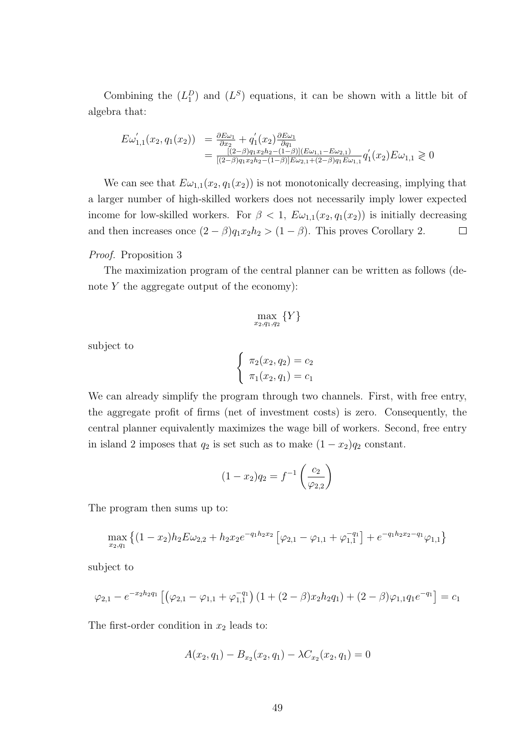Combining the $(L_1^D)$ and $(L^S)$ equations, it can be shown with a little bit of algebra that:

$$
\begin{aligned}
E\omega_{1,1}^{'}(x_2, q_1(x_2)) &= \frac{\partial E\omega_1}{\partial x_2} + q_1^{'}(x_2)\frac{\partial E\omega_1}{\partial q_1} \\
&= \frac{[(2-\beta)q_1x_2h_2-(1-\beta)](E\omega_{1,1}-E\omega_{2,1})}{[(2-\beta)q_1x_2h_2-(1-\beta)]E\omega_{2,1}+(2-\beta)q_1E\omega_{1,1}}q_1^{'}(x_2)E\omega_{1,1} \gtrless 0
\end{aligned}
$$

We can see that $E\omega_{1,1}(x_2, q_1(x_2))$ is not monotonically decreasing, implying that a larger number of high-skilled workers does not necessarily imply lower expected income for low-skilled workers. For $\beta < 1$, $E\omega_{1,1}(x_2, q_1(x_2))$ is initially decreasing and then increases once $(2-\beta)q_1x_2h_2 > (1-\beta)$. This proves Corollary 2. □

*Proof.* Proposition 3

The maximization program of the central planner can be written as follows (denote $Y$ the aggregate output of the economy):

$$
\max_{x_2, q_1, q_2} \{Y\}
$$

subject to

$$
\begin{cases}
\pi_2(x_2, q_2) = c_2 \\
\pi_1(x_2, q_1) = c_1
\end{cases}
$$

We can already simplify the program through two channels. First, with free entry, the aggregate profit of firms (net of investment costs) is zero. Consequently, the central planner equivalently maximizes the wage bill of workers. Second, free entry in island 2 imposes that $q_2$ is set such as to make $(1-x_2)q_2$ constant.

$$
(1-x_2)q_2 = f^{-1}\left(\frac{c_2}{\varphi_{2,2}}\right)
$$

The program then sums up to:

$$
\max_{x_2, q_1} \left\{(1-x_2)h_2E\omega_{2,2} + h_2x_2e^{-q_1h_2x_2}\left[\varphi_{2,1} - \varphi_{1,1} + \varphi_{1,1}^{-q_1}\right] + e^{-q_1h_2x_2-q_1}\varphi_{1,1}\right\}
$$

subject to

$$
\varphi_{2,1} - e^{-x_2h_2q_1}\left[\left(\varphi_{2,1} - \varphi_{1,1} + \varphi_{1,1}^{-q_1}\right)(1 + (2-\beta)x_2h_2q_1) + (2-\beta)\varphi_{1,1}q_1e^{-q_1}\right] = c_1
$$

The first-order condition in $x_2$ leads to:

$$
A(x_2, q_1) - B_{x_2}(x_2, q_1) - \lambda C_{x_2}(x_2, q_1) = 0
$$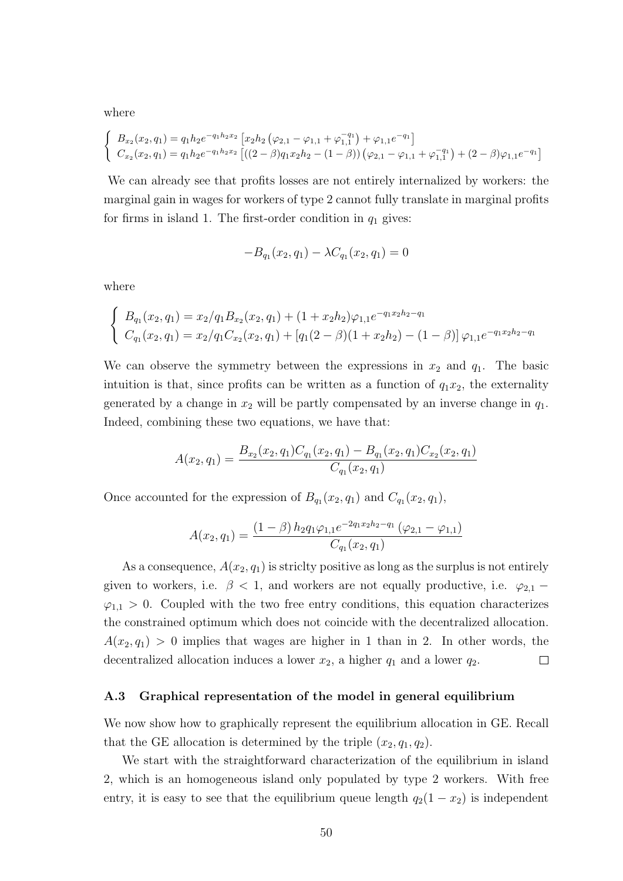where

$$
\begin{cases} B_{x_2}(x_2, q_1) = q_1 h_2 e^{-q_1 h_2 x_2} \left[ x_2 h_2 \left( \varphi_{2,1} - \varphi_{1,1} + \varphi_{1,1}^{-q_1} \right) + \varphi_{1,1} e^{-q_1} \right] \\ C_{x_2}(x_2, q_1) = q_1 h_2 e^{-q_1 h_2 x_2} \left[ \left( (2-\beta) q_1 x_2 h_2 - (1-\beta) \right) \left( \varphi_{2,1} - \varphi_{1,1} + \varphi_{1,1}^{-q_1} \right) + (2-\beta) \varphi_{1,1} e^{-q_1} \right] \end{cases}
$$

We can already see that profits losses are not entirely internalized by workers: the marginal gain in wages for workers of type 2 cannot fully translate in marginal profits for firms in island 1. The first-order condition in $q_1$ gives:

$$
-B_{q_1}(x_2, q_1) - \lambda C_{q_1}(x_2, q_1) = 0
$$

where

$$
\begin{cases} B_{q_1}(x_2, q_1) = x_2/q_1 B_{x_2}(x_2, q_1) + (1 + x_2 h_2) \varphi_{1,1} e^{-q_1 x_2 h_2 - q_1} \\ C_{q_1}(x_2, q_1) = x_2/q_1 C_{x_2}(x_2, q_1) + \left[ q_1 (2-\beta)(1 + x_2 h_2) - (1-\beta) \right] \varphi_{1,1} e^{-q_1 x_2 h_2 - q_1} \end{cases}
$$

We can observe the symmetry between the expressions in $x_2$ and $q_1$. The basic intuition is that, since profits can be written as a function of $q_1 x_2$, the externality generated by a change in $x_2$ will be partly compensated by an inverse change in $q_1$. Indeed, combining these two equations, we have that:

$$
A(x_2, q_1) = \frac{B_{x_2}(x_2, q_1) C_{q_1}(x_2, q_1) - B_{q_1}(x_2, q_1) C_{x_2}(x_2, q_1)}{C_{q_1}(x_2, q_1)}
$$

Once accounted for the expression of $B_{q_1}(x_2, q_1)$ and $C_{q_1}(x_2, q_1)$,

$$
A(x_2, q_1) = \frac{(1-\beta) h_2 q_1 \varphi_{1,1} e^{-2 q_1 x_2 h_2 - q_1} \left( \varphi_{2,1} - \varphi_{1,1} \right)}{C_{q_1}(x_2, q_1)}
$$

As a consequence, $A(x_2, q_1)$ is stricly positive as long as the surplus is not entirely given to workers, i.e. $\beta < 1$, and workers are not equally productive, i.e. $\varphi_{2,1} - \varphi_{1,1} > 0$. Coupled with the two free entry conditions, this equation characterizes the constrained optimum which does not coincide with the decentralized allocation. $A(x_2, q_1) > 0$ implies that wages are higher in 1 than in 2. In other words, the decentralized allocation induces a lower $x_2$, a higher $q_1$ and a lower $q_2$. □

### A.3 Graphical representation of the model in general equilibrium

We now show how to graphically represent the equilibrium allocation in GE. Recall that the GE allocation is determined by the triple $(x_2, q_1, q_2)$.

We start with the straightforward characterization of the equilibrium in island 2, which is an homogeneous island only populated by type 2 workers. With free entry, it is easy to see that the equilibrium queue length $q_2(1 - x_2)$ is independent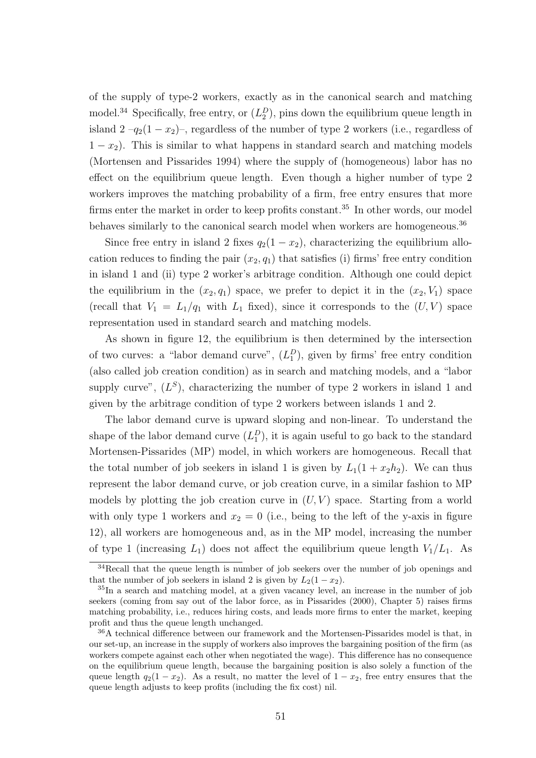of the supply of type-2 workers, exactly as in the canonical search and matching model.[34] Specifically, free entry, or $(L_2^D)$, pins down the equilibrium queue length in island 2 $-q_2(1-x_2)-$, regardless of the number of type 2 workers (i.e., regardless of $1-x_2$). This is similar to what happens in standard search and matching models (Mortensen and Pissarides 1994) where the supply of (homogeneous) labor has no effect on the equilibrium queue length. Even though a higher number of type 2 workers improves the matching probability of a firm, free entry ensures that more firms enter the market in order to keep profits constant.[35] In other words, our model behaves similarly to the canonical search model when workers are homogeneous.[36]

Since free entry in island 2 fixes $q_2(1-x_2)$, characterizing the equilibrium allocation reduces to finding the pair $(x_2, q_1)$ that satisfies (i) firms' free entry condition in island 1 and (ii) type 2 worker's arbitrage condition. Although one could depict the equilibrium in the $(x_2, q_1)$ space, we prefer to depict it in the $(x_2, V_1)$ space (recall that $V_1 = L_1/q_1$ with $L_1$ fixed), since it corresponds to the $(U, V)$ space representation used in standard search and matching models.

As shown in figure 12, the equilibrium is then determined by the intersection of two curves: a "labor demand curve", $(L_1^D)$, given by firms' free entry condition (also called job creation condition) as in search and matching models, and a "labor supply curve", $(L^S)$, characterizing the number of type 2 workers in island 1 and given by the arbitrage condition of type 2 workers between islands 1 and 2.

The labor demand curve is upward sloping and non-linear. To understand the shape of the labor demand curve $(L_1^D)$, it is again useful to go back to the standard Mortensen-Pissarides (MP) model, in which workers are homogeneous. Recall that the total number of job seekers in island 1 is given by $L_1(1 + x_2 h_2)$. We can thus represent the labor demand curve, or job creation curve, in a similar fashion to MP models by plotting the job creation curve in $(U, V)$ space. Starting from a world with only type 1 workers and $x_2 = 0$ (i.e., being to the left of the y-axis in figure 12), all workers are homogeneous and, as in the MP model, increasing the number of type 1 (increasing $L_1$) does not affect the equilibrium queue length $V_1/L_1$. As

[34] Recall that the queue length is number of job seekers over the number of job openings and that the number of job seekers in island 2 is given by $L_2(1-x_2)$.

[35] In a search and matching model, at a given vacancy level, an increase in the number of job seekers (coming from say out of the labor force, as in Pissarides (2000), Chapter 5) raises firms matching probability, i.e., reduces hiring costs, and leads more firms to enter the market, keeping profit and thus the queue length unchanged.

[36] A technical difference between our framework and the Mortensen-Pissarides model is that, in our set-up, an increase in the supply of workers also improves the bargaining position of the firm (as workers compete against each other when negotiated the wage). This difference has no consequence on the equilibrium queue length, because the bargaining position is also solely a function of the queue length $q_2(1-x_2)$. As a result, no matter the level of $1-x_2$, free entry ensures that the queue length adjusts to keep profits (including the fix cost) nil.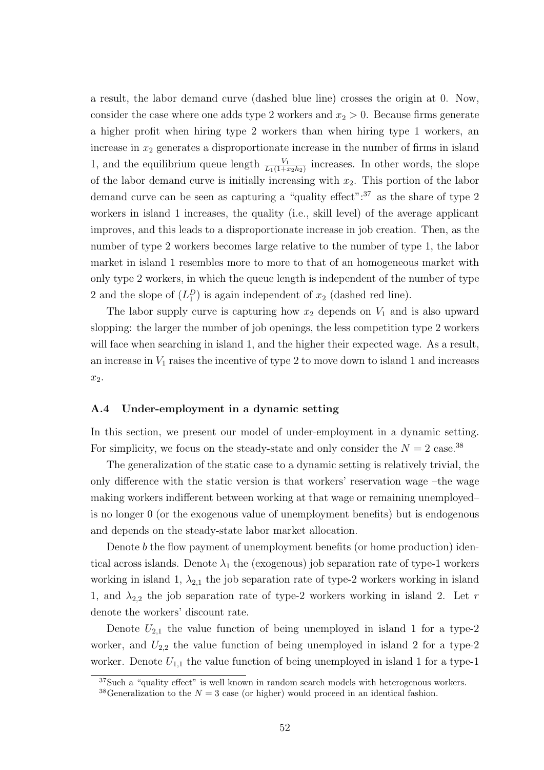a result, the labor demand curve (dashed blue line) crosses the origin at 0. Now, consider the case where one adds type 2 workers and $x_2 > 0$. Because firms generate a higher profit when hiring type 2 workers than when hiring type 1 workers, an increase in $x_2$ generates a disproportionate increase in the number of firms in island 1, and the equilibrium queue length $\frac{V_1}{L_1(1+x_2h_2)}$ increases. In other words, the slope of the labor demand curve is initially increasing with $x_2$. This portion of the labor demand curve can be seen as capturing a "quality effect":[37] as the share of type 2 workers in island 1 increases, the quality (i.e., skill level) of the average applicant improves, and this leads to a disproportionate increase in job creation. Then, as the number of type 2 workers becomes large relative to the number of type 1, the labor market in island 1 resembles more to more to that of an homogeneous market with only type 2 workers, in which the queue length is independent of the number of type 2 and the slope of $(L_1^D)$ is again independent of $x_2$ (dashed red line).

The labor supply curve is capturing how $x_2$ depends on $V_1$ and is also upward slopping: the larger the number of job openings, the less competition type 2 workers will face when searching in island 1, and the higher their expected wage. As a result, an increase in $V_1$ raises the incentive of type 2 to move down to island 1 and increases $x_2$.

### A.4 Under-employment in a dynamic setting

In this section, we present our model of under-employment in a dynamic setting. For simplicity, we focus on the steady-state and only consider the $N = 2$ case.[38]

The generalization of the static case to a dynamic setting is relatively trivial, the only difference with the static version is that workers' reservation wage –the wage making workers indifferent between working at that wage or remaining unemployed– is no longer 0 (or the exogenous value of unemployment benefits) but is endogenous and depends on the steady-state labor market allocation.

Denote $b$ the flow payment of unemployment benefits (or home production) identical across islands. Denote $\lambda_1$ the (exogenous) job separation rate of type-1 workers working in island 1, $\lambda_{2,1}$ the job separation rate of type-2 workers working in island 1, and $\lambda_{2,2}$ the job separation rate of type-2 workers working in island 2. Let $r$ denote the workers' discount rate.

Denote $U_{2,1}$ the value function of being unemployed in island 1 for a type-2 worker, and $U_{2,2}$ the value function of being unemployed in island 2 for a type-2 worker. Denote $U_{1,1}$ the value function of being unemployed in island 1 for a type-1

[37] Such a "quality effect" is well known in random search models with heterogenous workers.

[38] Generalization to the $N = 3$ case (or higher) would proceed in an identical fashion.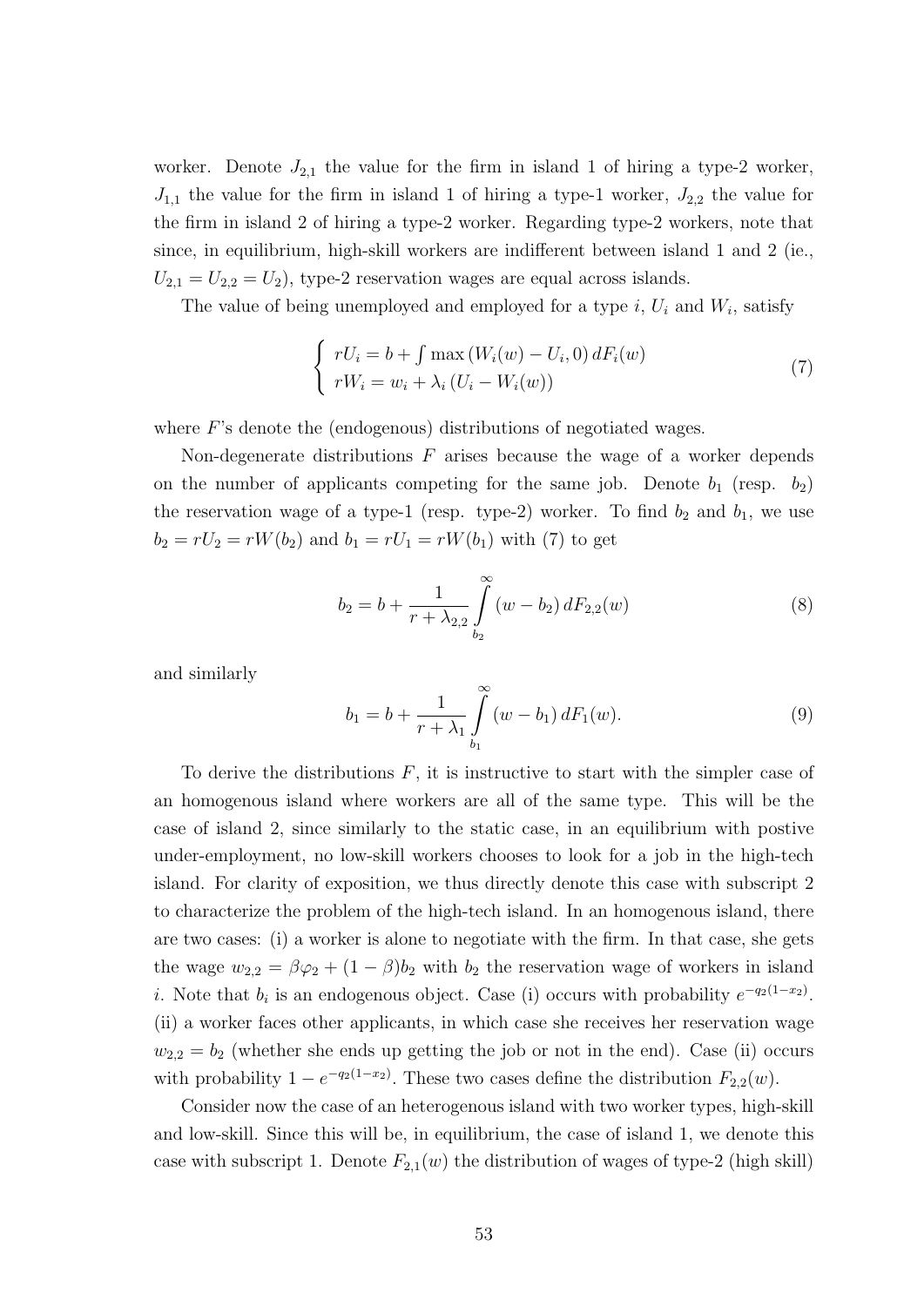worker. Denote $J_{2,1}$ the value for the firm in island 1 of hiring a type-2 worker, $J_{1,1}$ the value for the firm in island 1 of hiring a type-1 worker, $J_{2,2}$ the value for the firm in island 2 of hiring a type-2 worker. Regarding type-2 workers, note that since, in equilibrium, high-skill workers are indifferent between island 1 and 2 (ie., $U_{2,1} = U_{2,2} = U_2$), type-2 reservation wages are equal across islands.

The value of being unemployed and employed for a type $i$, $U_i$ and $W_i$, satisfy

$$\begin{cases} rU_i = b + \int \max\left(W_i(w) - U_i, 0\right) dF_i(w) \\ rW_i = w_i + \lambda_i \left(U_i - W_i(w)\right) \end{cases} \tag{7}$$

where $F$'s denote the (endogenous) distributions of negotiated wages.

Non-degenerate distributions $F$ arises because the wage of a worker depends on the number of applicants competing for the same job. Denote $b_1$ (resp. $b_2$) the reservation wage of a type-1 (resp. type-2) worker. To find $b_2$ and $b_1$, we use $b_2 = rU_2 = rW(b_2)$ and $b_1 = rU_1 = rW(b_1)$ with (7) to get

$$b_2 = b + \frac{1}{r + \lambda_{2,2}} \int_{b_2}^{\infty} (w - b_2)\, dF_{2,2}(w) \tag{8}$$

and similarly

$$b_1 = b + \frac{1}{r + \lambda_1} \int_{b_1}^{\infty} (w - b_1)\, dF_1(w). \tag{9}$$

To derive the distributions $F$, it is instructive to start with the simpler case of an homogenous island where workers are all of the same type. This will be the case of island 2, since similarly to the static case, in an equilibrium with postive under-employment, no low-skill workers chooses to look for a job in the high-tech island. For clarity of exposition, we thus directly denote this case with subscript 2 to characterize the problem of the high-tech island. In an homogenous island, there are two cases: (i) a worker is alone to negotiate with the firm. In that case, she gets the wage $w_{2,2} = \beta\varphi_2 + (1-\beta)b_2$ with $b_2$ the reservation wage of workers in island $i$. Note that $b_i$ is an endogenous object. Case (i) occurs with probability $e^{-q_2(1-x_2)}$. (ii) a worker faces other applicants, in which case she receives her reservation wage $w_{2,2} = b_2$ (whether she ends up getting the job or not in the end). Case (ii) occurs with probability $1 - e^{-q_2(1-x_2)}$. These two cases define the distribution $F_{2,2}(w)$.

Consider now the case of an heterogenous island with two worker types, high-skill and low-skill. Since this will be, in equilibrium, the case of island 1, we denote this case with subscript 1. Denote $F_{2,1}(w)$ the distribution of wages of type-2 (high skill)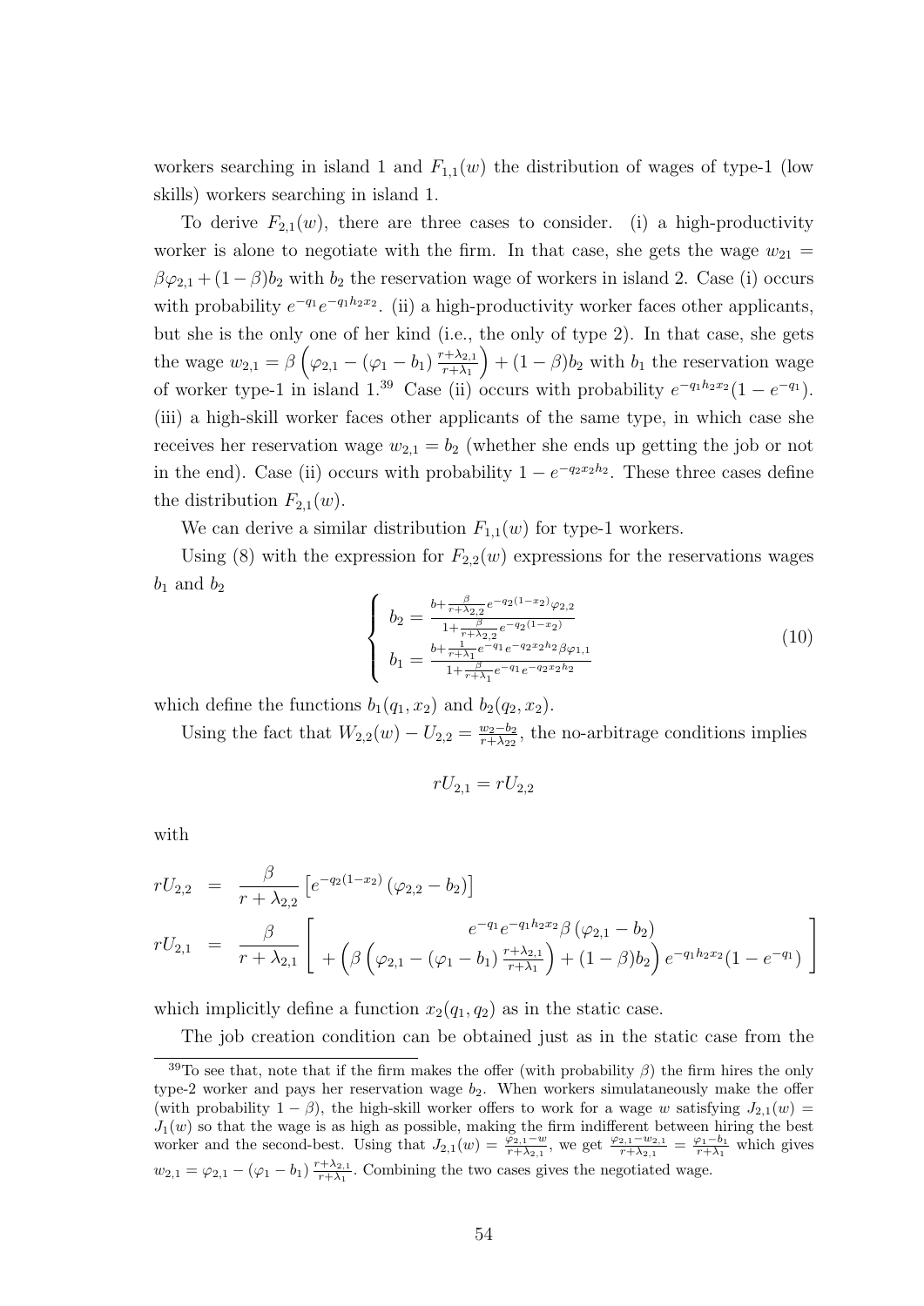workers searching in island 1 and $F_{1,1}(w)$ the distribution of wages of type-1 (low skills) workers searching in island 1.

To derive $F_{2,1}(w)$, there are three cases to consider. (i) a high-productivity worker is alone to negotiate with the firm. In that case, she gets the wage $w_{21} = \beta\varphi_{2,1} + (1-\beta)b_2$ with $b_2$ the reservation wage of workers in island 2. Case (i) occurs with probability $e^{-q_1}e^{-q_1 h_2 x_2}$. (ii) a high-productivity worker faces other applicants, but she is the only one of her kind (i.e., the only of type 2). In that case, she gets the wage $w_{2,1} = \beta\left(\varphi_{2,1} - (\varphi_1 - b_1)\frac{r+\lambda_{2,1}}{r+\lambda_1}\right) + (1-\beta)b_2$ with $b_1$ the reservation wage of worker type-1 in island 1.[39] Case (ii) occurs with probability $e^{-q_1 h_2 x_2}(1-e^{-q_1})$. (iii) a high-skill worker faces other applicants of the same type, in which case she receives her reservation wage $w_{2,1} = b_2$ (whether she ends up getting the job or not in the end). Case (ii) occurs with probability $1 - e^{-q_2 x_2 h_2}$. These three cases define the distribution $F_{2,1}(w)$.

We can derive a similar distribution $F_{1,1}(w)$ for type-1 workers.

Using (8) with the expression for $F_{2,2}(w)$ expressions for the reservations wages $b_1$ and $b_2$

$$\left\{ \begin{array}{l} b_2 = \frac{b + \frac{\beta}{r+\lambda_{2,2}} e^{-q_2(1-x_2)}\varphi_{2,2}}{1 + \frac{\beta}{r+\lambda_{2,2}} e^{-q_2(1-x_2)}} \\ b_1 = \frac{b + \frac{1}{r+\lambda_1} e^{-q_1} e^{-q_2 x_2 h_2} \beta\varphi_{1,1}}{1 + \frac{\beta}{r+\lambda_1} e^{-q_1} e^{-q_2 x_2 h_2}} \end{array} \right. \tag{10}$$

which define the functions $b_1(q_1, x_2)$ and $b_2(q_2, x_2)$.

Using the fact that $W_{2,2}(w) - U_{2,2} = \frac{w_2 - b_2}{r+\lambda_{22}}$, the no-arbitrage conditions implies

$$rU_{2,1} = rU_{2,2}$$

with

$$\begin{aligned} rU_{2,2} &= \frac{\beta}{r+\lambda_{2,2}} \left[ e^{-q_2(1-x_2)} \left(\varphi_{2,2} - b_2\right) \right] \\ rU_{2,1} &= \frac{\beta}{r+\lambda_{2,1}} \left[ \begin{array}{c} e^{-q_1} e^{-q_1 h_2 x_2} \beta \left(\varphi_{2,1} - b_2\right) \\ + \left( \beta \left( \varphi_{2,1} - (\varphi_1 - b_1) \frac{r+\lambda_{2,1}}{r+\lambda_1} \right) + (1-\beta) b_2 \right) e^{-q_1 h_2 x_2} (1 - e^{-q_1}) \end{array} \right] \end{aligned}$$

which implicitly define a function $x_2(q_1, q_2)$ as in the static case.

The job creation condition can be obtained just as in the static case from the

---

[39] To see that, note that if the firm makes the offer (with probability $\beta$) the firm hires the only type-2 worker and pays her reservation wage $b_2$. When workers simulataneously make the offer (with probability $1-\beta$), the high-skill worker offers to work for a wage $w$ satisfying $J_{2,1}(w) = J_1(w)$ so that the wage is as high as possible, making the firm indifferent between hiring the best worker and the second-best. Using that $J_{2,1}(w) = \frac{\varphi_{2,1} - w}{r+\lambda_{2,1}}$, we get $\frac{\varphi_{2,1} - w_{2,1}}{r+\lambda_{2,1}} = \frac{\varphi_1 - b_1}{r+\lambda_1}$ which gives $w_{2,1} = \varphi_{2,1} - (\varphi_1 - b_1)\frac{r+\lambda_{2,1}}{r+\lambda_1}$. Combining the two cases gives the negotiated wage.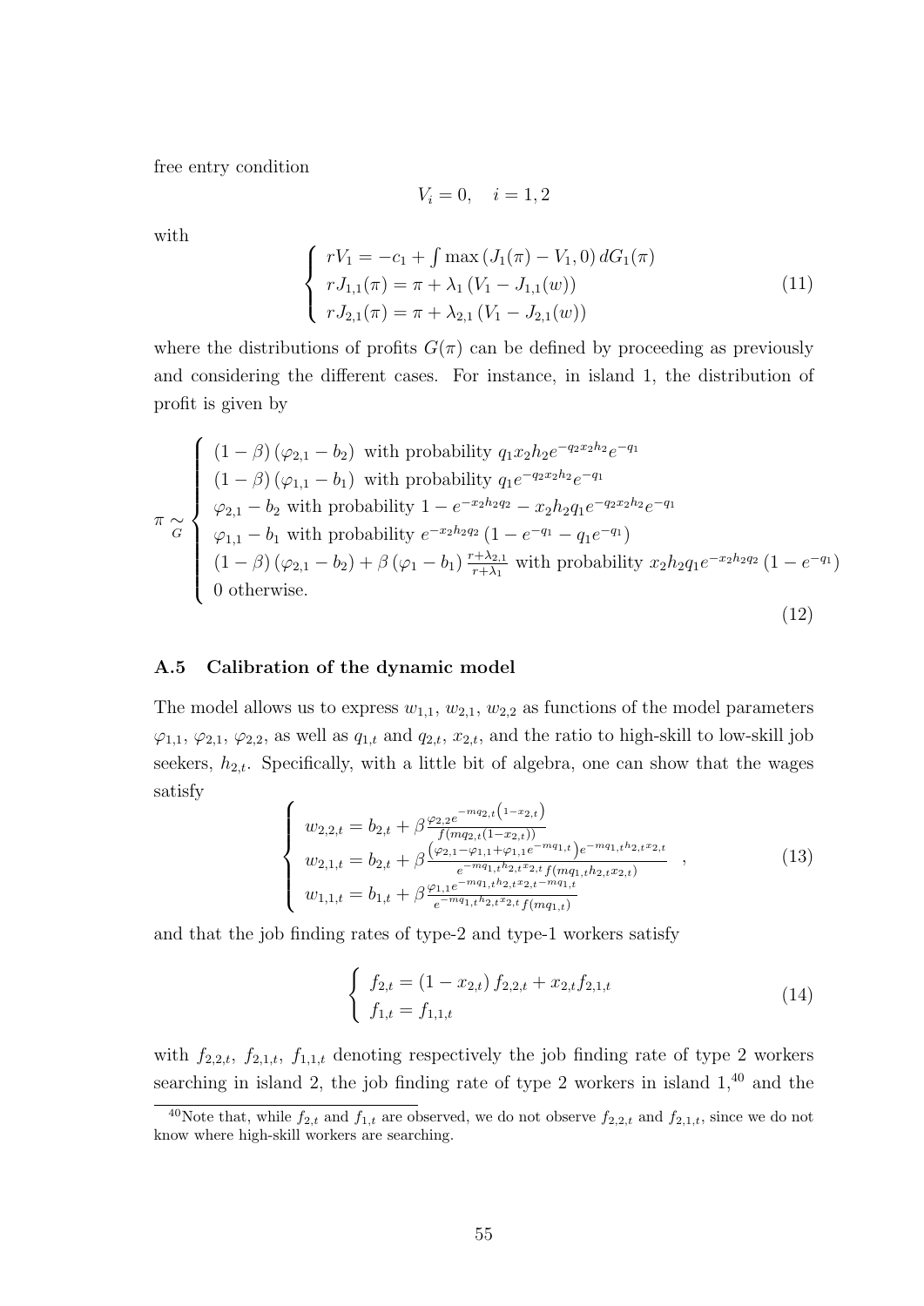free entry condition

$$V_i = 0, \quad i = 1, 2$$

with

$$\begin{cases} rV_1 = -c_1 + \int \max\left(J_1(\pi) - V_1, 0\right) dG_1(\pi) \\ rJ_{1,1}(\pi) = \pi + \lambda_1 \left(V_1 - J_{1,1}(w)\right) \\ rJ_{2,1}(\pi) = \pi + \lambda_{2,1} \left(V_1 - J_{2,1}(w)\right) \end{cases} \tag{11}$$

where the distributions of profits $G(\pi)$ can be defined by proceeding as previously and considering the different cases. For instance, in island 1, the distribution of profit is given by

$$\pi \underset{G}{\sim} \begin{cases} (1-\beta)\left(\varphi_{2,1} - b_2\right) \text{ with probability } q_1 x_2 h_2 e^{-q_2 x_2 h_2} e^{-q_1} \\ (1-\beta)\left(\varphi_{1,1} - b_1\right) \text{ with probability } q_1 e^{-q_2 x_2 h_2} e^{-q_1} \\ \varphi_{2,1} - b_2 \text{ with probability } 1 - e^{-x_2 h_2 q_2} - x_2 h_2 q_1 e^{-q_2 x_2 h_2} e^{-q_1} \\ \varphi_{1,1} - b_1 \text{ with probability } e^{-x_2 h_2 q_2}\left(1 - e^{-q_1} - q_1 e^{-q_1}\right) \\ (1-\beta)\left(\varphi_{2,1} - b_2\right) + \beta\left(\varphi_1 - b_1\right) \frac{r+\lambda_{2,1}}{r+\lambda_1} \text{ with probability } x_2 h_2 q_1 e^{-x_2 h_2 q_2}\left(1 - e^{-q_1}\right) \\ 0 \text{ otherwise.} \end{cases} \tag{12}$$

### A.5 Calibration of the dynamic model

The model allows us to express $w_{1,1}$, $w_{2,1}$, $w_{2,2}$ as functions of the model parameters $\varphi_{1,1}$, $\varphi_{2,1}$, $\varphi_{2,2}$, as well as $q_{1,t}$ and $q_{2,t}$, $x_{2,t}$, and the ratio to high-skill to low-skill job seekers, $h_{2,t}$. Specifically, with a little bit of algebra, one can show that the wages satisfy

$$\begin{cases} w_{2,2,t} = b_{2,t} + \beta \frac{\varphi_{2,2} e^{-mq_{2,t}\left(1-x_{2,t}\right)}}{f\left(mq_{2,t}(1-x_{2,t})\right)} \\ w_{2,1,t} = b_{2,t} + \beta \frac{\left(\varphi_{2,1} - \varphi_{1,1} + \varphi_{1,1} e^{-mq_{1,t}}\right) e^{-mq_{1,t} h_{2,t} x_{2,t}}}{e^{-mq_{1,t} h_{2,t} x_{2,t}} f\left(mq_{1,t} h_{2,t} x_{2,t}\right)} \\ w_{1,1,t} = b_{1,t} + \beta \frac{\varphi_{1,1} e^{-mq_{1,t} h_{2,t} x_{2,t} - mq_{1,t}}}{e^{-mq_{1,t} h_{2,t} x_{2,t}} f\left(mq_{1,t}\right)} \end{cases}, \tag{13}$$

and that the job finding rates of type-2 and type-1 workers satisfy

$$\begin{cases} f_{2,t} = \left(1 - x_{2,t}\right) f_{2,2,t} + x_{2,t} f_{2,1,t} \\ f_{1,t} = f_{1,1,t} \end{cases} \tag{14}$$

with $f_{2,2,t}$, $f_{2,1,t}$, $f_{1,1,t}$ denoting respectively the job finding rate of type 2 workers searching in island 2, the job finding rate of type 2 workers in island 1,[40] and the

[40] Note that, while $f_{2,t}$ and $f_{1,t}$ are observed, we do not observe $f_{2,2,t}$ and $f_{2,1,t}$, since we do not know where high-skill workers are searching.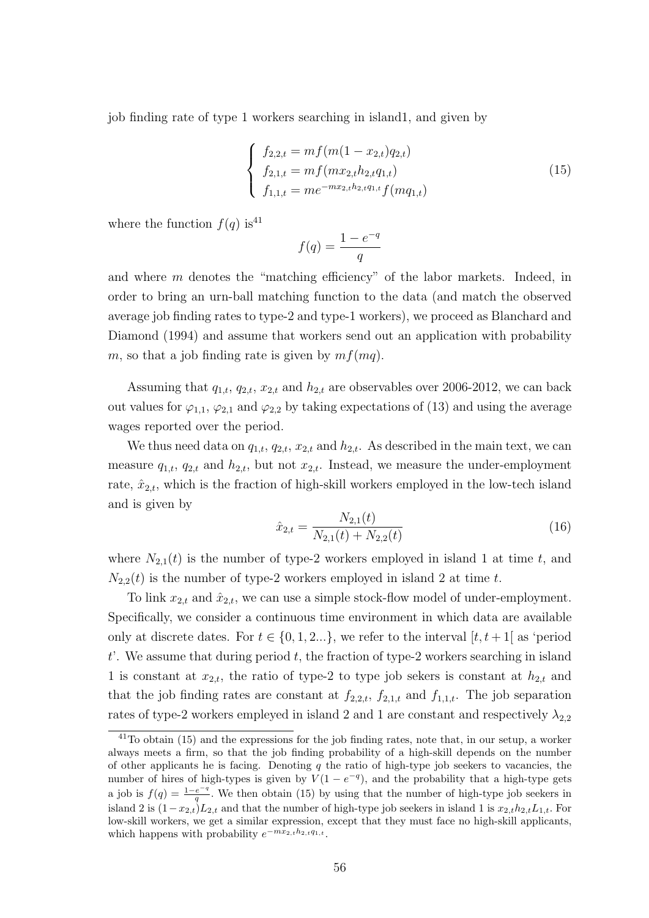job finding rate of type 1 workers searching in island1, and given by

$$\begin{cases} f_{2,2,t} = mf(m(1-x_{2,t})q_{2,t}) \\ f_{2,1,t} = mf(mx_{2,t}h_{2,t}q_{1,t}) \\ f_{1,1,t} = me^{-mx_{2,t}h_{2,t}q_{1,t}}f(mq_{1,t}) \end{cases} \tag{15}$$

where the function $f(q)$ is[41]

$$f(q) = \frac{1-e^{-q}}{q}$$

and where $m$ denotes the "matching efficiency" of the labor markets. Indeed, in order to bring an urn-ball matching function to the data (and match the observed average job finding rates to type-2 and type-1 workers), we proceed as Blanchard and Diamond (1994) and assume that workers send out an application with probability $m$, so that a job finding rate is given by $mf(mq)$.

Assuming that $q_{1,t}$, $q_{2,t}$, $x_{2,t}$ and $h_{2,t}$ are observables over 2006-2012, we can back out values for $\varphi_{1,1}$, $\varphi_{2,1}$ and $\varphi_{2,2}$ by taking expectations of (13) and using the average wages reported over the period.

We thus need data on $q_{1,t}$, $q_{2,t}$, $x_{2,t}$ and $h_{2,t}$. As described in the main text, we can measure $q_{1,t}$, $q_{2,t}$ and $h_{2,t}$, but not $x_{2,t}$. Instead, we measure the under-employment rate, $\hat{x}_{2,t}$, which is the fraction of high-skill workers employed in the low-tech island and is given by

$$\hat{x}_{2,t} = \frac{N_{2,1}(t)}{N_{2,1}(t) + N_{2,2}(t)} \tag{16}$$

where $N_{2,1}(t)$ is the number of type-2 workers employed in island 1 at time $t$, and $N_{2,2}(t)$ is the number of type-2 workers employed in island 2 at time $t$.

To link $x_{2,t}$ and $\hat{x}_{2,t}$, we can use a simple stock-flow model of under-employment. Specifically, we consider a continuous time environment in which data are available only at discrete dates. For $t \in \{0, 1, 2...\}$, we refer to the interval $[t, t+1[$ as 'period $t$'. We assume that during period $t$, the fraction of type-2 workers searching in island 1 is constant at $x_{2,t}$, the ratio of type-2 to type job sekers is constant at $h_{2,t}$ and that the job finding rates are constant at $f_{2,2,t}$, $f_{2,1,t}$ and $f_{1,1,t}$. The job separation rates of type-2 workers empleyed in island 2 and 1 are constant and respectively $\lambda_{2,2}$

[41] To obtain (15) and the expressions for the job finding rates, note that, in our setup, a worker always meets a firm, so that the job finding probability of a high-skill depends on the number of other applicants he is facing. Denoting $q$ the ratio of high-type job seekers to vacancies, the number of hires of high-types is given by $V(1-e^{-q})$, and the probability that a high-type gets a job is $f(q) = \frac{1-e^{-q}}{q}$. We then obtain (15) by using that the number of high-type job seekers in island 2 is $(1-x_{2,t})L_{2,t}$ and that the number of high-type job seekers in island 1 is $x_{2,t}h_{2,t}L_{1,t}$. For low-skill workers, we get a similar expression, except that they must face no high-skill applicants, which happens with probability $e^{-mx_{2,t}h_{2,t}q_{1,t}}$.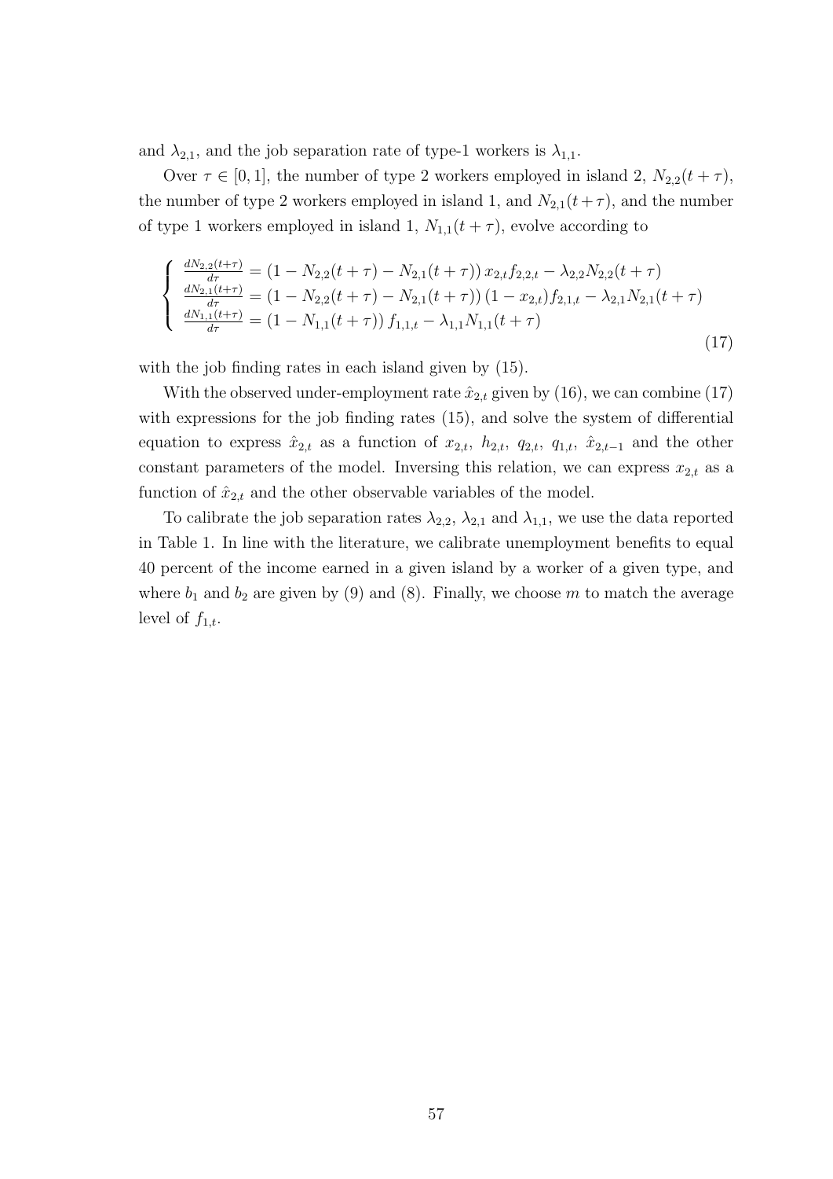and $\lambda_{2,1}$, and the job separation rate of type-1 workers is $\lambda_{1,1}$.

Over $\tau \in [0,1]$, the number of type 2 workers employed in island 2, $N_{2,2}(t+\tau)$, the number of type 2 workers employed in island 1, and $N_{2,1}(t+\tau)$, and the number of type 1 workers employed in island 1, $N_{1,1}(t+\tau)$, evolve according to

$$
\left\{
\begin{array}{l}
\frac{dN_{2,2}(t+\tau)}{d\tau} = \left(1 - N_{2,2}(t+\tau) - N_{2,1}(t+\tau)\right) x_{2,t} f_{2,2,t} - \lambda_{2,2} N_{2,2}(t+\tau) \\
\frac{dN_{2,1}(t+\tau)}{d\tau} = \left(1 - N_{2,2}(t+\tau) - N_{2,1}(t+\tau)\right) (1 - x_{2,t}) f_{2,1,t} - \lambda_{2,1} N_{2,1}(t+\tau) \\
\frac{dN_{1,1}(t+\tau)}{d\tau} = \left(1 - N_{1,1}(t+\tau)\right) f_{1,1,t} - \lambda_{1,1} N_{1,1}(t+\tau)
\end{array}
\right.
\tag{17}
$$

with the job finding rates in each island given by (15).

With the observed under-employment rate $\hat{x}_{2,t}$ given by (16), we can combine (17) with expressions for the job finding rates (15), and solve the system of differential equation to express $\hat{x}_{2,t}$ as a function of $x_{2,t}$, $h_{2,t}$, $q_{2,t}$, $q_{1,t}$, $\hat{x}_{2,t-1}$ and the other constant parameters of the model. Inversing this relation, we can express $x_{2,t}$ as a function of $\hat{x}_{2,t}$ and the other observable variables of the model.

To calibrate the job separation rates $\lambda_{2,2}$, $\lambda_{2,1}$ and $\lambda_{1,1}$, we use the data reported in Table 1. In line with the literature, we calibrate unemployment benefits to equal 40 percent of the income earned in a given island by a worker of a given type, and where $b_1$ and $b_2$ are given by (9) and (8). Finally, we choose $m$ to match the average level of $f_{1,t}$.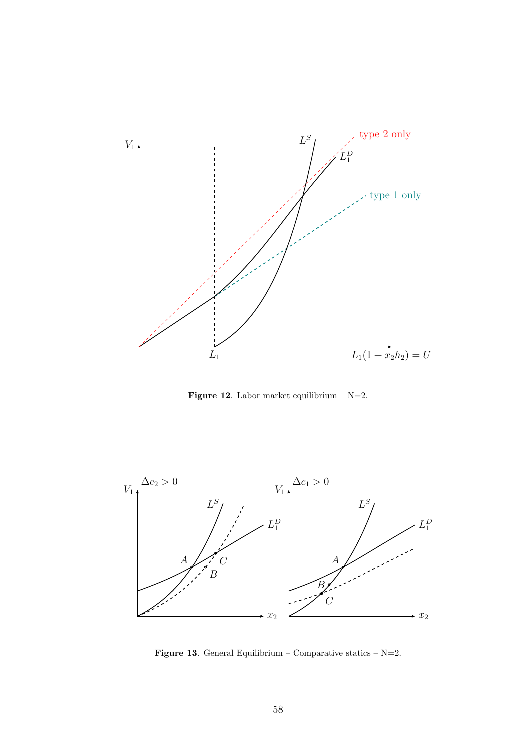$V_1$

$L^S$

type 2 only

$L_1^D$

type 1 only

$L_1$

$L_1(1 + x_2 h_2) = U$

**Figure 12**. Labor market equilibrium – N=2.

$\Delta c_2 > 0$

$V_1$

$L^S$

$L_1^D$

$A$

$C$

$B$

$x_2$

$\Delta c_1 > 0$

$V_1$

$L^S$

$L_1^D$

$A$

$B$

$C$

$x_2$

**Figure 13**. General Equilibrium – Comparative statics – N=2.